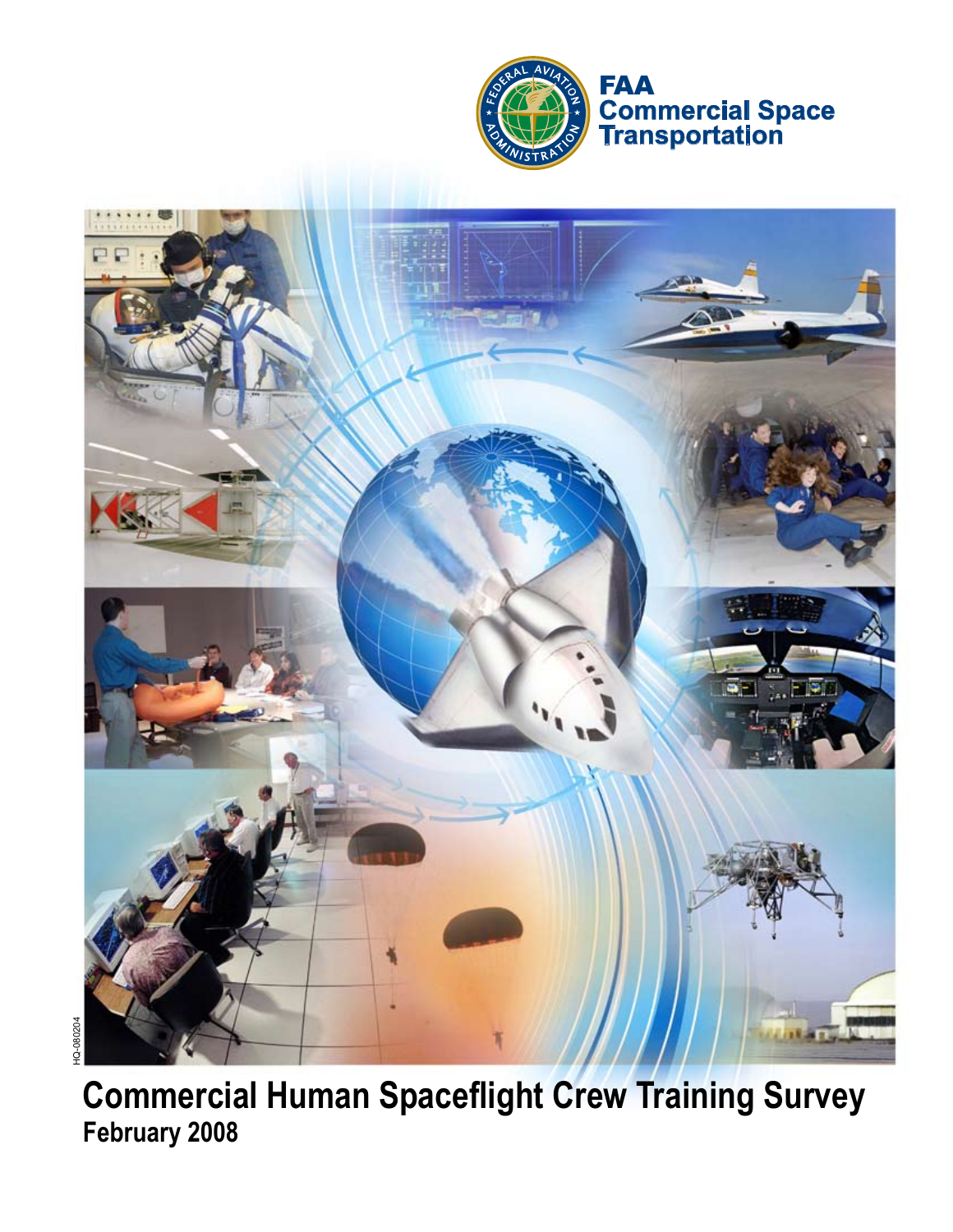FAA
Commercial Space
Transportation

# Commercial Human Spaceflight Crew Training Survey

**February 2008**

HQ-080204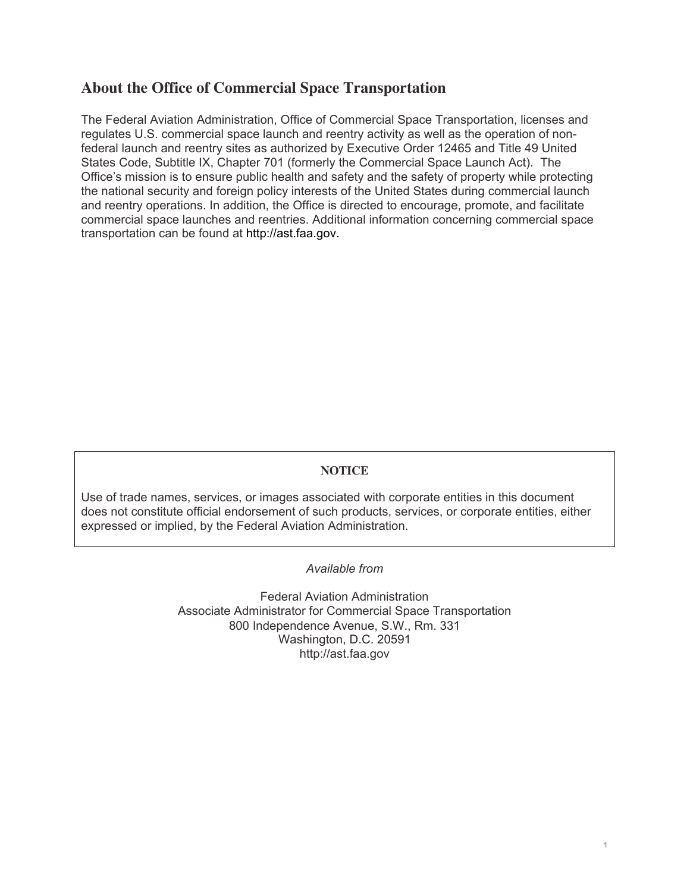## About the Office of Commercial Space Transportation

The Federal Aviation Administration, Office of Commercial Space Transportation, licenses and regulates U.S. commercial space launch and reentry activity as well as the operation of non-federal launch and reentry sites as authorized by Executive Order 12465 and Title 49 United States Code, Subtitle IX, Chapter 701 (formerly the Commercial Space Launch Act). The Office's mission is to ensure public health and safety and the safety of property while protecting the national security and foreign policy interests of the United States during commercial launch and reentry operations. In addition, the Office is directed to encourage, promote, and facilitate commercial space launches and reentries. Additional information concerning commercial space transportation can be found at http://ast.faa.gov.

**NOTICE**

Use of trade names, services, or images associated with corporate entities in this document does not constitute official endorsement of such products, services, or corporate entities, either expressed or implied, by the Federal Aviation Administration.

*Available from*

Federal Aviation Administration
Associate Administrator for Commercial Space Transportation
800 Independence Avenue, S.W., Rm. 331
Washington, D.C. 20591
http://ast.faa.gov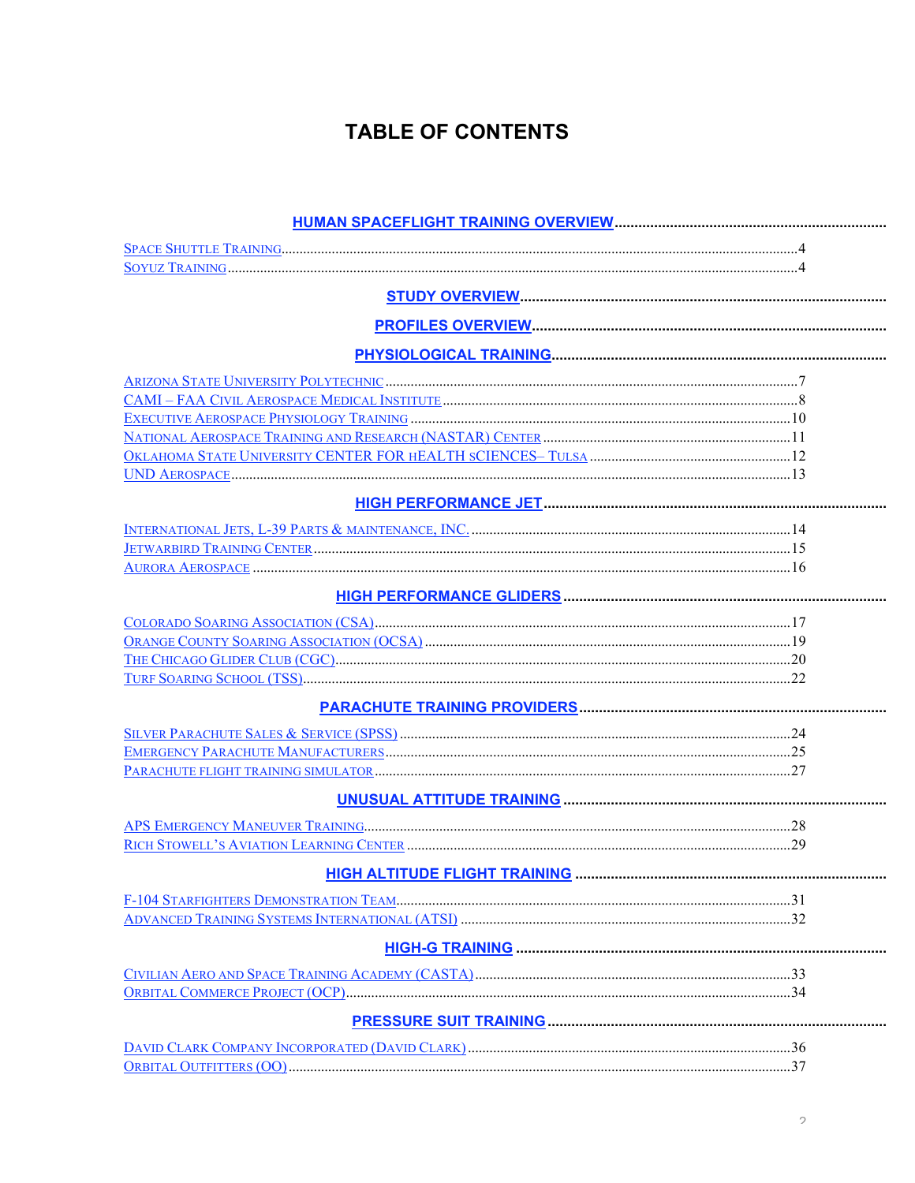# TABLE OF CONTENTS

**HUMAN SPACEFLIGHT TRAINING OVERVIEW**

- Space Shuttle Training .......... 4
- Soyuz Training .......... 4

**STUDY OVERVIEW**

**PROFILES OVERVIEW**

**PHYSIOLOGICAL TRAINING**

- Arizona State University Polytechnic .......... 7
- CAMI – FAA Civil Aerospace Medical Institute .......... 8
- Executive Aerospace Physiology Training .......... 10
- National Aerospace Training and Research (NASTAR) Center .......... 11
- Oklahoma State University CENTER FOR hEALTH sCIENCES– Tulsa .......... 12
- UND Aerospace .......... 13

**HIGH PERFORMANCE JET**

- International Jets, L-39 Parts & maintenance, INC. .......... 14
- Jetwarbird Training Center .......... 15
- Aurora Aerospace .......... 16

**HIGH PERFORMANCE GLIDERS**

- Colorado Soaring Association (CSA) .......... 17
- Orange County Soaring Association (OCSA) .......... 19
- The Chicago Glider Club (CGC) .......... 20
- Turf Soaring School (TSS) .......... 22

**PARACHUTE TRAINING PROVIDERS**

- Silver Parachute Sales & Service (SPSS) .......... 24
- Emergency Parachute Manufacturers .......... 25
- Parachute flight training simulator .......... 27

**UNUSUAL ATTITUDE TRAINING**

- APS Emergency Maneuver Training .......... 28
- Rich Stowell's Aviation Learning Center .......... 29

**HIGH ALTITUDE FLIGHT TRAINING**

- F-104 Starfighters Demonstration Team .......... 31
- Advanced Training Systems International (ATSI) .......... 32

**HIGH-G TRAINING**

- Civilian Aero and Space Training Academy (CASTA) .......... 33
- Orbital Commerce Project (OCP) .......... 34

**PRESSURE SUIT TRAINING**

- David Clark Company Incorporated (David Clark) .......... 36
- Orbital Outfitters (OO) .......... 37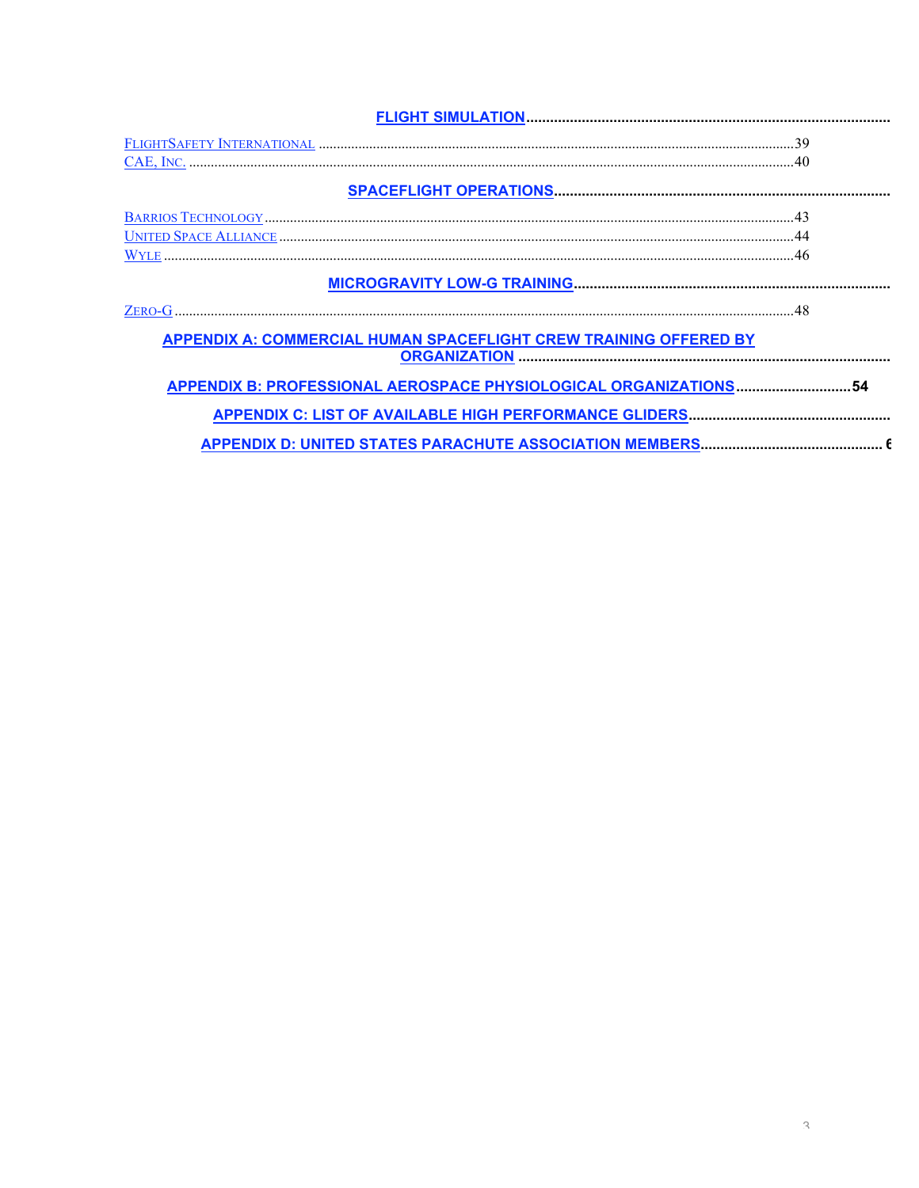**FLIGHT SIMULATION** ....................................................................................

FLIGHTSAFETY INTERNATIONAL ........................................................................................................39
CAE, INC. ................................................................................................................................................40

**SPACEFLIGHT OPERATIONS** ....................................................................................

BARRIOS TECHNOLOGY ..............................................................................................................43
UNITED SPACE ALLIANCE ..........................................................................................................44
WYLE ..........................................................................................................................................46

**MICROGRAVITY LOW-G TRAINING** ....................................................................................

ZERO-G .......................................................................................................................................48

**APPENDIX A: COMMERCIAL HUMAN SPACEFLIGHT CREW TRAINING OFFERED BY ORGANIZATION** ....................................................................................

**APPENDIX B: PROFESSIONAL AEROSPACE PHYSIOLOGICAL ORGANIZATIONS** ..............................54

**APPENDIX C: LIST OF AVAILABLE HIGH PERFORMANCE GLIDERS** ....................................................

**APPENDIX D: UNITED STATES PARACHUTE ASSOCIATION MEMBERS** ............................................ 6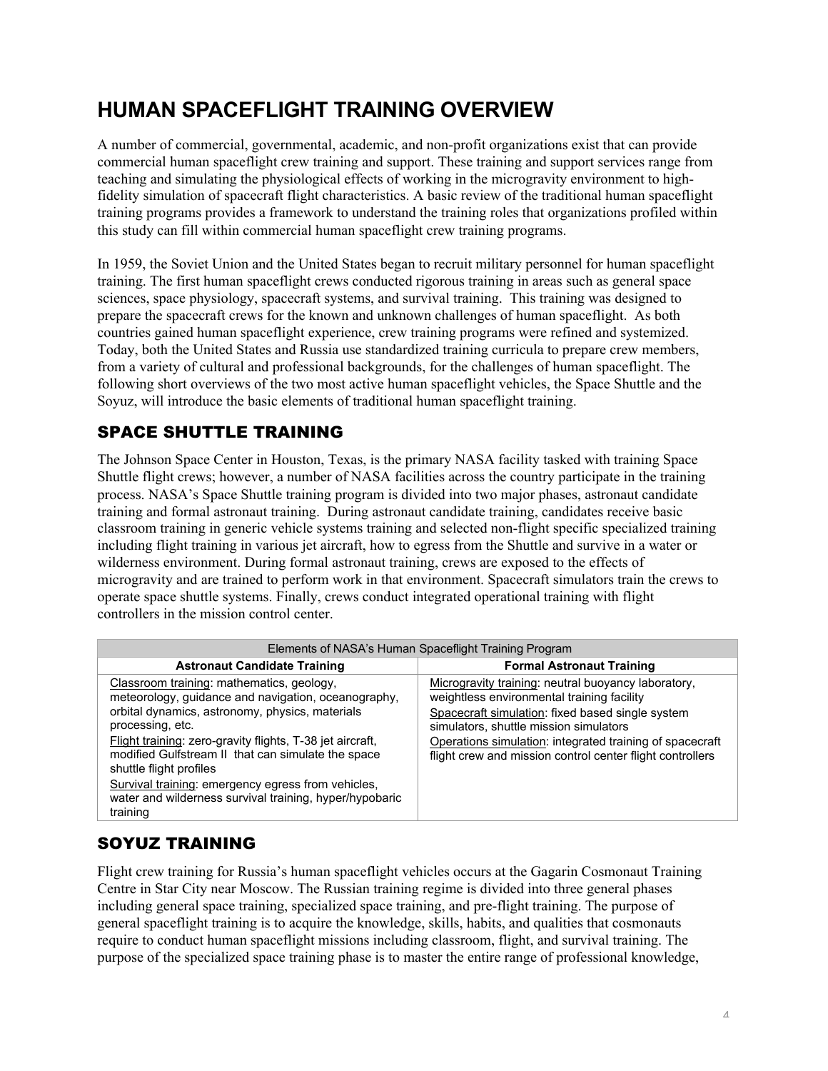# HUMAN SPACEFLIGHT TRAINING OVERVIEW

A number of commercial, governmental, academic, and non-profit organizations exist that can provide commercial human spaceflight crew training and support. These training and support services range from teaching and simulating the physiological effects of working in the microgravity environment to high-fidelity simulation of spacecraft flight characteristics. A basic review of the traditional human spaceflight training programs provides a framework to understand the training roles that organizations profiled within this study can fill within commercial human spaceflight crew training programs.

In 1959, the Soviet Union and the United States began to recruit military personnel for human spaceflight training. The first human spaceflight crews conducted rigorous training in areas such as general space sciences, space physiology, spacecraft systems, and survival training. This training was designed to prepare the spacecraft crews for the known and unknown challenges of human spaceflight. As both countries gained human spaceflight experience, crew training programs were refined and systemized. Today, both the United States and Russia use standardized training curricula to prepare crew members, from a variety of cultural and professional backgrounds, for the challenges of human spaceflight. The following short overviews of the two most active human spaceflight vehicles, the Space Shuttle and the Soyuz, will introduce the basic elements of traditional human spaceflight training.

## SPACE SHUTTLE TRAINING

The Johnson Space Center in Houston, Texas, is the primary NASA facility tasked with training Space Shuttle flight crews; however, a number of NASA facilities across the country participate in the training process. NASA's Space Shuttle training program is divided into two major phases, astronaut candidate training and formal astronaut training. During astronaut candidate training, candidates receive basic classroom training in generic vehicle systems training and selected non-flight specific specialized training including flight training in various jet aircraft, how to egress from the Shuttle and survive in a water or wilderness environment. During formal astronaut training, crews are exposed to the effects of microgravity and are trained to perform work in that environment. Spacecraft simulators train the crews to operate space shuttle systems. Finally, crews conduct integrated operational training with flight controllers in the mission control center.

| Elements of NASA's Human Spaceflight Training Program | |
|---|---|
| **Astronaut Candidate Training** | **Formal Astronaut Training** |
| Classroom training: mathematics, geology, meteorology, guidance and navigation, oceanography, orbital dynamics, astronomy, physics, materials processing, etc.<br>Flight training: zero-gravity flights, T-38 jet aircraft, modified Gulfstream II that can simulate the space shuttle flight profiles<br>Survival training: emergency egress from vehicles, water and wilderness survival training, hyper/hypobaric training | Microgravity training: neutral buoyancy laboratory, weightless environmental training facility<br>Spacecraft simulation: fixed based single system simulators, shuttle mission simulators<br>Operations simulation: integrated training of spacecraft flight crew and mission control center flight controllers |

## SOYUZ TRAINING

Flight crew training for Russia's human spaceflight vehicles occurs at the Gagarin Cosmonaut Training Centre in Star City near Moscow. The Russian training regime is divided into three general phases including general space training, specialized space training, and pre-flight training. The purpose of general spaceflight training is to acquire the knowledge, skills, habits, and qualities that cosmonauts require to conduct human spaceflight missions including classroom, flight, and survival training. The purpose of the specialized space training phase is to master the entire range of professional knowledge,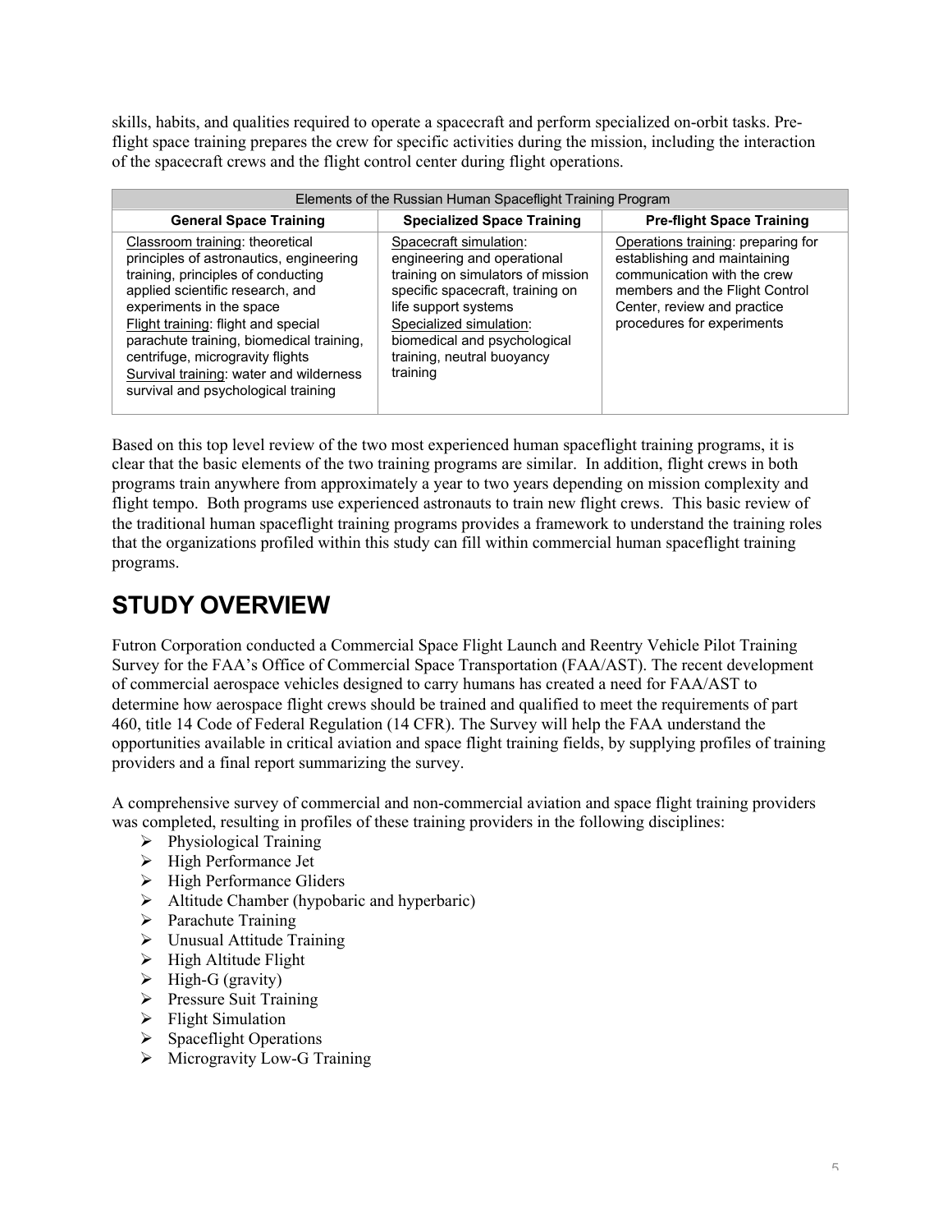skills, habits, and qualities required to operate a spacecraft and perform specialized on-orbit tasks. Pre-flight space training prepares the crew for specific activities during the mission, including the interaction of the spacecraft crews and the flight control center during flight operations.

| Elements of the Russian Human Spaceflight Training Program | | |
|---|---|---|
| **General Space Training** | **Specialized Space Training** | **Pre-flight Space Training** |
| Classroom training: theoretical principles of astronautics, engineering training, principles of conducting applied scientific research, and experiments in the space<br>Flight training: flight and special parachute training, biomedical training, centrifuge, microgravity flights<br>Survival training: water and wilderness survival and psychological training | Spacecraft simulation: engineering and operational training on simulators of mission specific spacecraft, training on life support systems<br>Specialized simulation: biomedical and psychological training, neutral buoyancy training | Operations training: preparing for establishing and maintaining communication with the crew members and the Flight Control Center, review and practice procedures for experiments |

Based on this top level review of the two most experienced human spaceflight training programs, it is clear that the basic elements of the two training programs are similar. In addition, flight crews in both programs train anywhere from approximately a year to two years depending on mission complexity and flight tempo. Both programs use experienced astronauts to train new flight crews. This basic review of the traditional human spaceflight training programs provides a framework to understand the training roles that the organizations profiled within this study can fill within commercial human spaceflight training programs.

# STUDY OVERVIEW

Futron Corporation conducted a Commercial Space Flight Launch and Reentry Vehicle Pilot Training Survey for the FAA's Office of Commercial Space Transportation (FAA/AST). The recent development of commercial aerospace vehicles designed to carry humans has created a need for FAA/AST to determine how aerospace flight crews should be trained and qualified to meet the requirements of part 460, title 14 Code of Federal Regulation (14 CFR). The Survey will help the FAA understand the opportunities available in critical aviation and space flight training fields, by supplying profiles of training providers and a final report summarizing the survey.

A comprehensive survey of commercial and non-commercial aviation and space flight training providers was completed, resulting in profiles of these training providers in the following disciplines:

- Physiological Training
- High Performance Jet
- High Performance Gliders
- Altitude Chamber (hypobaric and hyperbaric)
- Parachute Training
- Unusual Attitude Training
- High Altitude Flight
- High-G (gravity)
- Pressure Suit Training
- Flight Simulation
- Spaceflight Operations
- Microgravity Low-G Training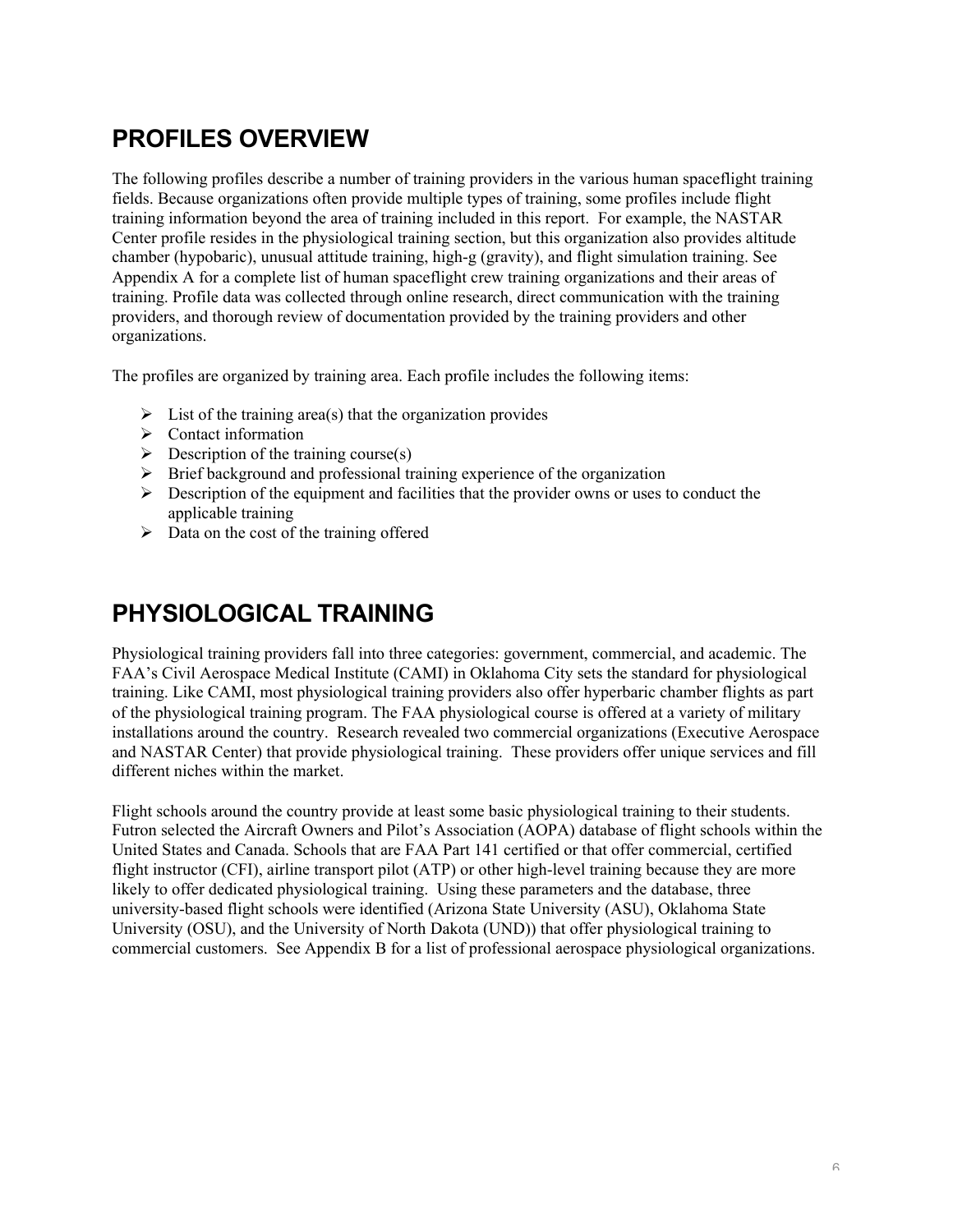## PROFILES OVERVIEW

The following profiles describe a number of training providers in the various human spaceflight training fields. Because organizations often provide multiple types of training, some profiles include flight training information beyond the area of training included in this report. For example, the NASTAR Center profile resides in the physiological training section, but this organization also provides altitude chamber (hypobaric), unusual attitude training, high-g (gravity), and flight simulation training. See Appendix A for a complete list of human spaceflight crew training organizations and their areas of training. Profile data was collected through online research, direct communication with the training providers, and thorough review of documentation provided by the training providers and other organizations.

The profiles are organized by training area. Each profile includes the following items:

- List of the training area(s) that the organization provides
- Contact information
- Description of the training course(s)
- Brief background and professional training experience of the organization
- Description of the equipment and facilities that the provider owns or uses to conduct the applicable training
- Data on the cost of the training offered

## PHYSIOLOGICAL TRAINING

Physiological training providers fall into three categories: government, commercial, and academic. The FAA's Civil Aerospace Medical Institute (CAMI) in Oklahoma City sets the standard for physiological training. Like CAMI, most physiological training providers also offer hyperbaric chamber flights as part of the physiological training program. The FAA physiological course is offered at a variety of military installations around the country. Research revealed two commercial organizations (Executive Aerospace and NASTAR Center) that provide physiological training. These providers offer unique services and fill different niches within the market.

Flight schools around the country provide at least some basic physiological training to their students. Futron selected the Aircraft Owners and Pilot's Association (AOPA) database of flight schools within the United States and Canada. Schools that are FAA Part 141 certified or that offer commercial, certified flight instructor (CFI), airline transport pilot (ATP) or other high-level training because they are more likely to offer dedicated physiological training. Using these parameters and the database, three university-based flight schools were identified (Arizona State University (ASU), Oklahoma State University (OSU), and the University of North Dakota (UND)) that offer physiological training to commercial customers. See Appendix B for a list of professional aerospace physiological organizations.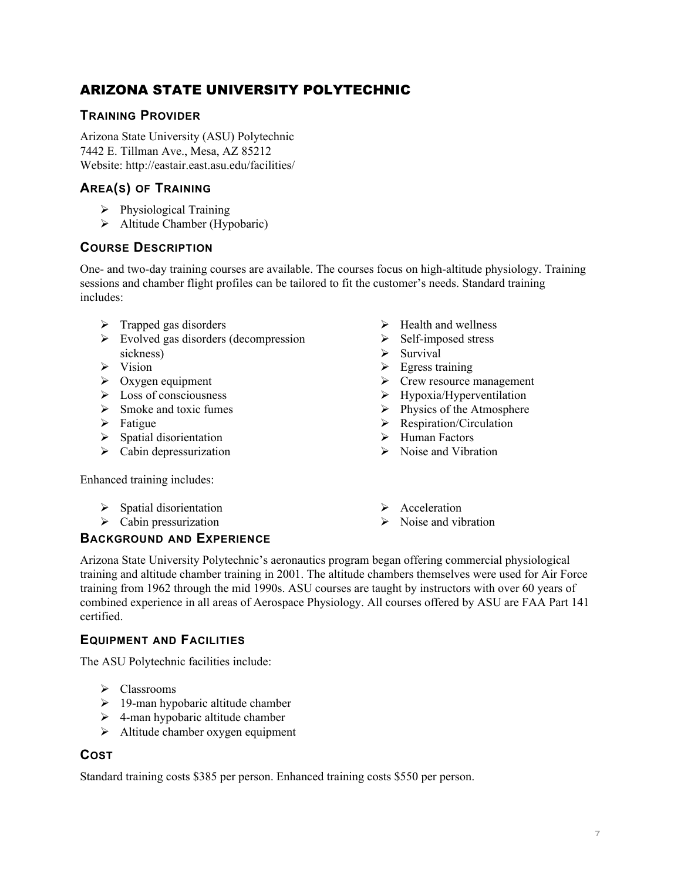# ARIZONA STATE UNIVERSITY POLYTECHNIC

## Training Provider

Arizona State University (ASU) Polytechnic
7442 E. Tillman Ave., Mesa, AZ 85212
Website: http://eastair.east.asu.edu/facilities/

## Area(s) of Training

- Physiological Training
- Altitude Chamber (Hypobaric)

## Course Description

One- and two-day training courses are available. The courses focus on high-altitude physiology. Training sessions and chamber flight profiles can be tailored to fit the customer's needs. Standard training includes:

- Trapped gas disorders
- Evolved gas disorders (decompression sickness)
- Vision
- Oxygen equipment
- Loss of consciousness
- Smoke and toxic fumes
- Fatigue
- Spatial disorientation
- Cabin depressurization
- Health and wellness
- Self-imposed stress
- Survival
- Egress training
- Crew resource management
- Hypoxia/Hyperventilation
- Physics of the Atmosphere
- Respiration/Circulation
- Human Factors
- Noise and Vibration

Enhanced training includes:

- Spatial disorientation
- Cabin pressurization
- Acceleration
- Noise and vibration

## Background and Experience

Arizona State University Polytechnic's aeronautics program began offering commercial physiological training and altitude chamber training in 2001. The altitude chambers themselves were used for Air Force training from 1962 through the mid 1990s. ASU courses are taught by instructors with over 60 years of combined experience in all areas of Aerospace Physiology. All courses offered by ASU are FAA Part 141 certified.

## Equipment and Facilities

The ASU Polytechnic facilities include:

- Classrooms
- 19-man hypobaric altitude chamber
- 4-man hypobaric altitude chamber
- Altitude chamber oxygen equipment

## Cost

Standard training costs $385 per person. Enhanced training costs $550 per person.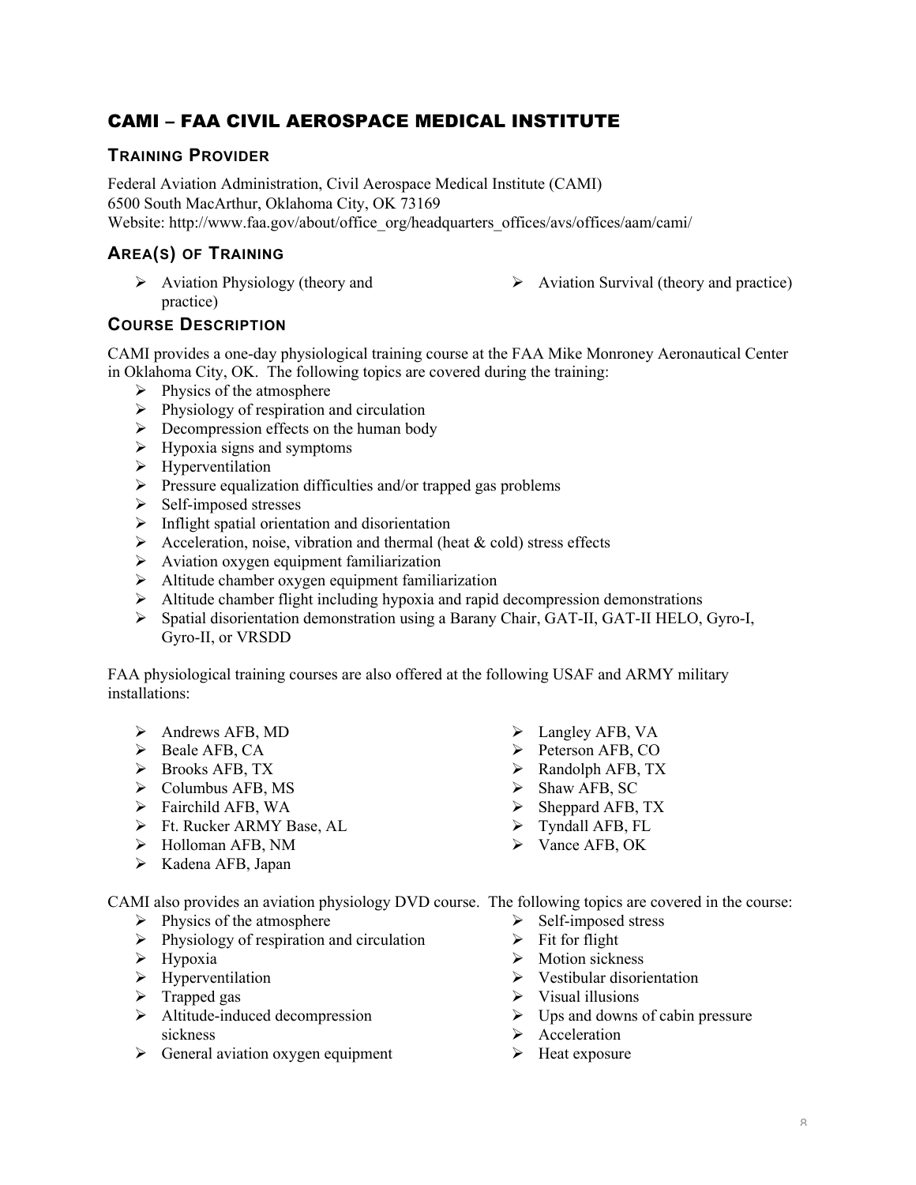## CAMI – FAA CIVIL AEROSPACE MEDICAL INSTITUTE

### Training Provider

Federal Aviation Administration, Civil Aerospace Medical Institute (CAMI)
6500 South MacArthur, Oklahoma City, OK 73169
Website: http://www.faa.gov/about/office_org/headquarters_offices/avs/offices/aam/cami/

### Area(s) of Training

- Aviation Physiology (theory and practice)
- Aviation Survival (theory and practice)

### Course Description

CAMI provides a one-day physiological training course at the FAA Mike Monroney Aeronautical Center in Oklahoma City, OK. The following topics are covered during the training:

- Physics of the atmosphere
- Physiology of respiration and circulation
- Decompression effects on the human body
- Hypoxia signs and symptoms
- Hyperventilation
- Pressure equalization difficulties and/or trapped gas problems
- Self-imposed stresses
- Inflight spatial orientation and disorientation
- Acceleration, noise, vibration and thermal (heat & cold) stress effects
- Aviation oxygen equipment familiarization
- Altitude chamber oxygen equipment familiarization
- Altitude chamber flight including hypoxia and rapid decompression demonstrations
- Spatial disorientation demonstration using a Barany Chair, GAT-II, GAT-II HELO, Gyro-I, Gyro-II, or VRSDD

FAA physiological training courses are also offered at the following USAF and ARMY military installations:

- Andrews AFB, MD
- Beale AFB, CA
- Brooks AFB, TX
- Columbus AFB, MS
- Fairchild AFB, WA
- Ft. Rucker ARMY Base, AL
- Holloman AFB, NM
- Kadena AFB, Japan
- Langley AFB, VA
- Peterson AFB, CO
- Randolph AFB, TX
- Shaw AFB, SC
- Sheppard AFB, TX
- Tyndall AFB, FL
- Vance AFB, OK

CAMI also provides an aviation physiology DVD course. The following topics are covered in the course:

- Physics of the atmosphere
- Physiology of respiration and circulation
- Hypoxia
- Hyperventilation
- Trapped gas
- Altitude-induced decompression sickness
- General aviation oxygen equipment
- Self-imposed stress
- Fit for flight
- Motion sickness
- Vestibular disorientation
- Visual illusions
- Ups and downs of cabin pressure
- Acceleration
- Heat exposure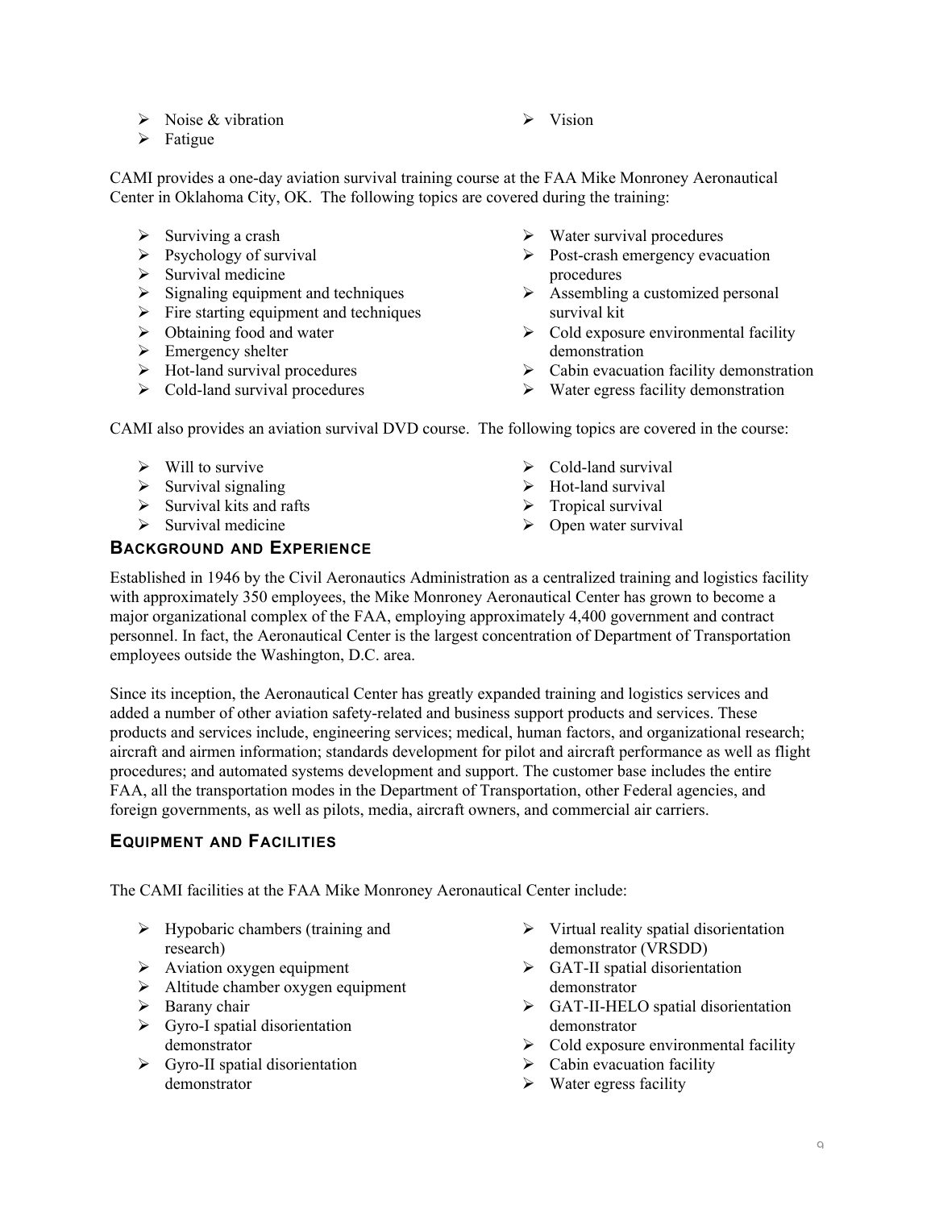- Noise & vibration
- Fatigue
- Vision

CAMI provides a one-day aviation survival training course at the FAA Mike Monroney Aeronautical Center in Oklahoma City, OK. The following topics are covered during the training:

- Surviving a crash
- Psychology of survival
- Survival medicine
- Signaling equipment and techniques
- Fire starting equipment and techniques
- Obtaining food and water
- Emergency shelter
- Hot-land survival procedures
- Cold-land survival procedures
- Water survival procedures
- Post-crash emergency evacuation procedures
- Assembling a customized personal survival kit
- Cold exposure environmental facility demonstration
- Cabin evacuation facility demonstration
- Water egress facility demonstration

CAMI also provides an aviation survival DVD course. The following topics are covered in the course:

- Will to survive
- Survival signaling
- Survival kits and rafts
- Survival medicine
- Cold-land survival
- Hot-land survival
- Tropical survival
- Open water survival

### Background and Experience

Established in 1946 by the Civil Aeronautics Administration as a centralized training and logistics facility with approximately 350 employees, the Mike Monroney Aeronautical Center has grown to become a major organizational complex of the FAA, employing approximately 4,400 government and contract personnel. In fact, the Aeronautical Center is the largest concentration of Department of Transportation employees outside the Washington, D.C. area.

Since its inception, the Aeronautical Center has greatly expanded training and logistics services and added a number of other aviation safety-related and business support products and services. These products and services include, engineering services; medical, human factors, and organizational research; aircraft and airmen information; standards development for pilot and aircraft performance as well as flight procedures; and automated systems development and support. The customer base includes the entire FAA, all the transportation modes in the Department of Transportation, other Federal agencies, and foreign governments, as well as pilots, media, aircraft owners, and commercial air carriers.

### Equipment and Facilities

The CAMI facilities at the FAA Mike Monroney Aeronautical Center include:

- Hypobaric chambers (training and research)
- Aviation oxygen equipment
- Altitude chamber oxygen equipment
- Barany chair
- Gyro-I spatial disorientation demonstrator
- Gyro-II spatial disorientation demonstrator
- Virtual reality spatial disorientation demonstrator (VRSDD)
- GAT-II spatial disorientation demonstrator
- GAT-II-HELO spatial disorientation demonstrator
- Cold exposure environmental facility
- Cabin evacuation facility
- Water egress facility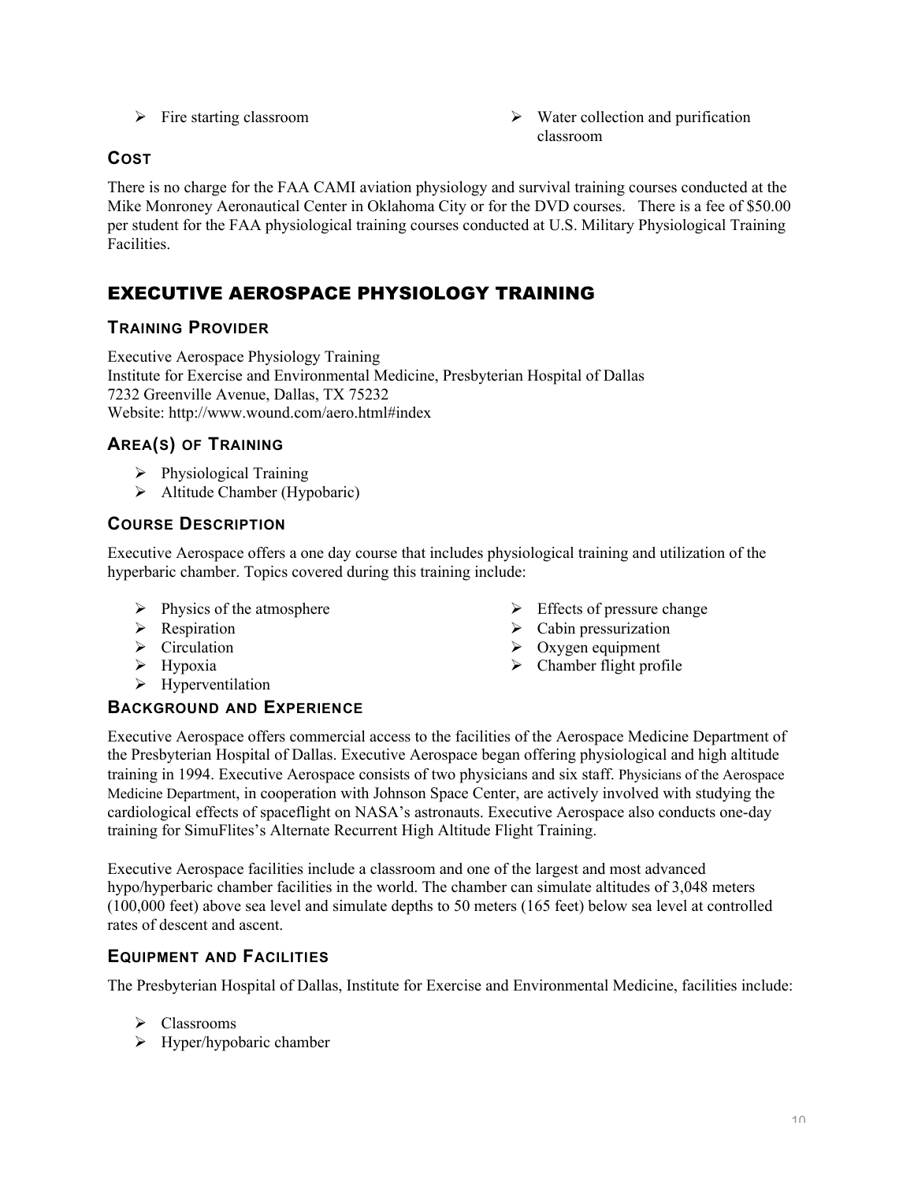- Fire starting classroom
- Water collection and purification classroom

### COST

There is no charge for the FAA CAMI aviation physiology and survival training courses conducted at the Mike Monroney Aeronautical Center in Oklahoma City or for the DVD courses. There is a fee of $50.00 per student for the FAA physiological training courses conducted at U.S. Military Physiological Training Facilities.

## EXECUTIVE AEROSPACE PHYSIOLOGY TRAINING

### TRAINING PROVIDER

Executive Aerospace Physiology Training
Institute for Exercise and Environmental Medicine, Presbyterian Hospital of Dallas
7232 Greenville Avenue, Dallas, TX 75232
Website: http://www.wound.com/aero.html#index

### AREA(S) OF TRAINING

- Physiological Training
- Altitude Chamber (Hypobaric)

### COURSE DESCRIPTION

Executive Aerospace offers a one day course that includes physiological training and utilization of the hyperbaric chamber. Topics covered during this training include:

- Physics of the atmosphere
- Respiration
- Circulation
- Hypoxia
- Hyperventilation
- Effects of pressure change
- Cabin pressurization
- Oxygen equipment
- Chamber flight profile

### BACKGROUND AND EXPERIENCE

Executive Aerospace offers commercial access to the facilities of the Aerospace Medicine Department of the Presbyterian Hospital of Dallas. Executive Aerospace began offering physiological and high altitude training in 1994. Executive Aerospace consists of two physicians and six staff. Physicians of the Aerospace Medicine Department, in cooperation with Johnson Space Center, are actively involved with studying the cardiological effects of spaceflight on NASA's astronauts. Executive Aerospace also conducts one-day training for SimuFlites's Alternate Recurrent High Altitude Flight Training.

Executive Aerospace facilities include a classroom and one of the largest and most advanced hypo/hyperbaric chamber facilities in the world. The chamber can simulate altitudes of 3,048 meters (100,000 feet) above sea level and simulate depths to 50 meters (165 feet) below sea level at controlled rates of descent and ascent.

### EQUIPMENT AND FACILITIES

The Presbyterian Hospital of Dallas, Institute for Exercise and Environmental Medicine, facilities include:

- Classrooms
- Hyper/hypobaric chamber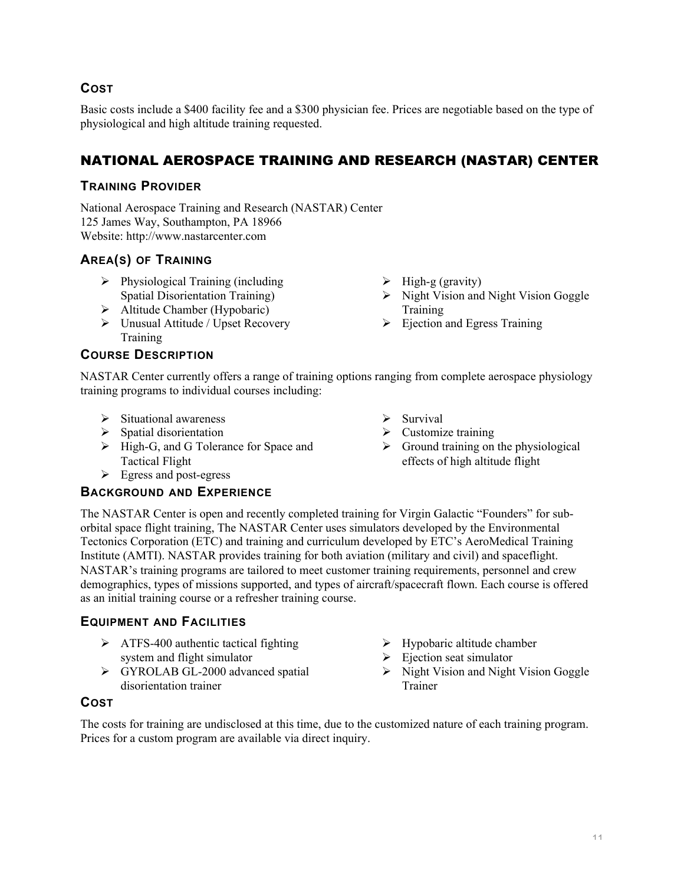### Cost

Basic costs include a $400 facility fee and a $300 physician fee. Prices are negotiable based on the type of physiological and high altitude training requested.

## NATIONAL AEROSPACE TRAINING AND RESEARCH (NASTAR) CENTER

### Training Provider

National Aerospace Training and Research (NASTAR) Center
125 James Way, Southampton, PA 18966
Website: http://www.nastarcenter.com

### Area(s) of Training

- Physiological Training (including Spatial Disorientation Training)
- Altitude Chamber (Hypobaric)
- Unusual Attitude / Upset Recovery Training
- High-g (gravity)
- Night Vision and Night Vision Goggle Training
- Ejection and Egress Training

### Course Description

NASTAR Center currently offers a range of training options ranging from complete aerospace physiology training programs to individual courses including:

- Situational awareness
- Spatial disorientation
- High-G, and G Tolerance for Space and Tactical Flight
- Egress and post-egress
- Survival
- Customize training
- Ground training on the physiological effects of high altitude flight

### Background and Experience

The NASTAR Center is open and recently completed training for Virgin Galactic "Founders" for sub-orbital space flight training, The NASTAR Center uses simulators developed by the Environmental Tectonics Corporation (ETC) and training and curriculum developed by ETC's AeroMedical Training Institute (AMTI). NASTAR provides training for both aviation (military and civil) and spaceflight. NASTAR's training programs are tailored to meet customer training requirements, personnel and crew demographics, types of missions supported, and types of aircraft/spacecraft flown. Each course is offered as an initial training course or a refresher training course.

### Equipment and Facilities

- ATFS-400 authentic tactical fighting system and flight simulator
- GYROLAB GL-2000 advanced spatial disorientation trainer
- Hypobaric altitude chamber
- Ejection seat simulator
- Night Vision and Night Vision Goggle Trainer

### Cost

The costs for training are undisclosed at this time, due to the customized nature of each training program. Prices for a custom program are available via direct inquiry.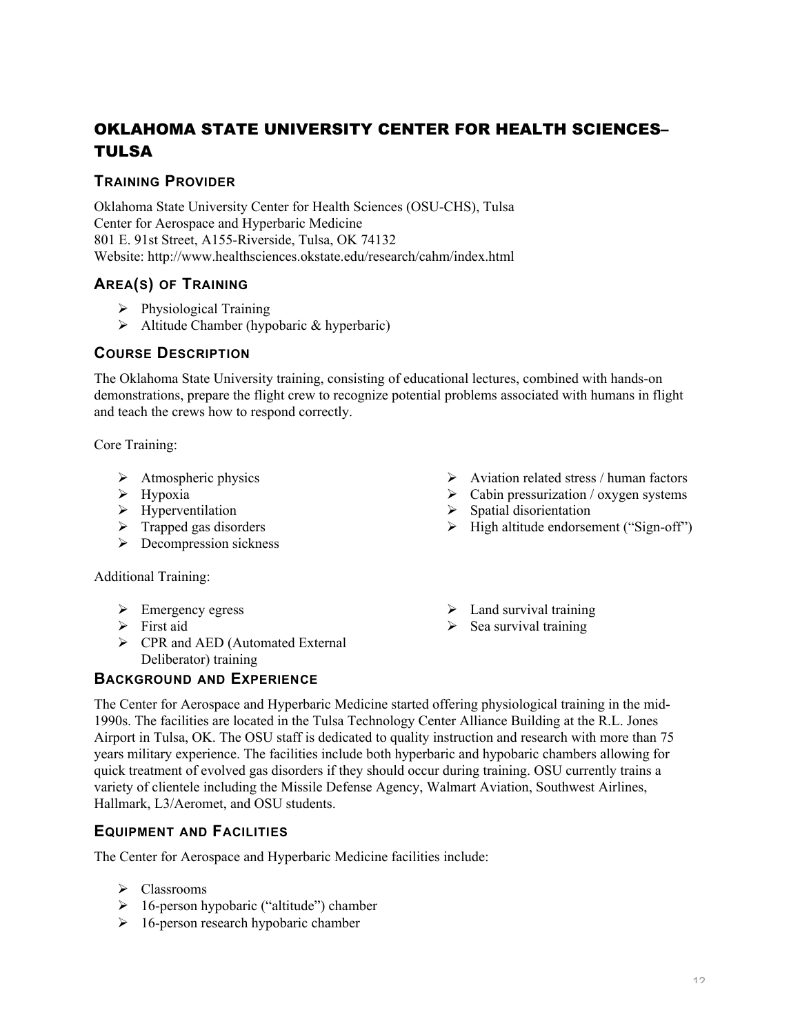## OKLAHOMA STATE UNIVERSITY CENTER FOR HEALTH SCIENCES–TULSA

### Training Provider

Oklahoma State University Center for Health Sciences (OSU-CHS), Tulsa
Center for Aerospace and Hyperbaric Medicine
801 E. 91st Street, A155-Riverside, Tulsa, OK 74132
Website: http://www.healthsciences.okstate.edu/research/cahm/index.html

### Area(s) of Training

- Physiological Training
- Altitude Chamber (hypobaric & hyperbaric)

### Course Description

The Oklahoma State University training, consisting of educational lectures, combined with hands-on demonstrations, prepare the flight crew to recognize potential problems associated with humans in flight and teach the crews how to respond correctly.

Core Training:

- Atmospheric physics
- Hypoxia
- Hyperventilation
- Trapped gas disorders
- Decompression sickness
- Aviation related stress / human factors
- Cabin pressurization / oxygen systems
- Spatial disorientation
- High altitude endorsement ("Sign-off")

Additional Training:

- Emergency egress
- First aid
- CPR and AED (Automated External Deliberator) training
- Land survival training
- Sea survival training

### Background and Experience

The Center for Aerospace and Hyperbaric Medicine started offering physiological training in the mid-1990s. The facilities are located in the Tulsa Technology Center Alliance Building at the R.L. Jones Airport in Tulsa, OK. The OSU staff is dedicated to quality instruction and research with more than 75 years military experience. The facilities include both hyperbaric and hypobaric chambers allowing for quick treatment of evolved gas disorders if they should occur during training. OSU currently trains a variety of clientele including the Missile Defense Agency, Walmart Aviation, Southwest Airlines, Hallmark, L3/Aeromet, and OSU students.

### Equipment and Facilities

The Center for Aerospace and Hyperbaric Medicine facilities include:

- Classrooms
- 16-person hypobaric ("altitude") chamber
- 16-person research hypobaric chamber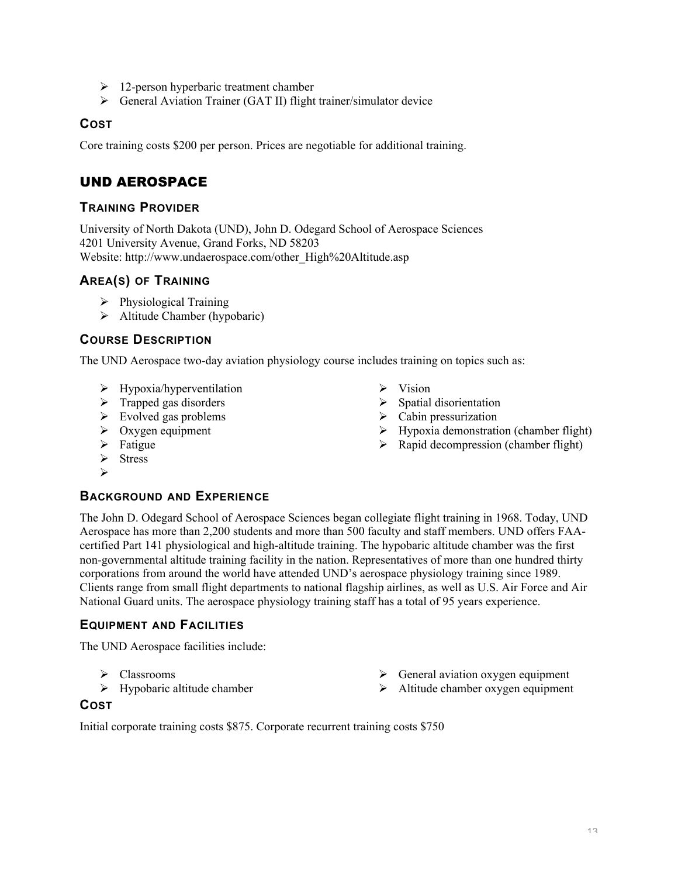- 12-person hyperbaric treatment chamber
- General Aviation Trainer (GAT II) flight trainer/simulator device

### COST

Core training costs $200 per person. Prices are negotiable for additional training.

## UND AEROSPACE

### TRAINING PROVIDER

University of North Dakota (UND), John D. Odegard School of Aerospace Sciences
4201 University Avenue, Grand Forks, ND 58203
Website: http://www.undaerospace.com/other_High%20Altitude.asp

### AREA(S) OF TRAINING

- Physiological Training
- Altitude Chamber (hypobaric)

### COURSE DESCRIPTION

The UND Aerospace two-day aviation physiology course includes training on topics such as:

- Hypoxia/hyperventilation
- Trapped gas disorders
- Evolved gas problems
- Oxygen equipment
- Fatigue
- Stress
- Vision
- Spatial disorientation
- Cabin pressurization
- Hypoxia demonstration (chamber flight)
- Rapid decompression (chamber flight)

### BACKGROUND AND EXPERIENCE

The John D. Odegard School of Aerospace Sciences began collegiate flight training in 1968. Today, UND Aerospace has more than 2,200 students and more than 500 faculty and staff members. UND offers FAA-certified Part 141 physiological and high-altitude training. The hypobaric altitude chamber was the first non-governmental altitude training facility in the nation. Representatives of more than one hundred thirty corporations from around the world have attended UND's aerospace physiology training since 1989. Clients range from small flight departments to national flagship airlines, as well as U.S. Air Force and Air National Guard units. The aerospace physiology training staff has a total of 95 years experience.

### EQUIPMENT AND FACILITIES

The UND Aerospace facilities include:

- Classrooms
- Hypobaric altitude chamber
- General aviation oxygen equipment
- Altitude chamber oxygen equipment

### COST

Initial corporate training costs $875. Corporate recurrent training costs $750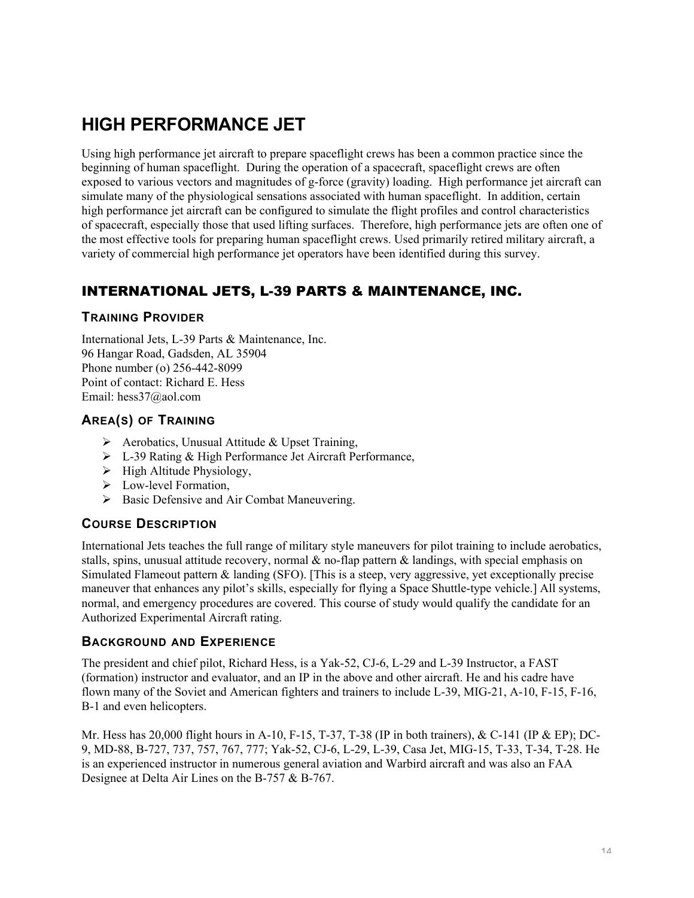# HIGH PERFORMANCE JET

Using high performance jet aircraft to prepare spaceflight crews has been a common practice since the beginning of human spaceflight. During the operation of a spacecraft, spaceflight crews are often exposed to various vectors and magnitudes of g-force (gravity) loading. High performance jet aircraft can simulate many of the physiological sensations associated with human spaceflight. In addition, certain high performance jet aircraft can be configured to simulate the flight profiles and control characteristics of spacecraft, especially those that used lifting surfaces. Therefore, high performance jets are often one of the most effective tools for preparing human spaceflight crews. Used primarily retired military aircraft, a variety of commercial high performance jet operators have been identified during this survey.

## INTERNATIONAL JETS, L-39 PARTS & MAINTENANCE, INC.

### TRAINING PROVIDER

International Jets, L-39 Parts & Maintenance, Inc.
96 Hangar Road, Gadsden, AL 35904
Phone number (o) 256-442-8099
Point of contact: Richard E. Hess
Email: hess37@aol.com

### AREA(S) OF TRAINING

- Aerobatics, Unusual Attitude & Upset Training,
- L-39 Rating & High Performance Jet Aircraft Performance,
- High Altitude Physiology,
- Low-level Formation,
- Basic Defensive and Air Combat Maneuvering.

### COURSE DESCRIPTION

International Jets teaches the full range of military style maneuvers for pilot training to include aerobatics, stalls, spins, unusual attitude recovery, normal & no-flap pattern & landings, with special emphasis on Simulated Flameout pattern & landing (SFO). [This is a steep, very aggressive, yet exceptionally precise maneuver that enhances any pilot's skills, especially for flying a Space Shuttle-type vehicle.] All systems, normal, and emergency procedures are covered. This course of study would qualify the candidate for an Authorized Experimental Aircraft rating.

### BACKGROUND AND EXPERIENCE

The president and chief pilot, Richard Hess, is a Yak-52, CJ-6, L-29 and L-39 Instructor, a FAST (formation) instructor and evaluator, and an IP in the above and other aircraft. He and his cadre have flown many of the Soviet and American fighters and trainers to include L-39, MIG-21, A-10, F-15, F-16, B-1 and even helicopters.

Mr. Hess has 20,000 flight hours in A-10, F-15, T-37, T-38 (IP in both trainers), & C-141 (IP & EP); DC-9, MD-88, B-727, 737, 757, 767, 777; Yak-52, CJ-6, L-29, L-39, Casa Jet, MIG-15, T-33, T-34, T-28. He is an experienced instructor in numerous general aviation and Warbird aircraft and was also an FAA Designee at Delta Air Lines on the B-757 & B-767.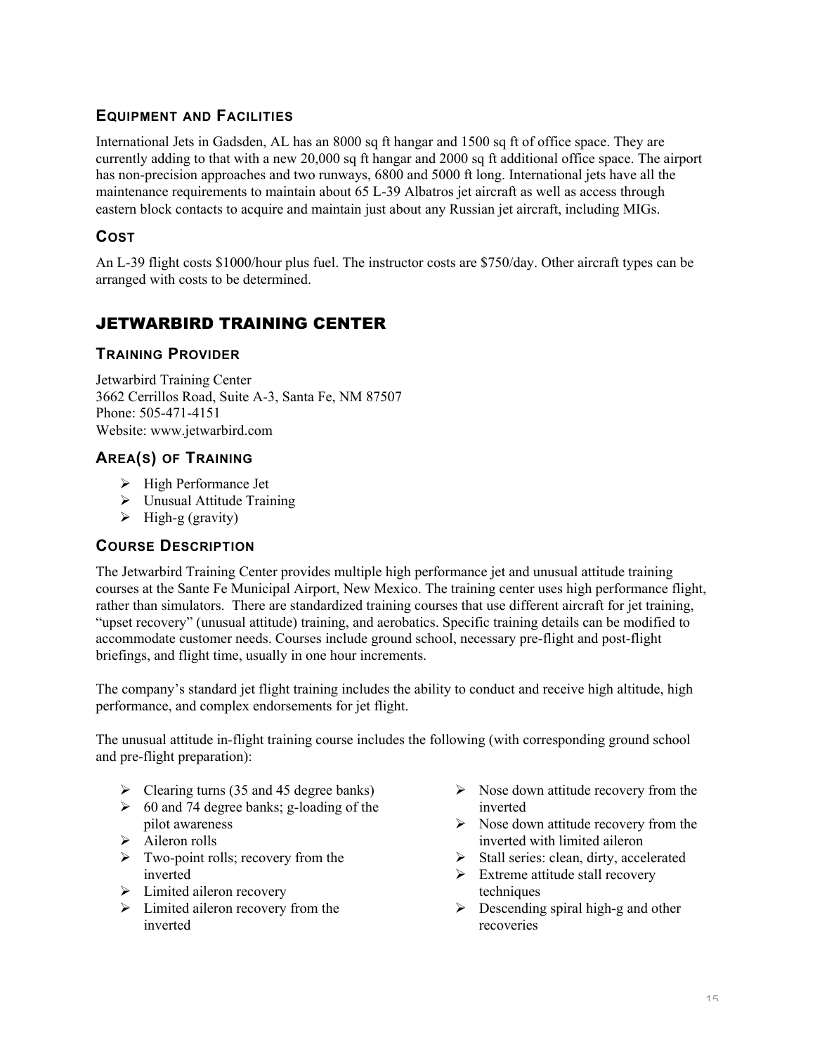### Equipment and Facilities

International Jets in Gadsden, AL has an 8000 sq ft hangar and 1500 sq ft of office space. They are currently adding to that with a new 20,000 sq ft hangar and 2000 sq ft additional office space. The airport has non-precision approaches and two runways, 6800 and 5000 ft long. International jets have all the maintenance requirements to maintain about 65 L-39 Albatros jet aircraft as well as access through eastern block contacts to acquire and maintain just about any Russian jet aircraft, including MIGs.

### Cost

An L-39 flight costs $1000/hour plus fuel. The instructor costs are $750/day. Other aircraft types can be arranged with costs to be determined.

## JETWARBIRD TRAINING CENTER

### Training Provider

Jetwarbird Training Center
3662 Cerrillos Road, Suite A-3, Santa Fe, NM 87507
Phone: 505-471-4151
Website: www.jetwarbird.com

### Area(s) of Training

- High Performance Jet
- Unusual Attitude Training
- High-g (gravity)

### Course Description

The Jetwarbird Training Center provides multiple high performance jet and unusual attitude training courses at the Sante Fe Municipal Airport, New Mexico. The training center uses high performance flight, rather than simulators. There are standardized training courses that use different aircraft for jet training, "upset recovery" (unusual attitude) training, and aerobatics. Specific training details can be modified to accommodate customer needs. Courses include ground school, necessary pre-flight and post-flight briefings, and flight time, usually in one hour increments.

The company's standard jet flight training includes the ability to conduct and receive high altitude, high performance, and complex endorsements for jet flight.

The unusual attitude in-flight training course includes the following (with corresponding ground school and pre-flight preparation):

- Clearing turns (35 and 45 degree banks)
- 60 and 74 degree banks; g-loading of the pilot awareness
- Aileron rolls
- Two-point rolls; recovery from the inverted
- Limited aileron recovery
- Limited aileron recovery from the inverted
- Nose down attitude recovery from the inverted
- Nose down attitude recovery from the inverted with limited aileron
- Stall series: clean, dirty, accelerated
- Extreme attitude stall recovery techniques
- Descending spiral high-g and other recoveries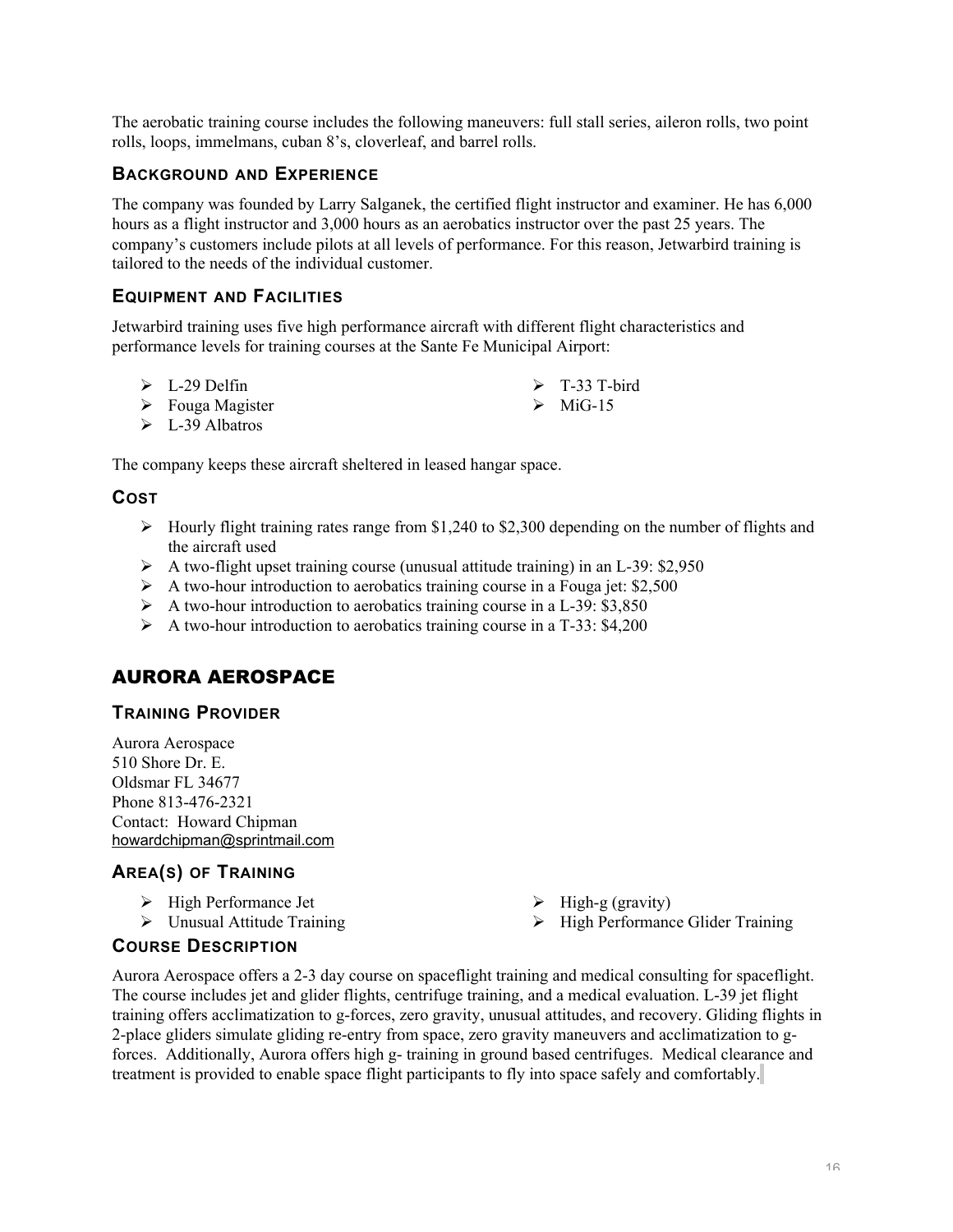The aerobatic training course includes the following maneuvers: full stall series, aileron rolls, two point rolls, loops, immelmans, cuban 8's, cloverleaf, and barrel rolls.

### Background and Experience

The company was founded by Larry Salganek, the certified flight instructor and examiner. He has 6,000 hours as a flight instructor and 3,000 hours as an aerobatics instructor over the past 25 years. The company's customers include pilots at all levels of performance. For this reason, Jetwarbird training is tailored to the needs of the individual customer.

### Equipment and Facilities

Jetwarbird training uses five high performance aircraft with different flight characteristics and performance levels for training courses at the Sante Fe Municipal Airport:

- L-29 Delfin
- Fouga Magister
- L-39 Albatros
- T-33 T-bird
- MiG-15

The company keeps these aircraft sheltered in leased hangar space.

### Cost

- Hourly flight training rates range from $1,240 to $2,300 depending on the number of flights and the aircraft used
- A two-flight upset training course (unusual attitude training) in an L-39: $2,950
- A two-hour introduction to aerobatics training course in a Fouga jet: $2,500
- A two-hour introduction to aerobatics training course in a L-39: $3,850
- A two-hour introduction to aerobatics training course in a T-33: $4,200

## AURORA AEROSPACE

### Training Provider

Aurora Aerospace
510 Shore Dr. E.
Oldsmar FL 34677
Phone 813-476-2321
Contact: Howard Chipman
howardchipman@sprintmail.com

### Area(s) of Training

- High Performance Jet
- Unusual Attitude Training
- High-g (gravity)
- High Performance Glider Training

### Course Description

Aurora Aerospace offers a 2-3 day course on spaceflight training and medical consulting for spaceflight. The course includes jet and glider flights, centrifuge training, and a medical evaluation. L-39 jet flight training offers acclimatization to g-forces, zero gravity, unusual attitudes, and recovery. Gliding flights in 2-place gliders simulate gliding re-entry from space, zero gravity maneuvers and acclimatization to g-forces. Additionally, Aurora offers high g- training in ground based centrifuges. Medical clearance and treatment is provided to enable space flight participants to fly into space safely and comfortably.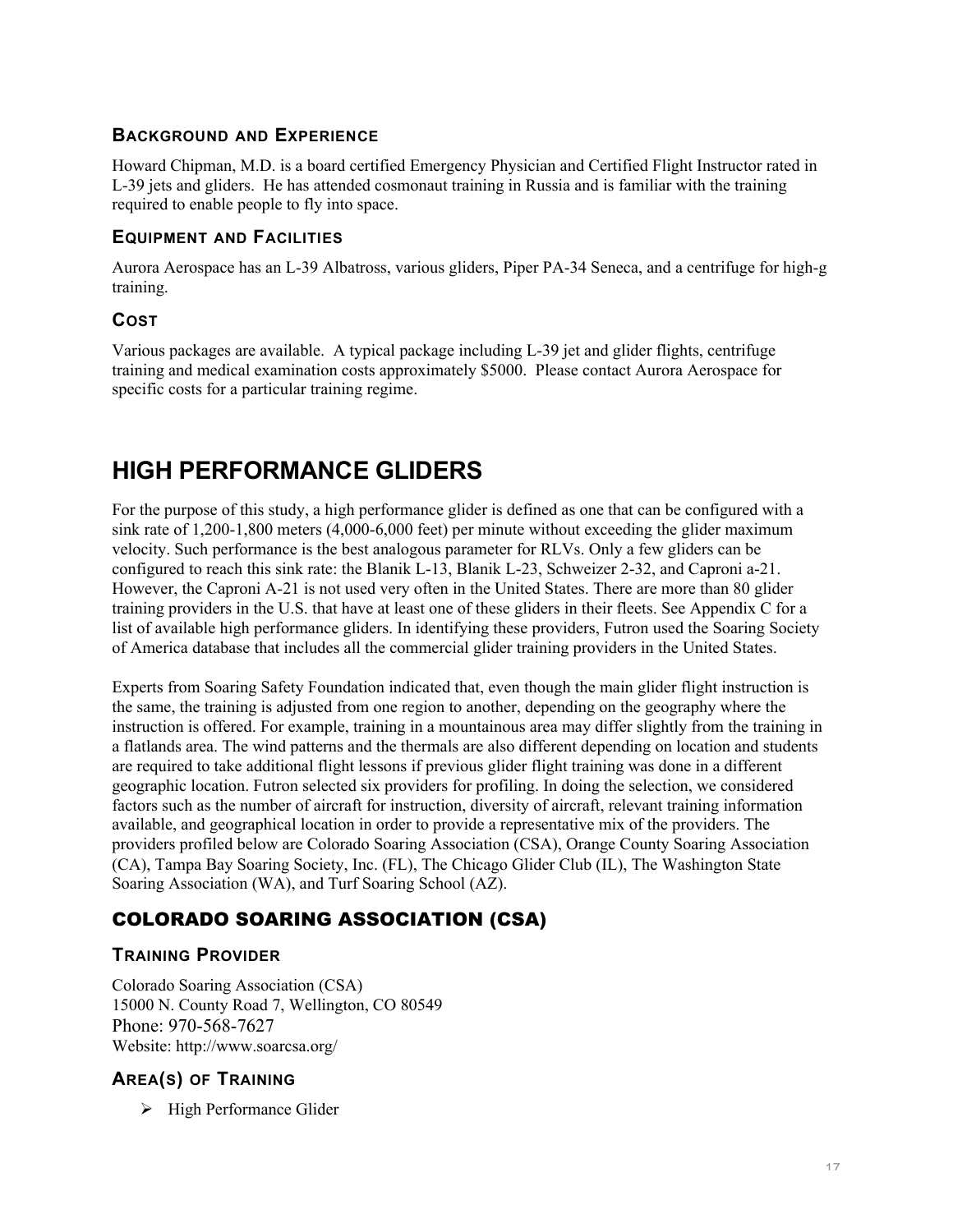### Background and Experience

Howard Chipman, M.D. is a board certified Emergency Physician and Certified Flight Instructor rated in L-39 jets and gliders. He has attended cosmonaut training in Russia and is familiar with the training required to enable people to fly into space.

### Equipment and Facilities

Aurora Aerospace has an L-39 Albatross, various gliders, Piper PA-34 Seneca, and a centrifuge for high-g training.

### Cost

Various packages are available. A typical package including L-39 jet and glider flights, centrifuge training and medical examination costs approximately $5000. Please contact Aurora Aerospace for specific costs for a particular training regime.

# HIGH PERFORMANCE GLIDERS

For the purpose of this study, a high performance glider is defined as one that can be configured with a sink rate of 1,200-1,800 meters (4,000-6,000 feet) per minute without exceeding the glider maximum velocity. Such performance is the best analogous parameter for RLVs. Only a few gliders can be configured to reach this sink rate: the Blanik L-13, Blanik L-23, Schweizer 2-32, and Caproni a-21. However, the Caproni A-21 is not used very often in the United States. There are more than 80 glider training providers in the U.S. that have at least one of these gliders in their fleets. See Appendix C for a list of available high performance gliders. In identifying these providers, Futron used the Soaring Society of America database that includes all the commercial glider training providers in the United States.

Experts from Soaring Safety Foundation indicated that, even though the main glider flight instruction is the same, the training is adjusted from one region to another, depending on the geography where the instruction is offered. For example, training in a mountainous area may differ slightly from the training in a flatlands area. The wind patterns and the thermals are also different depending on location and students are required to take additional flight lessons if previous glider flight training was done in a different geographic location. Futron selected six providers for profiling. In doing the selection, we considered factors such as the number of aircraft for instruction, diversity of aircraft, relevant training information available, and geographical location in order to provide a representative mix of the providers. The providers profiled below are Colorado Soaring Association (CSA), Orange County Soaring Association (CA), Tampa Bay Soaring Society, Inc. (FL), The Chicago Glider Club (IL), The Washington State Soaring Association (WA), and Turf Soaring School (AZ).

## COLORADO SOARING ASSOCIATION (CSA)

### Training Provider

Colorado Soaring Association (CSA)
15000 N. County Road 7, Wellington, CO 80549
Phone: 970-568-7627
Website: http://www.soarcsa.org/

### Area(s) of Training

- High Performance Glider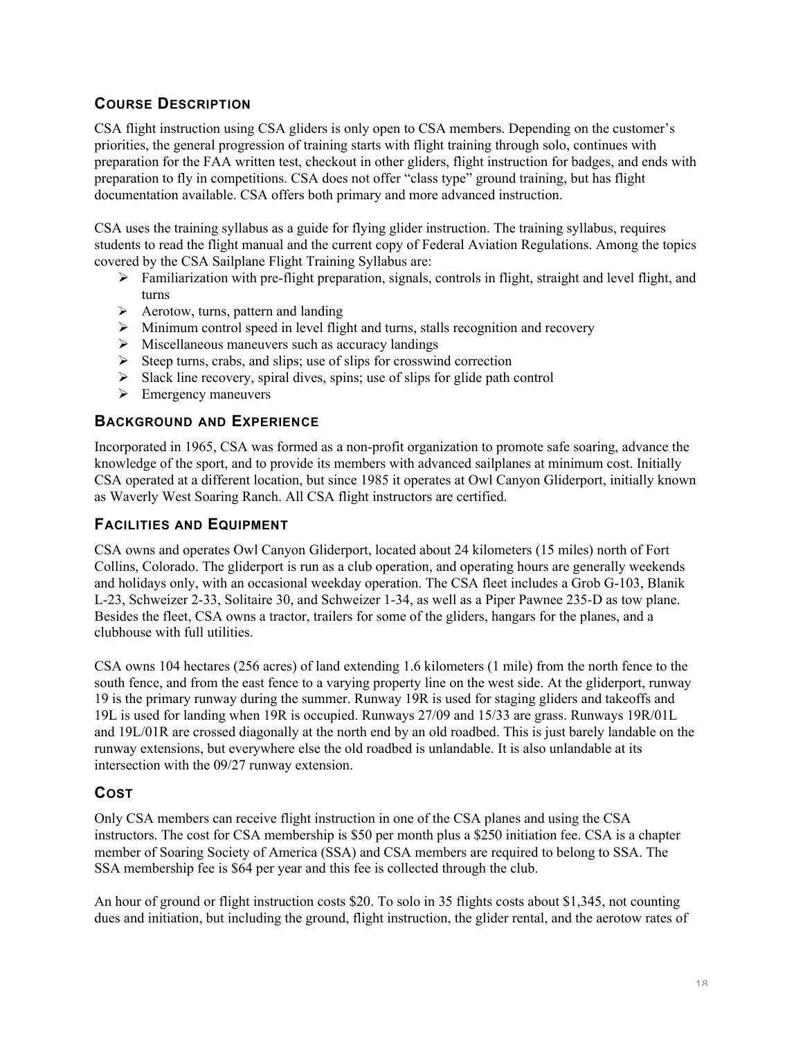## Course Description

CSA flight instruction using CSA gliders is only open to CSA members. Depending on the customer's priorities, the general progression of training starts with flight training through solo, continues with preparation for the FAA written test, checkout in other gliders, flight instruction for badges, and ends with preparation to fly in competitions. CSA does not offer "class type" ground training, but has flight documentation available. CSA offers both primary and more advanced instruction.

CSA uses the training syllabus as a guide for flying glider instruction. The training syllabus, requires students to read the flight manual and the current copy of Federal Aviation Regulations. Among the topics covered by the CSA Sailplane Flight Training Syllabus are:

- Familiarization with pre-flight preparation, signals, controls in flight, straight and level flight, and turns
- Aerotow, turns, pattern and landing
- Minimum control speed in level flight and turns, stalls recognition and recovery
- Miscellaneous maneuvers such as accuracy landings
- Steep turns, crabs, and slips; use of slips for crosswind correction
- Slack line recovery, spiral dives, spins; use of slips for glide path control
- Emergency maneuvers

## Background and Experience

Incorporated in 1965, CSA was formed as a non-profit organization to promote safe soaring, advance the knowledge of the sport, and to provide its members with advanced sailplanes at minimum cost. Initially CSA operated at a different location, but since 1985 it operates at Owl Canyon Gliderport, initially known as Waverly West Soaring Ranch. All CSA flight instructors are certified.

## Facilities and Equipment

CSA owns and operates Owl Canyon Gliderport, located about 24 kilometers (15 miles) north of Fort Collins, Colorado. The gliderport is run as a club operation, and operating hours are generally weekends and holidays only, with an occasional weekday operation. The CSA fleet includes a Grob G-103, Blanik L-23, Schweizer 2-33, Solitaire 30, and Schweizer 1-34, as well as a Piper Pawnee 235-D as tow plane. Besides the fleet, CSA owns a tractor, trailers for some of the gliders, hangars for the planes, and a clubhouse with full utilities.

CSA owns 104 hectares (256 acres) of land extending 1.6 kilometers (1 mile) from the north fence to the south fence, and from the east fence to a varying property line on the west side. At the gliderport, runway 19 is the primary runway during the summer. Runway 19R is used for staging gliders and takeoffs and 19L is used for landing when 19R is occupied. Runways 27/09 and 15/33 are grass. Runways 19R/01L and 19L/01R are crossed diagonally at the north end by an old roadbed. This is just barely landable on the runway extensions, but everywhere else the old roadbed is unlandable. It is also unlandable at its intersection with the 09/27 runway extension.

## Cost

Only CSA members can receive flight instruction in one of the CSA planes and using the CSA instructors. The cost for CSA membership is $50 per month plus a $250 initiation fee. CSA is a chapter member of Soaring Society of America (SSA) and CSA members are required to belong to SSA. The SSA membership fee is $64 per year and this fee is collected through the club.

An hour of ground or flight instruction costs $20. To solo in 35 flights costs about $1,345, not counting dues and initiation, but including the ground, flight instruction, the glider rental, and the aerotow rates of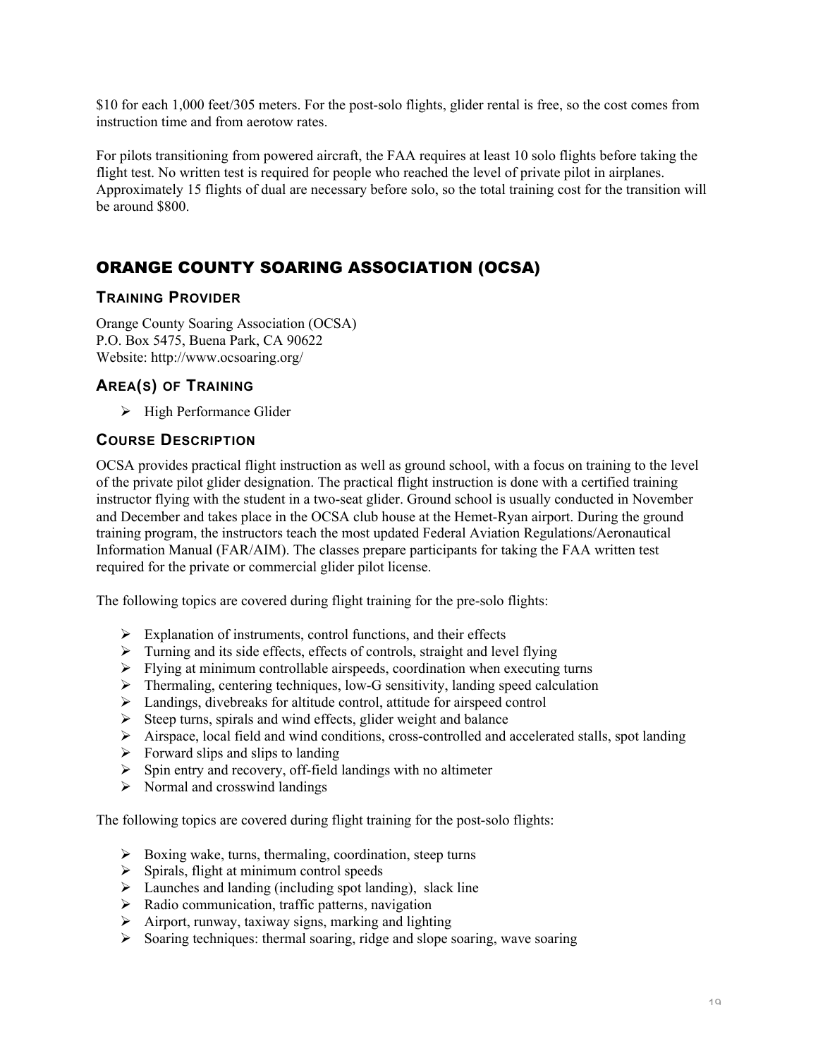$10 for each 1,000 feet/305 meters. For the post-solo flights, glider rental is free, so the cost comes from instruction time and from aerotow rates.

For pilots transitioning from powered aircraft, the FAA requires at least 10 solo flights before taking the flight test. No written test is required for people who reached the level of private pilot in airplanes. Approximately 15 flights of dual are necessary before solo, so the total training cost for the transition will be around $800.

## ORANGE COUNTY SOARING ASSOCIATION (OCSA)

### Training Provider

Orange County Soaring Association (OCSA)
P.O. Box 5475, Buena Park, CA 90622
Website: http://www.ocsoaring.org/

### Area(s) of Training

- High Performance Glider

### Course Description

OCSA provides practical flight instruction as well as ground school, with a focus on training to the level of the private pilot glider designation. The practical flight instruction is done with a certified training instructor flying with the student in a two-seat glider. Ground school is usually conducted in November and December and takes place in the OCSA club house at the Hemet-Ryan airport. During the ground training program, the instructors teach the most updated Federal Aviation Regulations/Aeronautical Information Manual (FAR/AIM). The classes prepare participants for taking the FAA written test required for the private or commercial glider pilot license.

The following topics are covered during flight training for the pre-solo flights:

- Explanation of instruments, control functions, and their effects
- Turning and its side effects, effects of controls, straight and level flying
- Flying at minimum controllable airspeeds, coordination when executing turns
- Thermaling, centering techniques, low-G sensitivity, landing speed calculation
- Landings, divebreaks for altitude control, attitude for airspeed control
- Steep turns, spirals and wind effects, glider weight and balance
- Airspace, local field and wind conditions, cross-controlled and accelerated stalls, spot landing
- Forward slips and slips to landing
- Spin entry and recovery, off-field landings with no altimeter
- Normal and crosswind landings

The following topics are covered during flight training for the post-solo flights:

- Boxing wake, turns, thermaling, coordination, steep turns
- Spirals, flight at minimum control speeds
- Launches and landing (including spot landing), slack line
- Radio communication, traffic patterns, navigation
- Airport, runway, taxiway signs, marking and lighting
- Soaring techniques: thermal soaring, ridge and slope soaring, wave soaring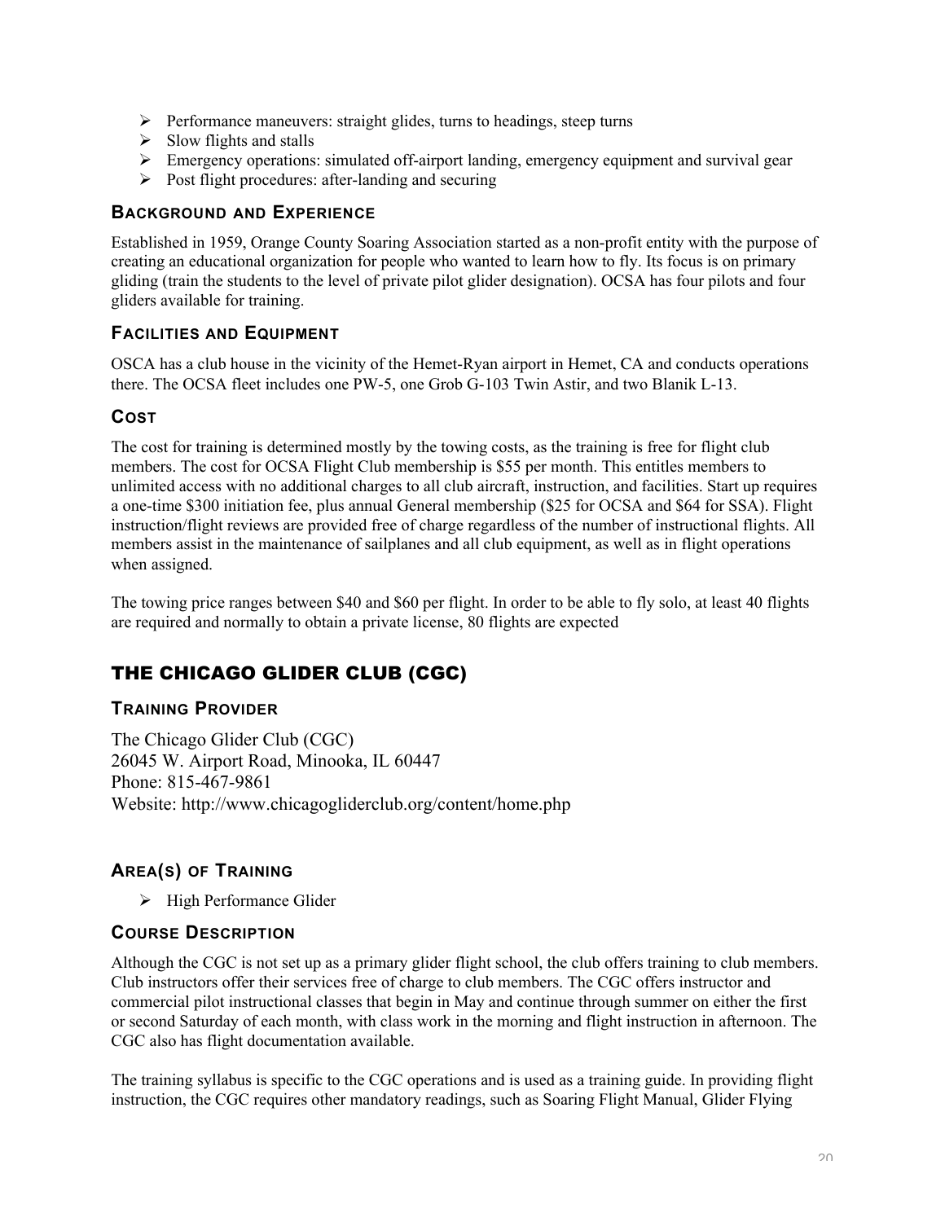- Performance maneuvers: straight glides, turns to headings, steep turns
- Slow flights and stalls
- Emergency operations: simulated off-airport landing, emergency equipment and survival gear
- Post flight procedures: after-landing and securing

### Background and Experience

Established in 1959, Orange County Soaring Association started as a non-profit entity with the purpose of creating an educational organization for people who wanted to learn how to fly. Its focus is on primary gliding (train the students to the level of private pilot glider designation). OCSA has four pilots and four gliders available for training.

### Facilities and Equipment

OSCA has a club house in the vicinity of the Hemet-Ryan airport in Hemet, CA and conducts operations there. The OCSA fleet includes one PW-5, one Grob G-103 Twin Astir, and two Blanik L-13.

### Cost

The cost for training is determined mostly by the towing costs, as the training is free for flight club members. The cost for OCSA Flight Club membership is $55 per month. This entitles members to unlimited access with no additional charges to all club aircraft, instruction, and facilities. Start up requires a one-time $300 initiation fee, plus annual General membership ($25 for OCSA and $64 for SSA). Flight instruction/flight reviews are provided free of charge regardless of the number of instructional flights. All members assist in the maintenance of sailplanes and all club equipment, as well as in flight operations when assigned.

The towing price ranges between $40 and $60 per flight. In order to be able to fly solo, at least 40 flights are required and normally to obtain a private license, 80 flights are expected

## The Chicago Glider Club (CGC)

### Training Provider

The Chicago Glider Club (CGC)
26045 W. Airport Road, Minooka, IL 60447
Phone: 815-467-9861
Website: http://www.chicagogliderclub.org/content/home.php

### Area(s) of Training

- High Performance Glider

### Course Description

Although the CGC is not set up as a primary glider flight school, the club offers training to club members. Club instructors offer their services free of charge to club members. The CGC offers instructor and commercial pilot instructional classes that begin in May and continue through summer on either the first or second Saturday of each month, with class work in the morning and flight instruction in afternoon. The CGC also has flight documentation available.

The training syllabus is specific to the CGC operations and is used as a training guide. In providing flight instruction, the CGC requires other mandatory readings, such as Soaring Flight Manual, Glider Flying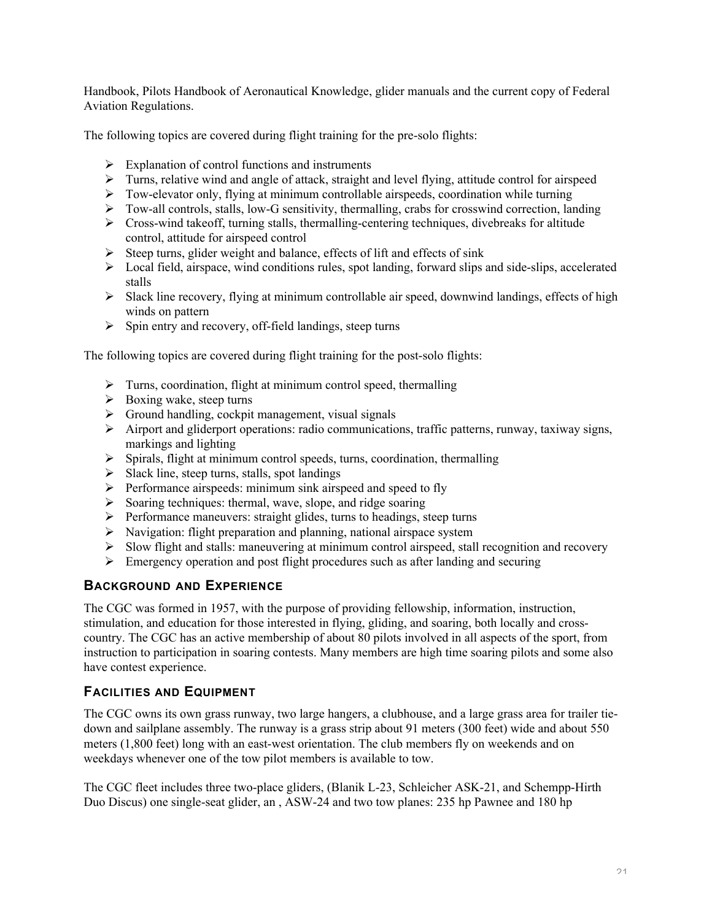Handbook, Pilots Handbook of Aeronautical Knowledge, glider manuals and the current copy of Federal Aviation Regulations.

The following topics are covered during flight training for the pre-solo flights:

- Explanation of control functions and instruments
- Turns, relative wind and angle of attack, straight and level flying, attitude control for airspeed
- Tow-elevator only, flying at minimum controllable airspeeds, coordination while turning
- Tow-all controls, stalls, low-G sensitivity, thermalling, crabs for crosswind correction, landing
- Cross-wind takeoff, turning stalls, thermalling-centering techniques, divebreaks for altitude control, attitude for airspeed control
- Steep turns, glider weight and balance, effects of lift and effects of sink
- Local field, airspace, wind conditions rules, spot landing, forward slips and side-slips, accelerated stalls
- Slack line recovery, flying at minimum controllable air speed, downwind landings, effects of high winds on pattern
- Spin entry and recovery, off-field landings, steep turns

The following topics are covered during flight training for the post-solo flights:

- Turns, coordination, flight at minimum control speed, thermalling
- Boxing wake, steep turns
- Ground handling, cockpit management, visual signals
- Airport and gliderport operations: radio communications, traffic patterns, runway, taxiway signs, markings and lighting
- Spirals, flight at minimum control speeds, turns, coordination, thermalling
- Slack line, steep turns, stalls, spot landings
- Performance airspeeds: minimum sink airspeed and speed to fly
- Soaring techniques: thermal, wave, slope, and ridge soaring
- Performance maneuvers: straight glides, turns to headings, steep turns
- Navigation: flight preparation and planning, national airspace system
- Slow flight and stalls: maneuvering at minimum control airspeed, stall recognition and recovery
- Emergency operation and post flight procedures such as after landing and securing

## Background and Experience

The CGC was formed in 1957, with the purpose of providing fellowship, information, instruction, stimulation, and education for those interested in flying, gliding, and soaring, both locally and cross-country. The CGC has an active membership of about 80 pilots involved in all aspects of the sport, from instruction to participation in soaring contests. Many members are high time soaring pilots and some also have contest experience.

## Facilities and Equipment

The CGC owns its own grass runway, two large hangers, a clubhouse, and a large grass area for trailer tie-down and sailplane assembly. The runway is a grass strip about 91 meters (300 feet) wide and about 550 meters (1,800 feet) long with an east-west orientation. The club members fly on weekends and on weekdays whenever one of the tow pilot members is available to tow.

The CGC fleet includes three two-place gliders, (Blanik L-23, Schleicher ASK-21, and Schempp-Hirth Duo Discus) one single-seat glider, an , ASW-24 and two tow planes: 235 hp Pawnee and 180 hp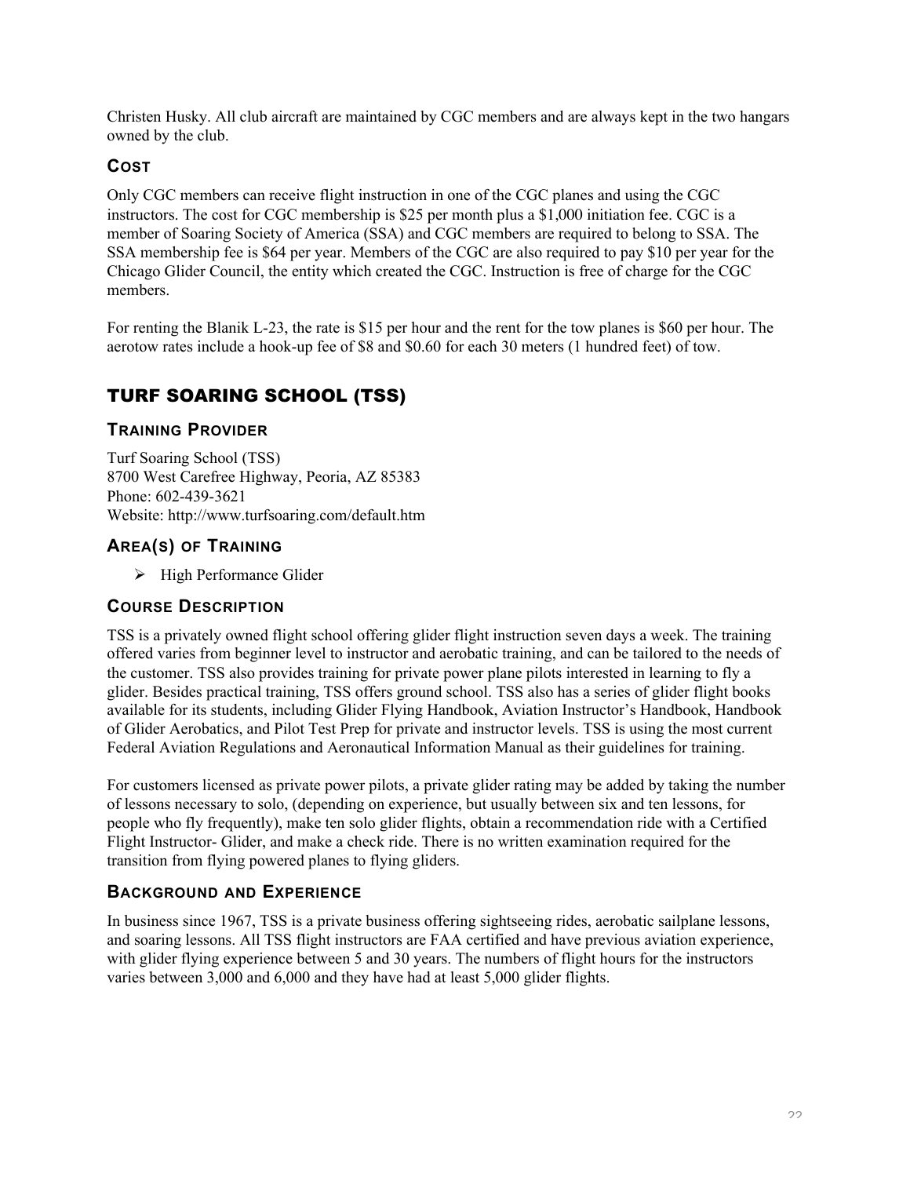Christen Husky. All club aircraft are maintained by CGC members and are always kept in the two hangars owned by the club.

### Cost

Only CGC members can receive flight instruction in one of the CGC planes and using the CGC instructors. The cost for CGC membership is $25 per month plus a $1,000 initiation fee. CGC is a member of Soaring Society of America (SSA) and CGC members are required to belong to SSA. The SSA membership fee is $64 per year. Members of the CGC are also required to pay $10 per year for the Chicago Glider Council, the entity which created the CGC. Instruction is free of charge for the CGC members.

For renting the Blanik L-23, the rate is $15 per hour and the rent for the tow planes is $60 per hour. The aerotow rates include a hook-up fee of $8 and $0.60 for each 30 meters (1 hundred feet) of tow.

## TURF SOARING SCHOOL (TSS)

### Training Provider

Turf Soaring School (TSS)
8700 West Carefree Highway, Peoria, AZ 85383
Phone: 602-439-3621
Website: http://www.turfsoaring.com/default.htm

### Area(s) of Training

- High Performance Glider

### Course Description

TSS is a privately owned flight school offering glider flight instruction seven days a week. The training offered varies from beginner level to instructor and aerobatic training, and can be tailored to the needs of the customer. TSS also provides training for private power plane pilots interested in learning to fly a glider. Besides practical training, TSS offers ground school. TSS also has a series of glider flight books available for its students, including Glider Flying Handbook, Aviation Instructor's Handbook, Handbook of Glider Aerobatics, and Pilot Test Prep for private and instructor levels. TSS is using the most current Federal Aviation Regulations and Aeronautical Information Manual as their guidelines for training.

For customers licensed as private power pilots, a private glider rating may be added by taking the number of lessons necessary to solo, (depending on experience, but usually between six and ten lessons, for people who fly frequently), make ten solo glider flights, obtain a recommendation ride with a Certified Flight Instructor- Glider, and make a check ride. There is no written examination required for the transition from flying powered planes to flying gliders.

### Background and Experience

In business since 1967, TSS is a private business offering sightseeing rides, aerobatic sailplane lessons, and soaring lessons. All TSS flight instructors are FAA certified and have previous aviation experience, with glider flying experience between 5 and 30 years. The numbers of flight hours for the instructors varies between 3,000 and 6,000 and they have had at least 5,000 glider flights.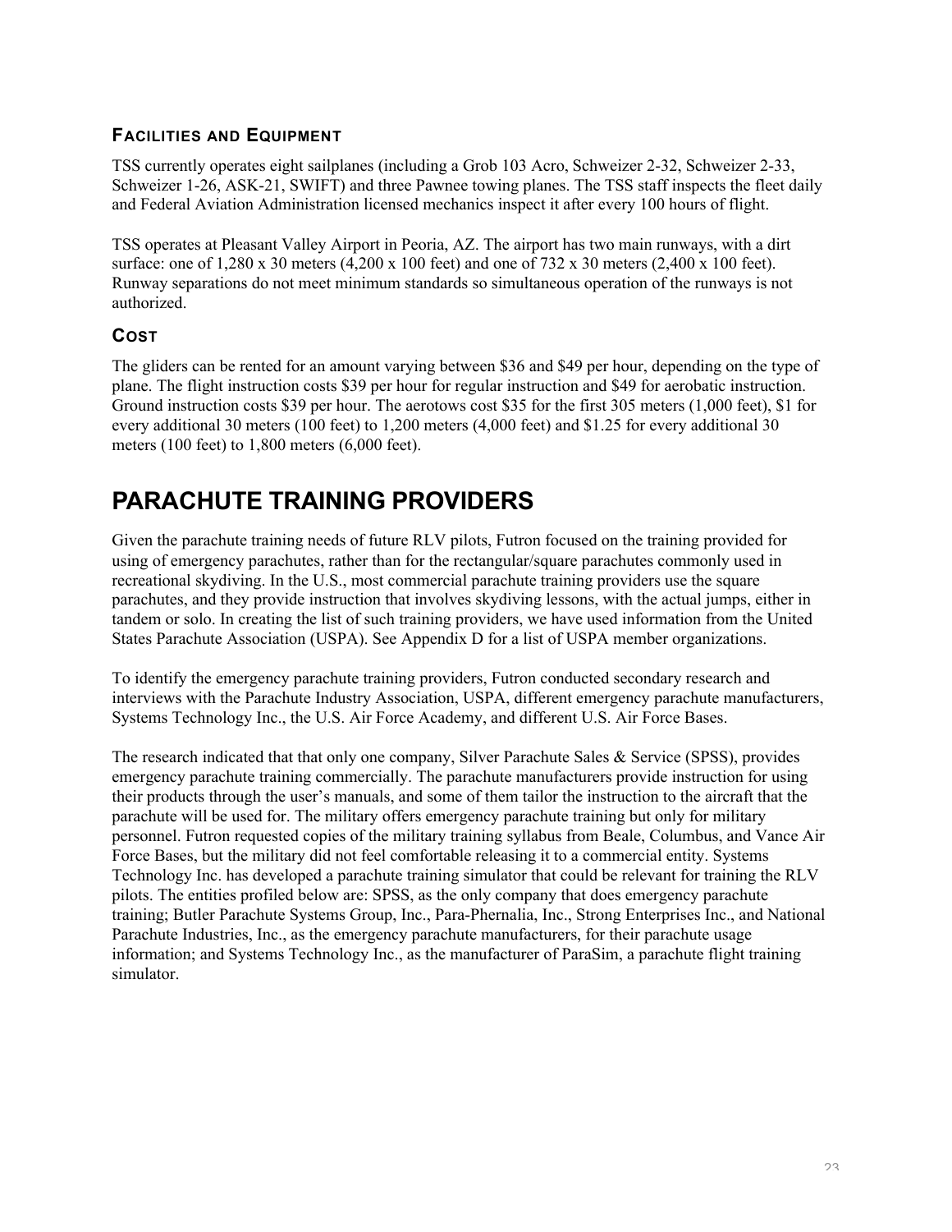### Facilities and Equipment

TSS currently operates eight sailplanes (including a Grob 103 Acro, Schweizer 2-32, Schweizer 2-33, Schweizer 1-26, ASK-21, SWIFT) and three Pawnee towing planes. The TSS staff inspects the fleet daily and Federal Aviation Administration licensed mechanics inspect it after every 100 hours of flight.

TSS operates at Pleasant Valley Airport in Peoria, AZ. The airport has two main runways, with a dirt surface: one of 1,280 x 30 meters (4,200 x 100 feet) and one of 732 x 30 meters (2,400 x 100 feet). Runway separations do not meet minimum standards so simultaneous operation of the runways is not authorized.

### Cost

The gliders can be rented for an amount varying between $36 and $49 per hour, depending on the type of plane. The flight instruction costs $39 per hour for regular instruction and $49 for aerobatic instruction. Ground instruction costs $39 per hour. The aerotows cost $35 for the first 305 meters (1,000 feet), $1 for every additional 30 meters (100 feet) to 1,200 meters (4,000 feet) and $1.25 for every additional 30 meters (100 feet) to 1,800 meters (6,000 feet).

# PARACHUTE TRAINING PROVIDERS

Given the parachute training needs of future RLV pilots, Futron focused on the training provided for using of emergency parachutes, rather than for the rectangular/square parachutes commonly used in recreational skydiving. In the U.S., most commercial parachute training providers use the square parachutes, and they provide instruction that involves skydiving lessons, with the actual jumps, either in tandem or solo. In creating the list of such training providers, we have used information from the United States Parachute Association (USPA). See Appendix D for a list of USPA member organizations.

To identify the emergency parachute training providers, Futron conducted secondary research and interviews with the Parachute Industry Association, USPA, different emergency parachute manufacturers, Systems Technology Inc., the U.S. Air Force Academy, and different U.S. Air Force Bases.

The research indicated that that only one company, Silver Parachute Sales & Service (SPSS), provides emergency parachute training commercially. The parachute manufacturers provide instruction for using their products through the user's manuals, and some of them tailor the instruction to the aircraft that the parachute will be used for. The military offers emergency parachute training but only for military personnel. Futron requested copies of the military training syllabus from Beale, Columbus, and Vance Air Force Bases, but the military did not feel comfortable releasing it to a commercial entity. Systems Technology Inc. has developed a parachute training simulator that could be relevant for training the RLV pilots. The entities profiled below are: SPSS, as the only company that does emergency parachute training; Butler Parachute Systems Group, Inc., Para-Phernalia, Inc., Strong Enterprises Inc., and National Parachute Industries, Inc., as the emergency parachute manufacturers, for their parachute usage information; and Systems Technology Inc., as the manufacturer of ParaSim, a parachute flight training simulator.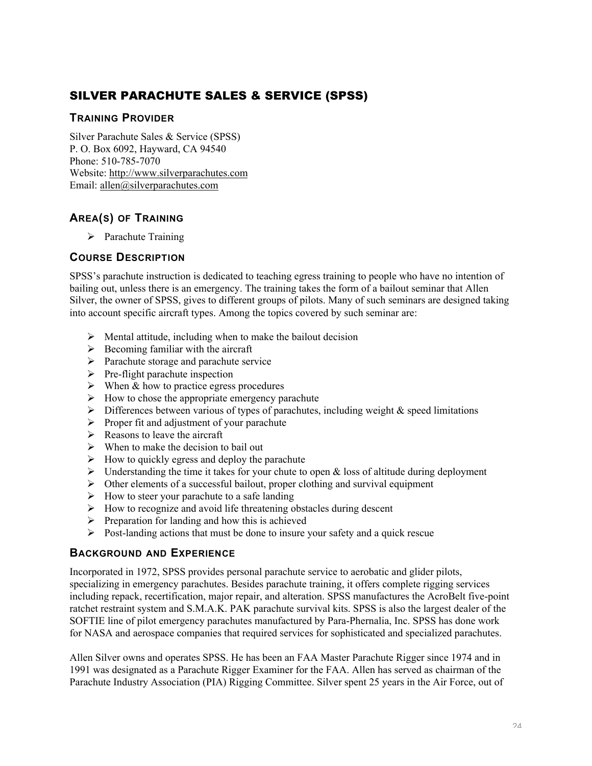## SILVER PARACHUTE SALES & SERVICE (SPSS)

### TRAINING PROVIDER

Silver Parachute Sales & Service (SPSS)
P. O. Box 6092, Hayward, CA 94540
Phone: 510-785-7070
Website: http://www.silverparachutes.com
Email: allen@silverparachutes.com

### AREA(S) OF TRAINING

- Parachute Training

### COURSE DESCRIPTION

SPSS's parachute instruction is dedicated to teaching egress training to people who have no intention of bailing out, unless there is an emergency. The training takes the form of a bailout seminar that Allen Silver, the owner of SPSS, gives to different groups of pilots. Many of such seminars are designed taking into account specific aircraft types. Among the topics covered by such seminar are:

- Mental attitude, including when to make the bailout decision
- Becoming familiar with the aircraft
- Parachute storage and parachute service
- Pre-flight parachute inspection
- When & how to practice egress procedures
- How to chose the appropriate emergency parachute
- Differences between various of types of parachutes, including weight & speed limitations
- Proper fit and adjustment of your parachute
- Reasons to leave the aircraft
- When to make the decision to bail out
- How to quickly egress and deploy the parachute
- Understanding the time it takes for your chute to open & loss of altitude during deployment
- Other elements of a successful bailout, proper clothing and survival equipment
- How to steer your parachute to a safe landing
- How to recognize and avoid life threatening obstacles during descent
- Preparation for landing and how this is achieved
- Post-landing actions that must be done to insure your safety and a quick rescue

### BACKGROUND AND EXPERIENCE

Incorporated in 1972, SPSS provides personal parachute service to aerobatic and glider pilots, specializing in emergency parachutes. Besides parachute training, it offers complete rigging services including repack, recertification, major repair, and alteration. SPSS manufactures the AcroBelt five-point ratchet restraint system and S.M.A.K. PAK parachute survival kits. SPSS is also the largest dealer of the SOFTIE line of pilot emergency parachutes manufactured by Para-Phernalia, Inc. SPSS has done work for NASA and aerospace companies that required services for sophisticated and specialized parachutes.

Allen Silver owns and operates SPSS. He has been an FAA Master Parachute Rigger since 1974 and in 1991 was designated as a Parachute Rigger Examiner for the FAA. Allen has served as chairman of the Parachute Industry Association (PIA) Rigging Committee. Silver spent 25 years in the Air Force, out of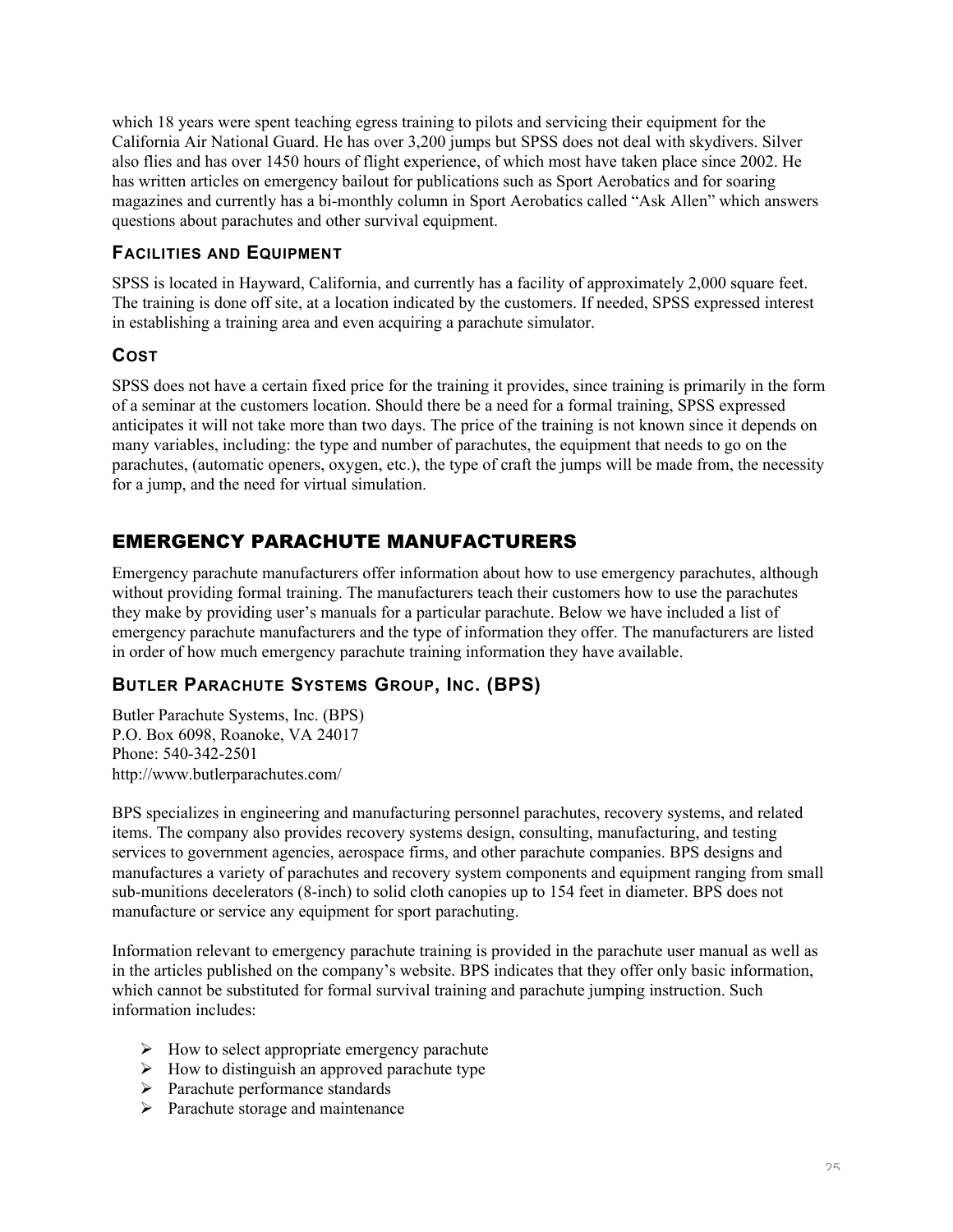which 18 years were spent teaching egress training to pilots and servicing their equipment for the California Air National Guard. He has over 3,200 jumps but SPSS does not deal with skydivers. Silver also flies and has over 1450 hours of flight experience, of which most have taken place since 2002. He has written articles on emergency bailout for publications such as Sport Aerobatics and for soaring magazines and currently has a bi-monthly column in Sport Aerobatics called "Ask Allen" which answers questions about parachutes and other survival equipment.

### Facilities and Equipment

SPSS is located in Hayward, California, and currently has a facility of approximately 2,000 square feet. The training is done off site, at a location indicated by the customers. If needed, SPSS expressed interest in establishing a training area and even acquiring a parachute simulator.

### Cost

SPSS does not have a certain fixed price for the training it provides, since training is primarily in the form of a seminar at the customers location. Should there be a need for a formal training, SPSS expressed anticipates it will not take more than two days. The price of the training is not known since it depends on many variables, including: the type and number of parachutes, the equipment that needs to go on the parachutes, (automatic openers, oxygen, etc.), the type of craft the jumps will be made from, the necessity for a jump, and the need for virtual simulation.

## EMERGENCY PARACHUTE MANUFACTURERS

Emergency parachute manufacturers offer information about how to use emergency parachutes, although without providing formal training. The manufacturers teach their customers how to use the parachutes they make by providing user's manuals for a particular parachute. Below we have included a list of emergency parachute manufacturers and the type of information they offer. The manufacturers are listed in order of how much emergency parachute training information they have available.

### Butler Parachute Systems Group, Inc. (BPS)

Butler Parachute Systems, Inc. (BPS)
P.O. Box 6098, Roanoke, VA 24017
Phone: 540-342-2501
http://www.butlerparachutes.com/

BPS specializes in engineering and manufacturing personnel parachutes, recovery systems, and related items. The company also provides recovery systems design, consulting, manufacturing, and testing services to government agencies, aerospace firms, and other parachute companies. BPS designs and manufactures a variety of parachutes and recovery system components and equipment ranging from small sub-munitions decelerators (8-inch) to solid cloth canopies up to 154 feet in diameter. BPS does not manufacture or service any equipment for sport parachuting.

Information relevant to emergency parachute training is provided in the parachute user manual as well as in the articles published on the company's website. BPS indicates that they offer only basic information, which cannot be substituted for formal survival training and parachute jumping instruction. Such information includes:

- How to select appropriate emergency parachute
- How to distinguish an approved parachute type
- Parachute performance standards
- Parachute storage and maintenance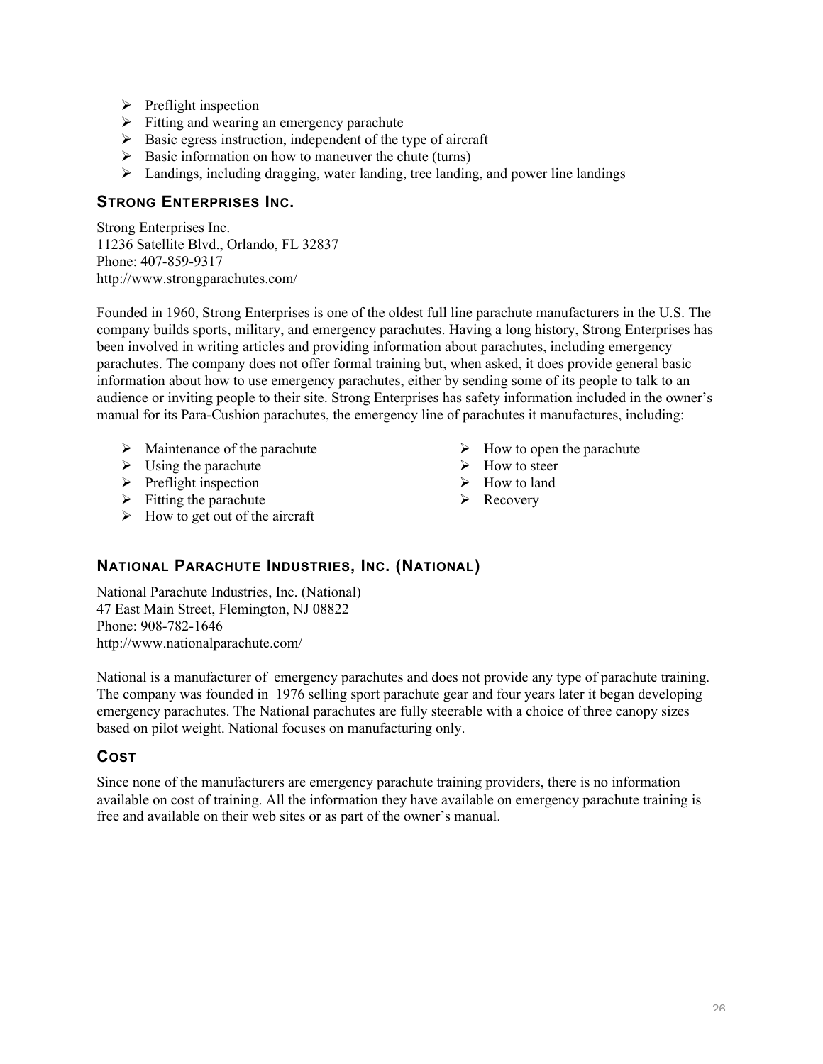- Preflight inspection
- Fitting and wearing an emergency parachute
- Basic egress instruction, independent of the type of aircraft
- Basic information on how to maneuver the chute (turns)
- Landings, including dragging, water landing, tree landing, and power line landings

### STRONG ENTERPRISES INC.

Strong Enterprises Inc.
11236 Satellite Blvd., Orlando, FL 32837
Phone: 407-859-9317
http://www.strongparachutes.com/

Founded in 1960, Strong Enterprises is one of the oldest full line parachute manufacturers in the U.S. The company builds sports, military, and emergency parachutes. Having a long history, Strong Enterprises has been involved in writing articles and providing information about parachutes, including emergency parachutes. The company does not offer formal training but, when asked, it does provide general basic information about how to use emergency parachutes, either by sending some of its people to talk to an audience or inviting people to their site. Strong Enterprises has safety information included in the owner's manual for its Para-Cushion parachutes, the emergency line of parachutes it manufactures, including:

- Maintenance of the parachute
- Using the parachute
- Preflight inspection
- Fitting the parachute
- How to get out of the aircraft
- How to open the parachute
- How to steer
- How to land
- Recovery

### NATIONAL PARACHUTE INDUSTRIES, INC. (NATIONAL)

National Parachute Industries, Inc. (National)
47 East Main Street, Flemington, NJ 08822
Phone: 908-782-1646
http://www.nationalparachute.com/

National is a manufacturer of emergency parachutes and does not provide any type of parachute training. The company was founded in 1976 selling sport parachute gear and four years later it began developing emergency parachutes. The National parachutes are fully steerable with a choice of three canopy sizes based on pilot weight. National focuses on manufacturing only.

### COST

Since none of the manufacturers are emergency parachute training providers, there is no information available on cost of training. All the information they have available on emergency parachute training is free and available on their web sites or as part of the owner's manual.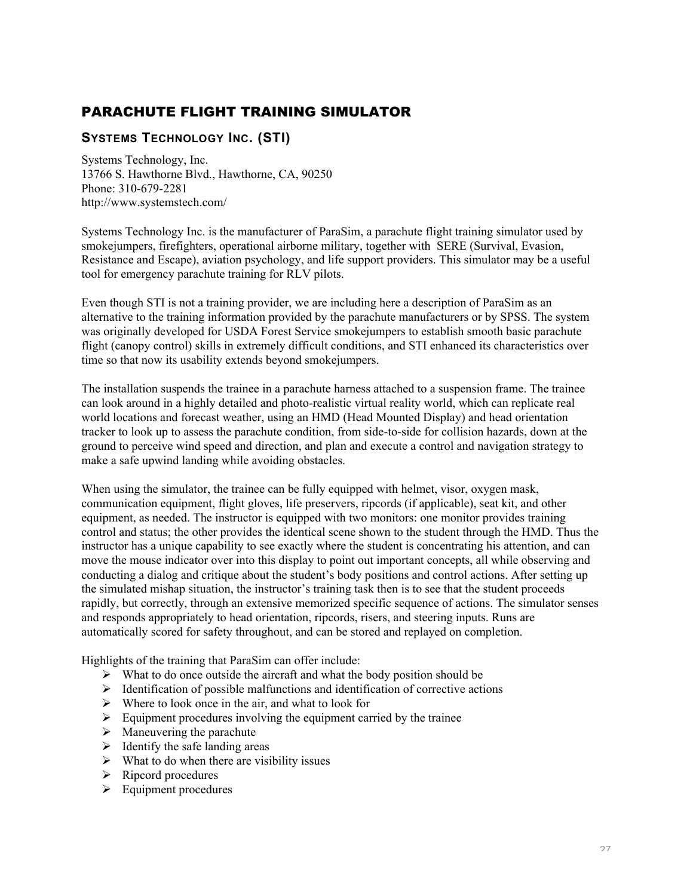## PARACHUTE FLIGHT TRAINING SIMULATOR

### SYSTEMS TECHNOLOGY INC. (STI)

Systems Technology, Inc.
13766 S. Hawthorne Blvd., Hawthorne, CA, 90250
Phone: 310-679-2281
http://www.systemstech.com/

Systems Technology Inc. is the manufacturer of ParaSim, a parachute flight training simulator used by smokejumpers, firefighters, operational airborne military, together with SERE (Survival, Evasion, Resistance and Escape), aviation psychology, and life support providers. This simulator may be a useful tool for emergency parachute training for RLV pilots.

Even though STI is not a training provider, we are including here a description of ParaSim as an alternative to the training information provided by the parachute manufacturers or by SPSS. The system was originally developed for USDA Forest Service smokejumpers to establish smooth basic parachute flight (canopy control) skills in extremely difficult conditions, and STI enhanced its characteristics over time so that now its usability extends beyond smokejumpers.

The installation suspends the trainee in a parachute harness attached to a suspension frame. The trainee can look around in a highly detailed and photo-realistic virtual reality world, which can replicate real world locations and forecast weather, using an HMD (Head Mounted Display) and head orientation tracker to look up to assess the parachute condition, from side-to-side for collision hazards, down at the ground to perceive wind speed and direction, and plan and execute a control and navigation strategy to make a safe upwind landing while avoiding obstacles.

When using the simulator, the trainee can be fully equipped with helmet, visor, oxygen mask, communication equipment, flight gloves, life preservers, ripcords (if applicable), seat kit, and other equipment, as needed. The instructor is equipped with two monitors: one monitor provides training control and status; the other provides the identical scene shown to the student through the HMD. Thus the instructor has a unique capability to see exactly where the student is concentrating his attention, and can move the mouse indicator over into this display to point out important concepts, all while observing and conducting a dialog and critique about the student's body positions and control actions. After setting up the simulated mishap situation, the instructor's training task then is to see that the student proceeds rapidly, but correctly, through an extensive memorized specific sequence of actions. The simulator senses and responds appropriately to head orientation, ripcords, risers, and steering inputs. Runs are automatically scored for safety throughout, and can be stored and replayed on completion.

Highlights of the training that ParaSim can offer include:

- What to do once outside the aircraft and what the body position should be
- Identification of possible malfunctions and identification of corrective actions
- Where to look once in the air, and what to look for
- Equipment procedures involving the equipment carried by the trainee
- Maneuvering the parachute
- Identify the safe landing areas
- What to do when there are visibility issues
- Ripcord procedures
- Equipment procedures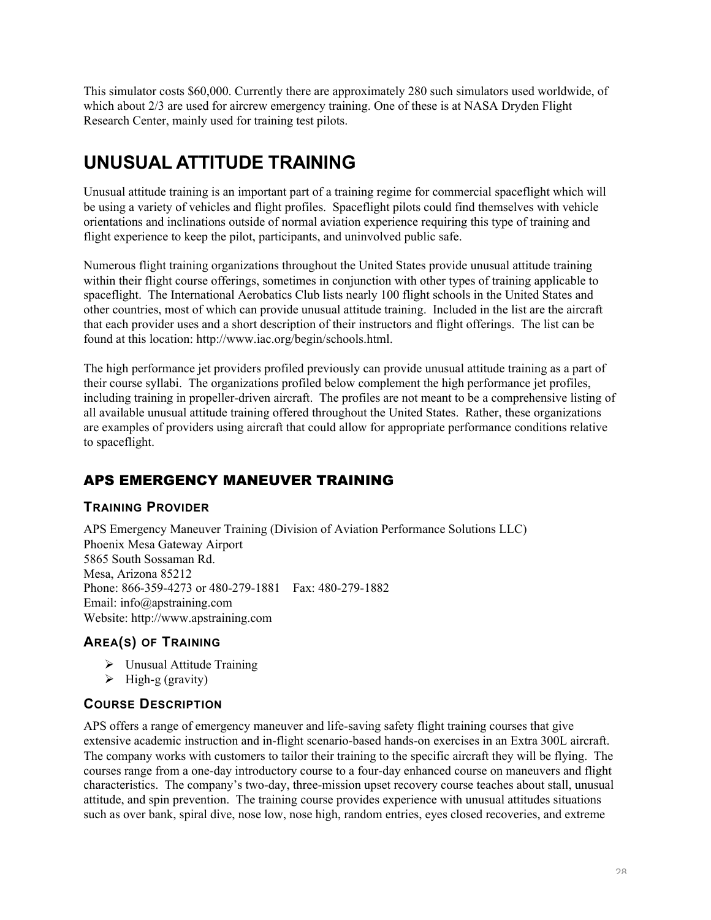This simulator costs $60,000. Currently there are approximately 280 such simulators used worldwide, of which about 2/3 are used for aircrew emergency training. One of these is at NASA Dryden Flight Research Center, mainly used for training test pilots.

# UNUSUAL ATTITUDE TRAINING

Unusual attitude training is an important part of a training regime for commercial spaceflight which will be using a variety of vehicles and flight profiles. Spaceflight pilots could find themselves with vehicle orientations and inclinations outside of normal aviation experience requiring this type of training and flight experience to keep the pilot, participants, and uninvolved public safe.

Numerous flight training organizations throughout the United States provide unusual attitude training within their flight course offerings, sometimes in conjunction with other types of training applicable to spaceflight. The International Aerobatics Club lists nearly 100 flight schools in the United States and other countries, most of which can provide unusual attitude training. Included in the list are the aircraft that each provider uses and a short description of their instructors and flight offerings. The list can be found at this location: http://www.iac.org/begin/schools.html.

The high performance jet providers profiled previously can provide unusual attitude training as a part of their course syllabi. The organizations profiled below complement the high performance jet profiles, including training in propeller-driven aircraft. The profiles are not meant to be a comprehensive listing of all available unusual attitude training offered throughout the United States. Rather, these organizations are examples of providers using aircraft that could allow for appropriate performance conditions relative to spaceflight.

## APS EMERGENCY MANEUVER TRAINING

### TRAINING PROVIDER

APS Emergency Maneuver Training (Division of Aviation Performance Solutions LLC)
Phoenix Mesa Gateway Airport
5865 South Sossaman Rd.
Mesa, Arizona 85212
Phone: 866-359-4273 or 480-279-1881 Fax: 480-279-1882
Email: info@apstraining.com
Website: http://www.apstraining.com

### AREA(S) OF TRAINING

- Unusual Attitude Training
- High-g (gravity)

### COURSE DESCRIPTION

APS offers a range of emergency maneuver and life-saving safety flight training courses that give extensive academic instruction and in-flight scenario-based hands-on exercises in an Extra 300L aircraft. The company works with customers to tailor their training to the specific aircraft they will be flying. The courses range from a one-day introductory course to a four-day enhanced course on maneuvers and flight characteristics. The company's two-day, three-mission upset recovery course teaches about stall, unusual attitude, and spin prevention. The training course provides experience with unusual attitudes situations such as over bank, spiral dive, nose low, nose high, random entries, eyes closed recoveries, and extreme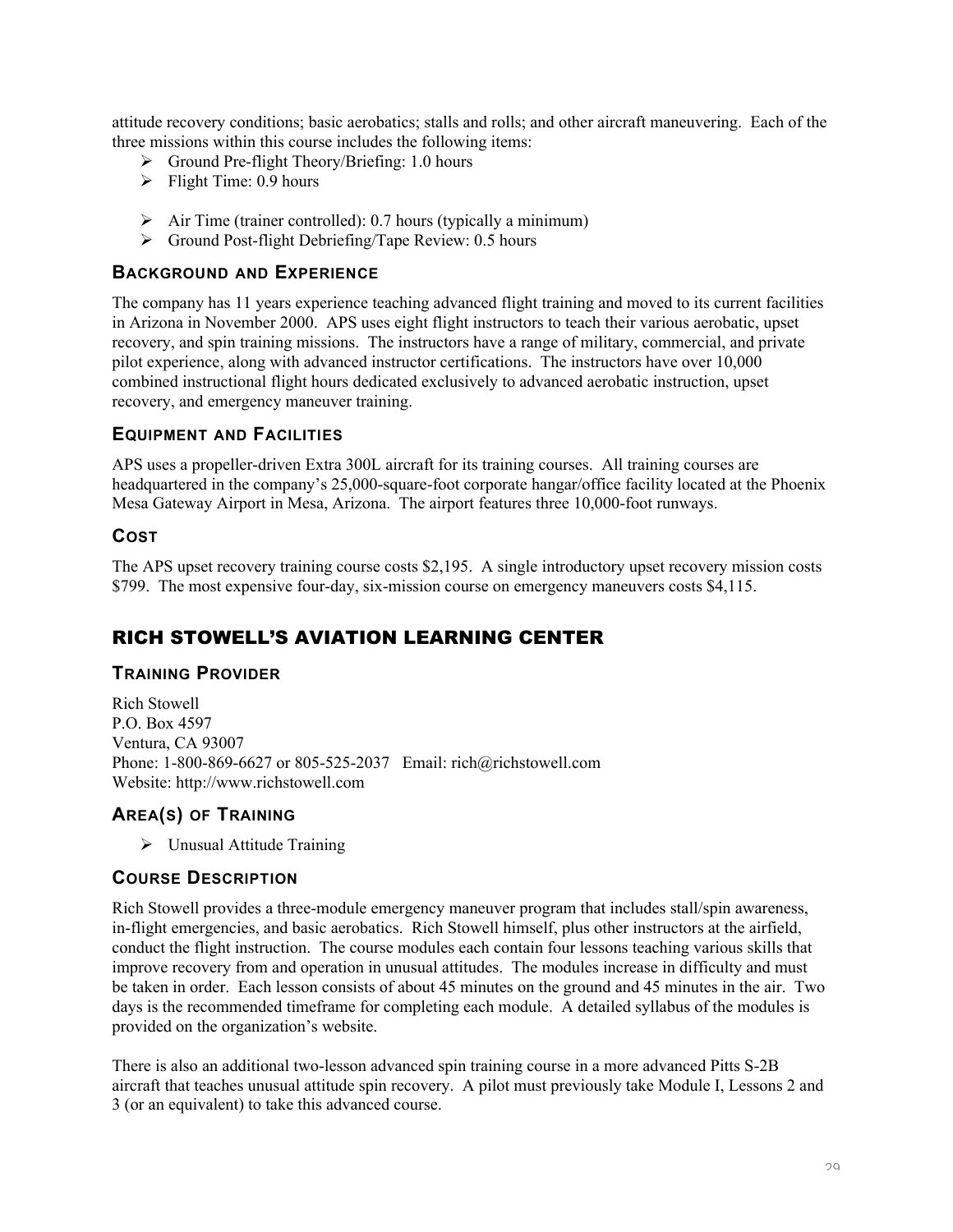attitude recovery conditions; basic aerobatics; stalls and rolls; and other aircraft maneuvering. Each of the three missions within this course includes the following items:

- Ground Pre-flight Theory/Briefing: 1.0 hours
- Flight Time: 0.9 hours
- Air Time (trainer controlled): 0.7 hours (typically a minimum)
- Ground Post-flight Debriefing/Tape Review: 0.5 hours

### Background and Experience

The company has 11 years experience teaching advanced flight training and moved to its current facilities in Arizona in November 2000. APS uses eight flight instructors to teach their various aerobatic, upset recovery, and spin training missions. The instructors have a range of military, commercial, and private pilot experience, along with advanced instructor certifications. The instructors have over 10,000 combined instructional flight hours dedicated exclusively to advanced aerobatic instruction, upset recovery, and emergency maneuver training.

### Equipment and Facilities

APS uses a propeller-driven Extra 300L aircraft for its training courses. All training courses are headquartered in the company's 25,000-square-foot corporate hangar/office facility located at the Phoenix Mesa Gateway Airport in Mesa, Arizona. The airport features three 10,000-foot runways.

### Cost

The APS upset recovery training course costs $2,195. A single introductory upset recovery mission costs $799. The most expensive four-day, six-mission course on emergency maneuvers costs $4,115.

## RICH STOWELL'S AVIATION LEARNING CENTER

### Training Provider

Rich Stowell
P.O. Box 4597
Ventura, CA 93007
Phone: 1-800-869-6627 or 805-525-2037 Email: rich@richstowell.com
Website: http://www.richstowell.com

### Area(s) of Training

- Unusual Attitude Training

### Course Description

Rich Stowell provides a three-module emergency maneuver program that includes stall/spin awareness, in-flight emergencies, and basic aerobatics. Rich Stowell himself, plus other instructors at the airfield, conduct the flight instruction. The course modules each contain four lessons teaching various skills that improve recovery from and operation in unusual attitudes. The modules increase in difficulty and must be taken in order. Each lesson consists of about 45 minutes on the ground and 45 minutes in the air. Two days is the recommended timeframe for completing each module. A detailed syllabus of the modules is provided on the organization's website.

There is also an additional two-lesson advanced spin training course in a more advanced Pitts S-2B aircraft that teaches unusual attitude spin recovery. A pilot must previously take Module I, Lessons 2 and 3 (or an equivalent) to take this advanced course.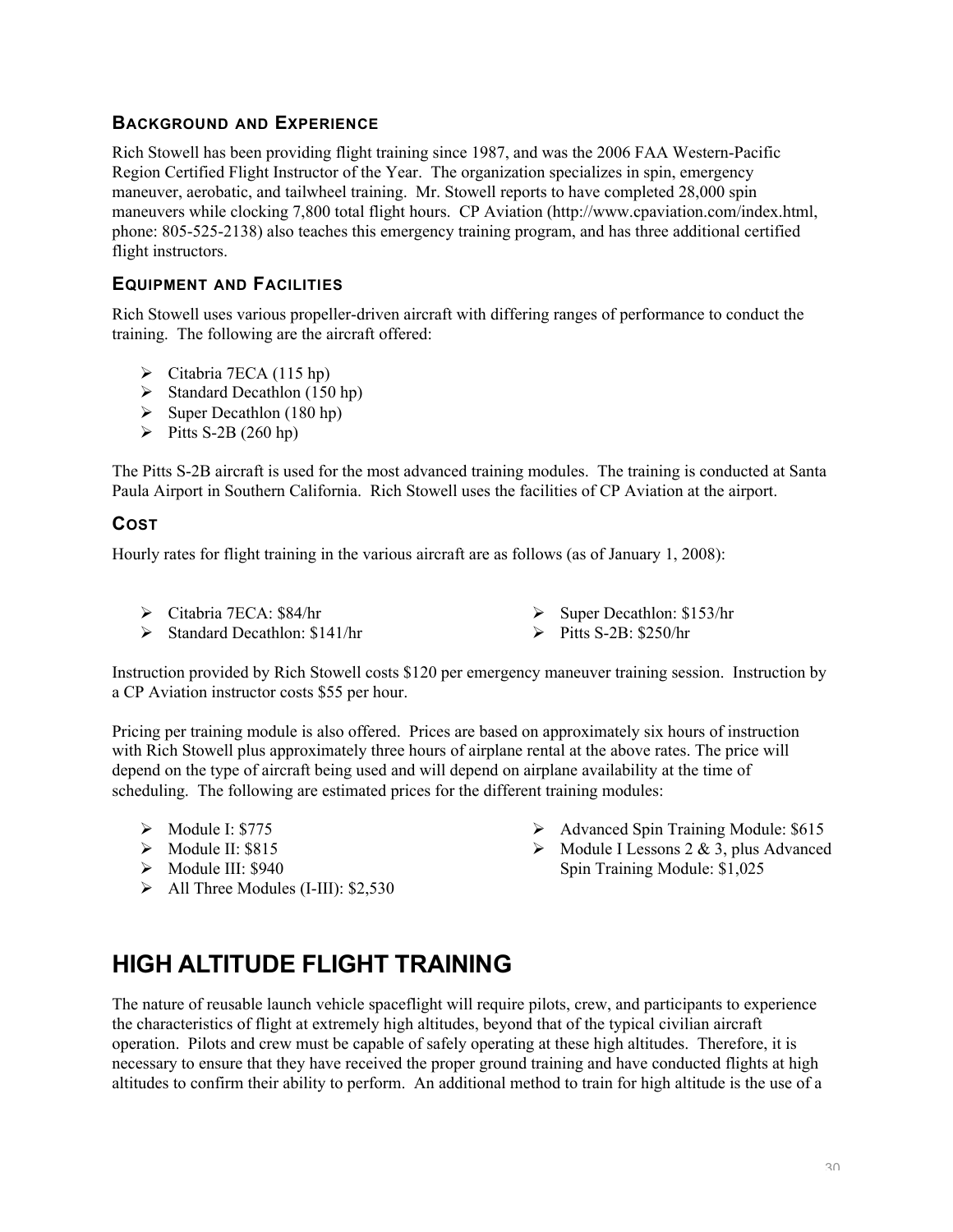### Background and Experience

Rich Stowell has been providing flight training since 1987, and was the 2006 FAA Western-Pacific Region Certified Flight Instructor of the Year. The organization specializes in spin, emergency maneuver, aerobatic, and tailwheel training. Mr. Stowell reports to have completed 28,000 spin maneuvers while clocking 7,800 total flight hours. CP Aviation (http://www.cpaviation.com/index.html, phone: 805-525-2138) also teaches this emergency training program, and has three additional certified flight instructors.

### Equipment and Facilities

Rich Stowell uses various propeller-driven aircraft with differing ranges of performance to conduct the training. The following are the aircraft offered:

- Citabria 7ECA (115 hp)
- Standard Decathlon (150 hp)
- Super Decathlon (180 hp)
- Pitts S-2B (260 hp)

The Pitts S-2B aircraft is used for the most advanced training modules. The training is conducted at Santa Paula Airport in Southern California. Rich Stowell uses the facilities of CP Aviation at the airport.

### Cost

Hourly rates for flight training in the various aircraft are as follows (as of January 1, 2008):

- Citabria 7ECA: $84/hr
- Standard Decathlon: $141/hr
- Super Decathlon: $153/hr
- Pitts S-2B: $250/hr

Instruction provided by Rich Stowell costs $120 per emergency maneuver training session. Instruction by a CP Aviation instructor costs $55 per hour.

Pricing per training module is also offered. Prices are based on approximately six hours of instruction with Rich Stowell plus approximately three hours of airplane rental at the above rates. The price will depend on the type of aircraft being used and will depend on airplane availability at the time of scheduling. The following are estimated prices for the different training modules:

- Module I: $775
- Module II: $815
- Module III: $940
- All Three Modules (I-III): $2,530
- Advanced Spin Training Module: $615
- Module I Lessons 2 & 3, plus Advanced Spin Training Module: $1,025

# HIGH ALTITUDE FLIGHT TRAINING

The nature of reusable launch vehicle spaceflight will require pilots, crew, and participants to experience the characteristics of flight at extremely high altitudes, beyond that of the typical civilian aircraft operation. Pilots and crew must be capable of safely operating at these high altitudes. Therefore, it is necessary to ensure that they have received the proper ground training and have conducted flights at high altitudes to confirm their ability to perform. An additional method to train for high altitude is the use of a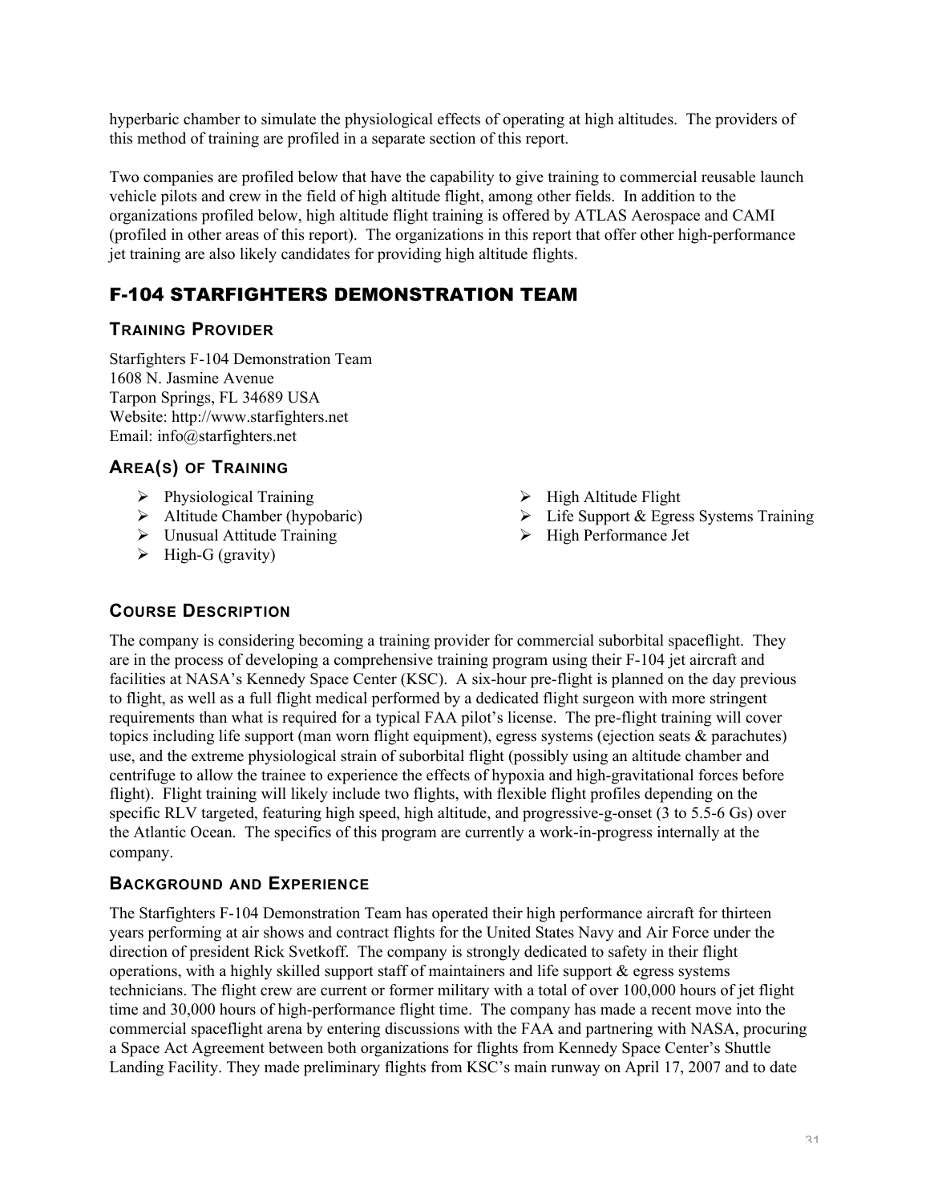hyperbaric chamber to simulate the physiological effects of operating at high altitudes. The providers of this method of training are profiled in a separate section of this report.

Two companies are profiled below that have the capability to give training to commercial reusable launch vehicle pilots and crew in the field of high altitude flight, among other fields. In addition to the organizations profiled below, high altitude flight training is offered by ATLAS Aerospace and CAMI (profiled in other areas of this report). The organizations in this report that offer other high-performance jet training are also likely candidates for providing high altitude flights.

## F-104 STARFIGHTERS DEMONSTRATION TEAM

### TRAINING PROVIDER

Starfighters F-104 Demonstration Team
1608 N. Jasmine Avenue
Tarpon Springs, FL 34689 USA
Website: http://www.starfighters.net
Email: info@starfighters.net

### AREA(S) OF TRAINING

- Physiological Training
- Altitude Chamber (hypobaric)
- Unusual Attitude Training
- High-G (gravity)
- High Altitude Flight
- Life Support & Egress Systems Training
- High Performance Jet

### COURSE DESCRIPTION

The company is considering becoming a training provider for commercial suborbital spaceflight. They are in the process of developing a comprehensive training program using their F-104 jet aircraft and facilities at NASA's Kennedy Space Center (KSC). A six-hour pre-flight is planned on the day previous to flight, as well as a full flight medical performed by a dedicated flight surgeon with more stringent requirements than what is required for a typical FAA pilot's license. The pre-flight training will cover topics including life support (man worn flight equipment), egress systems (ejection seats & parachutes) use, and the extreme physiological strain of suborbital flight (possibly using an altitude chamber and centrifuge to allow the trainee to experience the effects of hypoxia and high-gravitational forces before flight). Flight training will likely include two flights, with flexible flight profiles depending on the specific RLV targeted, featuring high speed, high altitude, and progressive-g-onset (3 to 5.5-6 Gs) over the Atlantic Ocean. The specifics of this program are currently a work-in-progress internally at the company.

### BACKGROUND AND EXPERIENCE

The Starfighters F-104 Demonstration Team has operated their high performance aircraft for thirteen years performing at air shows and contract flights for the United States Navy and Air Force under the direction of president Rick Svetkoff. The company is strongly dedicated to safety in their flight operations, with a highly skilled support staff of maintainers and life support & egress systems technicians. The flight crew are current or former military with a total of over 100,000 hours of jet flight time and 30,000 hours of high-performance flight time. The company has made a recent move into the commercial spaceflight arena by entering discussions with the FAA and partnering with NASA, procuring a Space Act Agreement between both organizations for flights from Kennedy Space Center's Shuttle Landing Facility. They made preliminary flights from KSC's main runway on April 17, 2007 and to date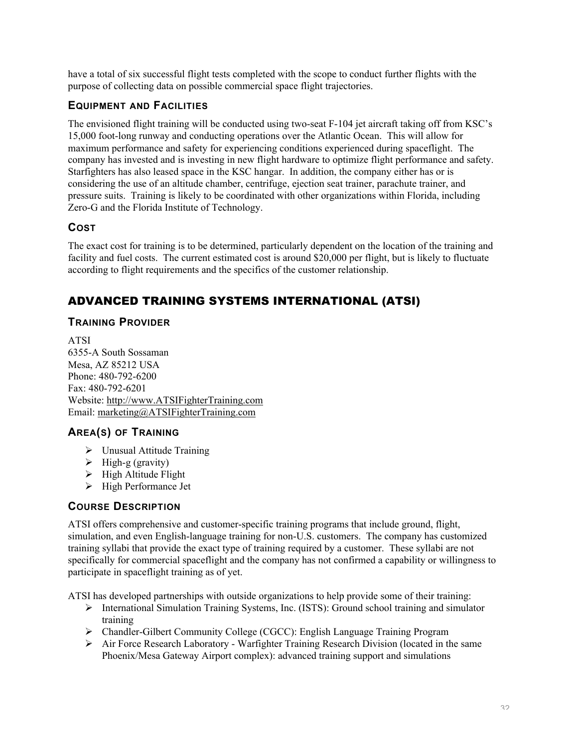have a total of six successful flight tests completed with the scope to conduct further flights with the purpose of collecting data on possible commercial space flight trajectories.

### EQUIPMENT AND FACILITIES

The envisioned flight training will be conducted using two-seat F-104 jet aircraft taking off from KSC's 15,000 foot-long runway and conducting operations over the Atlantic Ocean. This will allow for maximum performance and safety for experiencing conditions experienced during spaceflight. The company has invested and is investing in new flight hardware to optimize flight performance and safety. Starfighters has also leased space in the KSC hangar. In addition, the company either has or is considering the use of an altitude chamber, centrifuge, ejection seat trainer, parachute trainer, and pressure suits. Training is likely to be coordinated with other organizations within Florida, including Zero-G and the Florida Institute of Technology.

### COST

The exact cost for training is to be determined, particularly dependent on the location of the training and facility and fuel costs. The current estimated cost is around $20,000 per flight, but is likely to fluctuate according to flight requirements and the specifics of the customer relationship.

## ADVANCED TRAINING SYSTEMS INTERNATIONAL (ATSI)

### TRAINING PROVIDER

ATSI
6355-A South Sossaman
Mesa, AZ 85212 USA
Phone: 480-792-6200
Fax: 480-792-6201
Website: http://www.ATSIFighterTraining.com
Email: marketing@ATSIFighterTraining.com

### AREA(S) OF TRAINING

- Unusual Attitude Training
- High-g (gravity)
- High Altitude Flight
- High Performance Jet

### COURSE DESCRIPTION

ATSI offers comprehensive and customer-specific training programs that include ground, flight, simulation, and even English-language training for non-U.S. customers. The company has customized training syllabi that provide the exact type of training required by a customer. These syllabi are not specifically for commercial spaceflight and the company has not confirmed a capability or willingness to participate in spaceflight training as of yet.

ATSI has developed partnerships with outside organizations to help provide some of their training:

- International Simulation Training Systems, Inc. (ISTS): Ground school training and simulator training
- Chandler-Gilbert Community College (CGCC): English Language Training Program
- Air Force Research Laboratory - Warfighter Training Research Division (located in the same Phoenix/Mesa Gateway Airport complex): advanced training support and simulations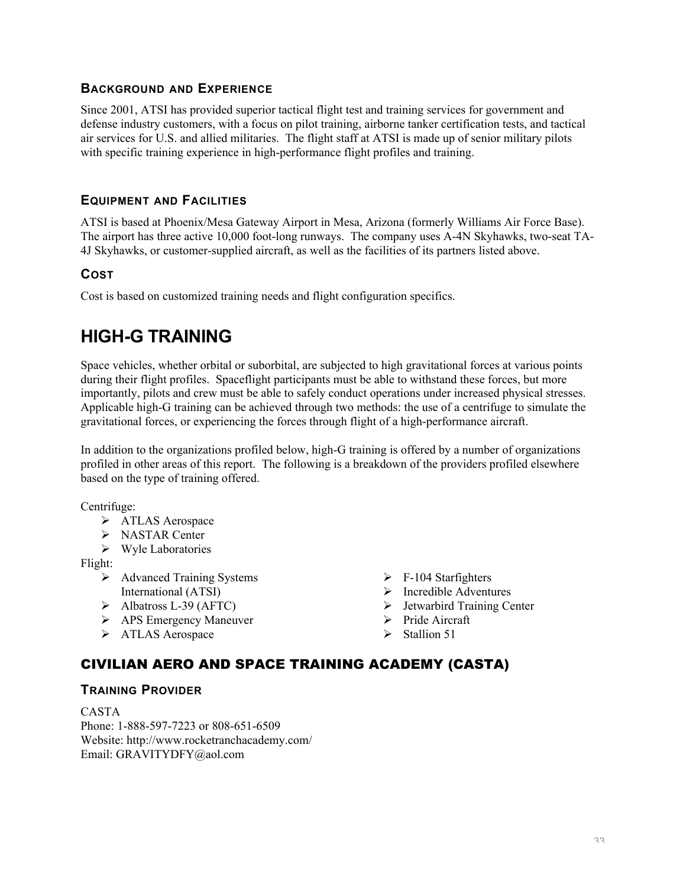### Background and Experience

Since 2001, ATSI has provided superior tactical flight test and training services for government and defense industry customers, with a focus on pilot training, airborne tanker certification tests, and tactical air services for U.S. and allied militaries. The flight staff at ATSI is made up of senior military pilots with specific training experience in high-performance flight profiles and training.

### Equipment and Facilities

ATSI is based at Phoenix/Mesa Gateway Airport in Mesa, Arizona (formerly Williams Air Force Base). The airport has three active 10,000 foot-long runways. The company uses A-4N Skyhawks, two-seat TA-4J Skyhawks, or customer-supplied aircraft, as well as the facilities of its partners listed above.

### Cost

Cost is based on customized training needs and flight configuration specifics.

# HIGH-G TRAINING

Space vehicles, whether orbital or suborbital, are subjected to high gravitational forces at various points during their flight profiles. Spaceflight participants must be able to withstand these forces, but more importantly, pilots and crew must be able to safely conduct operations under increased physical stresses. Applicable high-G training can be achieved through two methods: the use of a centrifuge to simulate the gravitational forces, or experiencing the forces through flight of a high-performance aircraft.

In addition to the organizations profiled below, high-G training is offered by a number of organizations profiled in other areas of this report. The following is a breakdown of the providers profiled elsewhere based on the type of training offered.

Centrifuge:

- ATLAS Aerospace
- NASTAR Center
- Wyle Laboratories

Flight:

- Advanced Training Systems International (ATSI)
- Albatross L-39 (AFTC)
- APS Emergency Maneuver
- ATLAS Aerospace
- F-104 Starfighters
- Incredible Adventures
- Jetwarbird Training Center
- Pride Aircraft
- Stallion 51

## CIVILIAN AERO AND SPACE TRAINING ACADEMY (CASTA)

### Training Provider

CASTA
Phone: 1-888-597-7223 or 808-651-6509
Website: http://www.rocketranchacademy.com/
Email: GRAVITYDFY@aol.com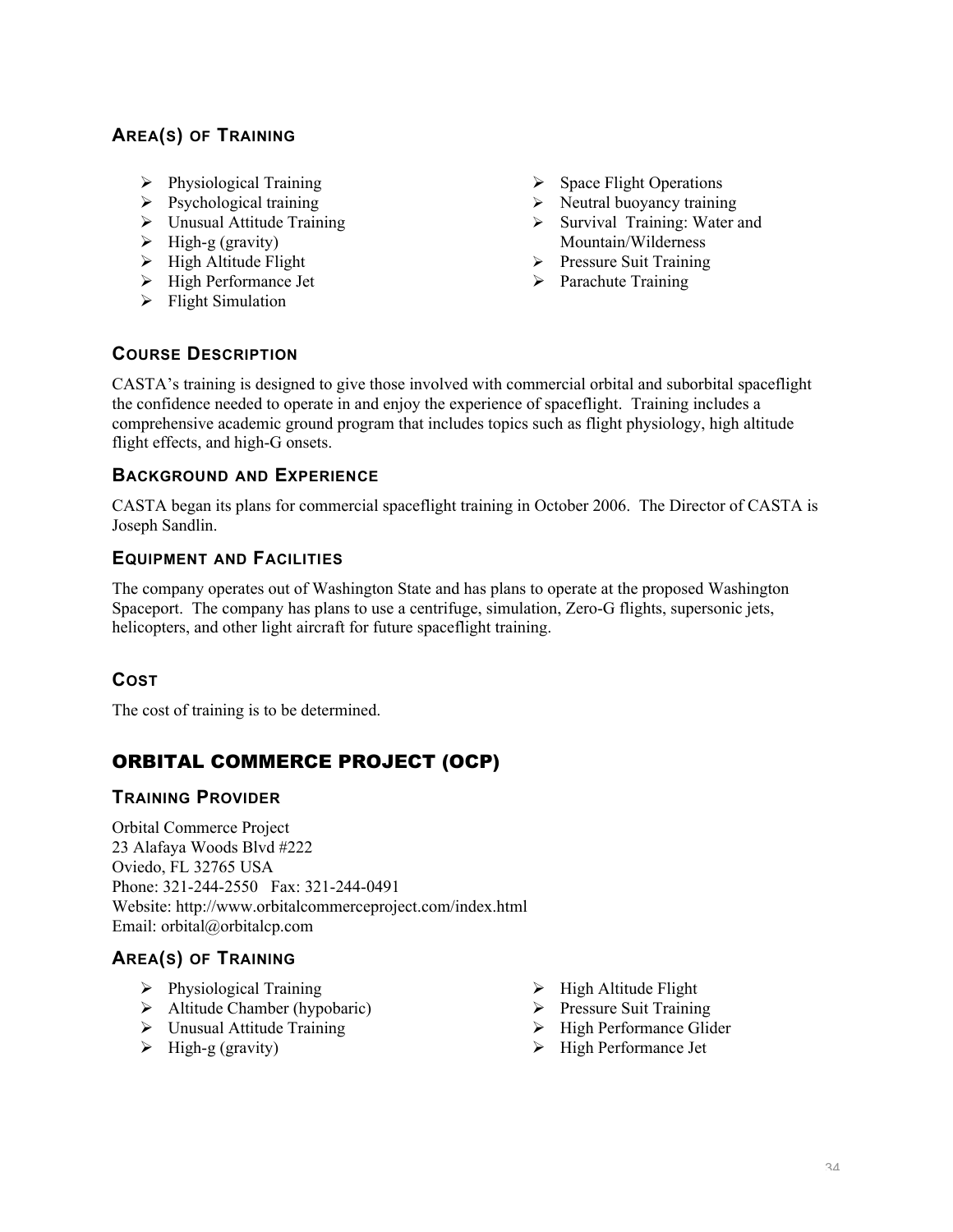### Area(s) of Training

- Physiological Training
- Psychological training
- Unusual Attitude Training
- High-g (gravity)
- High Altitude Flight
- High Performance Jet
- Flight Simulation
- Space Flight Operations
- Neutral buoyancy training
- Survival Training: Water and Mountain/Wilderness
- Pressure Suit Training
- Parachute Training

### Course Description

CASTA's training is designed to give those involved with commercial orbital and suborbital spaceflight the confidence needed to operate in and enjoy the experience of spaceflight. Training includes a comprehensive academic ground program that includes topics such as flight physiology, high altitude flight effects, and high-G onsets.

### Background and Experience

CASTA began its plans for commercial spaceflight training in October 2006. The Director of CASTA is Joseph Sandlin.

### Equipment and Facilities

The company operates out of Washington State and has plans to operate at the proposed Washington Spaceport. The company has plans to use a centrifuge, simulation, Zero-G flights, supersonic jets, helicopters, and other light aircraft for future spaceflight training.

### Cost

The cost of training is to be determined.

## ORBITAL COMMERCE PROJECT (OCP)

### Training Provider

Orbital Commerce Project
23 Alafaya Woods Blvd #222
Oviedo, FL 32765 USA
Phone: 321-244-2550 Fax: 321-244-0491
Website: http://www.orbitalcommerceproject.com/index.html
Email: orbital@orbitalcp.com

### Area(s) of Training

- Physiological Training
- Altitude Chamber (hypobaric)
- Unusual Attitude Training
- High-g (gravity)
- High Altitude Flight
- Pressure Suit Training
- High Performance Glider
- High Performance Jet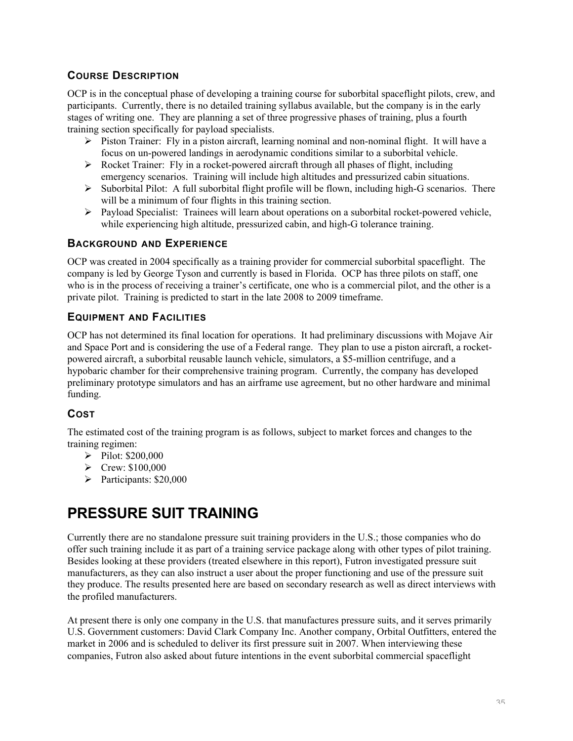### Course Description

OCP is in the conceptual phase of developing a training course for suborbital spaceflight pilots, crew, and participants. Currently, there is no detailed training syllabus available, but the company is in the early stages of writing one. They are planning a set of three progressive phases of training, plus a fourth training section specifically for payload specialists.

- Piston Trainer: Fly in a piston aircraft, learning nominal and non-nominal flight. It will have a focus on un-powered landings in aerodynamic conditions similar to a suborbital vehicle.
- Rocket Trainer: Fly in a rocket-powered aircraft through all phases of flight, including emergency scenarios. Training will include high altitudes and pressurized cabin situations.
- Suborbital Pilot: A full suborbital flight profile will be flown, including high-G scenarios. There will be a minimum of four flights in this training section.
- Payload Specialist: Trainees will learn about operations on a suborbital rocket-powered vehicle, while experiencing high altitude, pressurized cabin, and high-G tolerance training.

### Background and Experience

OCP was created in 2004 specifically as a training provider for commercial suborbital spaceflight. The company is led by George Tyson and currently is based in Florida. OCP has three pilots on staff, one who is in the process of receiving a trainer's certificate, one who is a commercial pilot, and the other is a private pilot. Training is predicted to start in the late 2008 to 2009 timeframe.

### Equipment and Facilities

OCP has not determined its final location for operations. It had preliminary discussions with Mojave Air and Space Port and is considering the use of a Federal range. They plan to use a piston aircraft, a rocket-powered aircraft, a suborbital reusable launch vehicle, simulators, a $5-million centrifuge, and a hypobaric chamber for their comprehensive training program. Currently, the company has developed preliminary prototype simulators and has an airframe use agreement, but no other hardware and minimal funding.

### Cost

The estimated cost of the training program is as follows, subject to market forces and changes to the training regimen:

- Pilot: $200,000
- Crew: $100,000
- Participants: $20,000

# PRESSURE SUIT TRAINING

Currently there are no standalone pressure suit training providers in the U.S.; those companies who do offer such training include it as part of a training service package along with other types of pilot training. Besides looking at these providers (treated elsewhere in this report), Futron investigated pressure suit manufacturers, as they can also instruct a user about the proper functioning and use of the pressure suit they produce. The results presented here are based on secondary research as well as direct interviews with the profiled manufacturers.

At present there is only one company in the U.S. that manufactures pressure suits, and it serves primarily U.S. Government customers: David Clark Company Inc. Another company, Orbital Outfitters, entered the market in 2006 and is scheduled to deliver its first pressure suit in 2007. When interviewing these companies, Futron also asked about future intentions in the event suborbital commercial spaceflight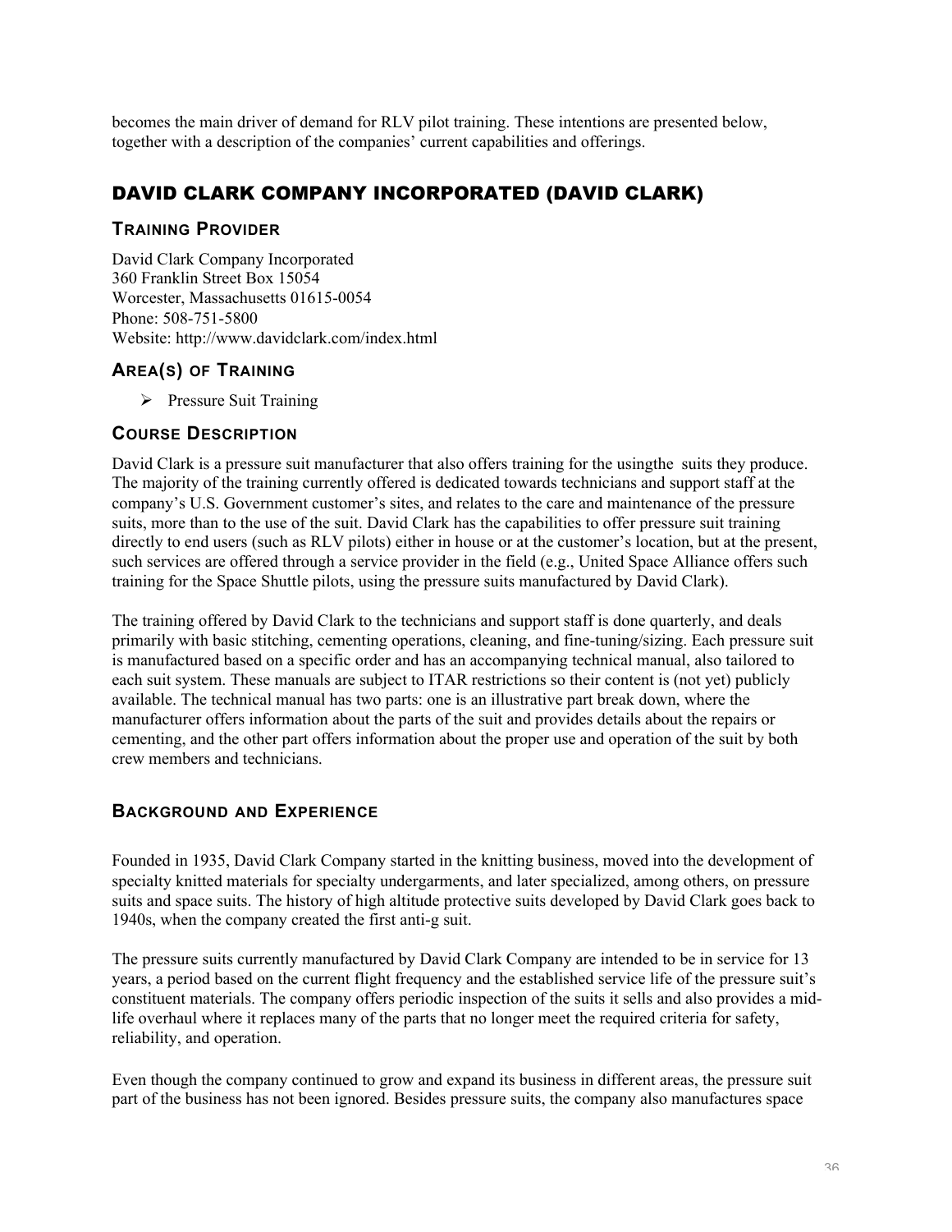becomes the main driver of demand for RLV pilot training. These intentions are presented below, together with a description of the companies' current capabilities and offerings.

## DAVID CLARK COMPANY INCORPORATED (DAVID CLARK)

### TRAINING PROVIDER

David Clark Company Incorporated
360 Franklin Street Box 15054
Worcester, Massachusetts 01615-0054
Phone: 508-751-5800
Website: http://www.davidclark.com/index.html

### AREA(S) OF TRAINING

- Pressure Suit Training

### COURSE DESCRIPTION

David Clark is a pressure suit manufacturer that also offers training for the usingthe suits they produce. The majority of the training currently offered is dedicated towards technicians and support staff at the company's U.S. Government customer's sites, and relates to the care and maintenance of the pressure suits, more than to the use of the suit. David Clark has the capabilities to offer pressure suit training directly to end users (such as RLV pilots) either in house or at the customer's location, but at the present, such services are offered through a service provider in the field (e.g., United Space Alliance offers such training for the Space Shuttle pilots, using the pressure suits manufactured by David Clark).

The training offered by David Clark to the technicians and support staff is done quarterly, and deals primarily with basic stitching, cementing operations, cleaning, and fine-tuning/sizing. Each pressure suit is manufactured based on a specific order and has an accompanying technical manual, also tailored to each suit system. These manuals are subject to ITAR restrictions so their content is (not yet) publicly available. The technical manual has two parts: one is an illustrative part break down, where the manufacturer offers information about the parts of the suit and provides details about the repairs or cementing, and the other part offers information about the proper use and operation of the suit by both crew members and technicians.

### BACKGROUND AND EXPERIENCE

Founded in 1935, David Clark Company started in the knitting business, moved into the development of specialty knitted materials for specialty undergarments, and later specialized, among others, on pressure suits and space suits. The history of high altitude protective suits developed by David Clark goes back to 1940s, when the company created the first anti-g suit.

The pressure suits currently manufactured by David Clark Company are intended to be in service for 13 years, a period based on the current flight frequency and the established service life of the pressure suit's constituent materials. The company offers periodic inspection of the suits it sells and also provides a mid-life overhaul where it replaces many of the parts that no longer meet the required criteria for safety, reliability, and operation.

Even though the company continued to grow and expand its business in different areas, the pressure suit part of the business has not been ignored. Besides pressure suits, the company also manufactures space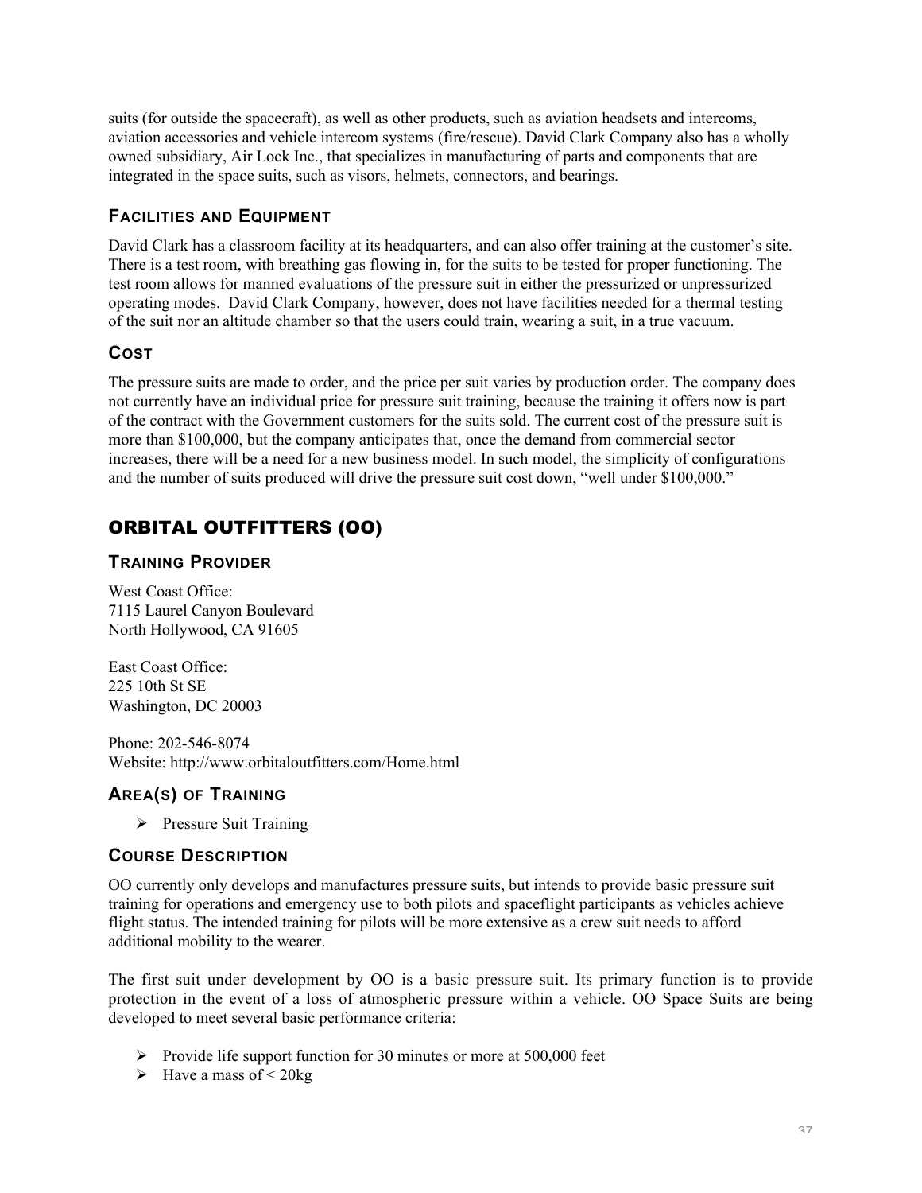suits (for outside the spacecraft), as well as other products, such as aviation headsets and intercoms, aviation accessories and vehicle intercom systems (fire/rescue). David Clark Company also has a wholly owned subsidiary, Air Lock Inc., that specializes in manufacturing of parts and components that are integrated in the space suits, such as visors, helmets, connectors, and bearings.

### Facilities and Equipment

David Clark has a classroom facility at its headquarters, and can also offer training at the customer's site. There is a test room, with breathing gas flowing in, for the suits to be tested for proper functioning. The test room allows for manned evaluations of the pressure suit in either the pressurized or unpressurized operating modes. David Clark Company, however, does not have facilities needed for a thermal testing of the suit nor an altitude chamber so that the users could train, wearing a suit, in a true vacuum.

### Cost

The pressure suits are made to order, and the price per suit varies by production order. The company does not currently have an individual price for pressure suit training, because the training it offers now is part of the contract with the Government customers for the suits sold. The current cost of the pressure suit is more than $100,000, but the company anticipates that, once the demand from commercial sector increases, there will be a need for a new business model. In such model, the simplicity of configurations and the number of suits produced will drive the pressure suit cost down, "well under $100,000."

## ORBITAL OUTFITTERS (OO)

### Training Provider

West Coast Office:
7115 Laurel Canyon Boulevard
North Hollywood, CA 91605

East Coast Office:
225 10th St SE
Washington, DC 20003

Phone: 202-546-8074
Website: http://www.orbitaloutfitters.com/Home.html

### Area(s) of Training

- Pressure Suit Training

### Course Description

OO currently only develops and manufactures pressure suits, but intends to provide basic pressure suit training for operations and emergency use to both pilots and spaceflight participants as vehicles achieve flight status. The intended training for pilots will be more extensive as a crew suit needs to afford additional mobility to the wearer.

The first suit under development by OO is a basic pressure suit. Its primary function is to provide protection in the event of a loss of atmospheric pressure within a vehicle. OO Space Suits are being developed to meet several basic performance criteria:

- Provide life support function for 30 minutes or more at 500,000 feet
- Have a mass of < 20kg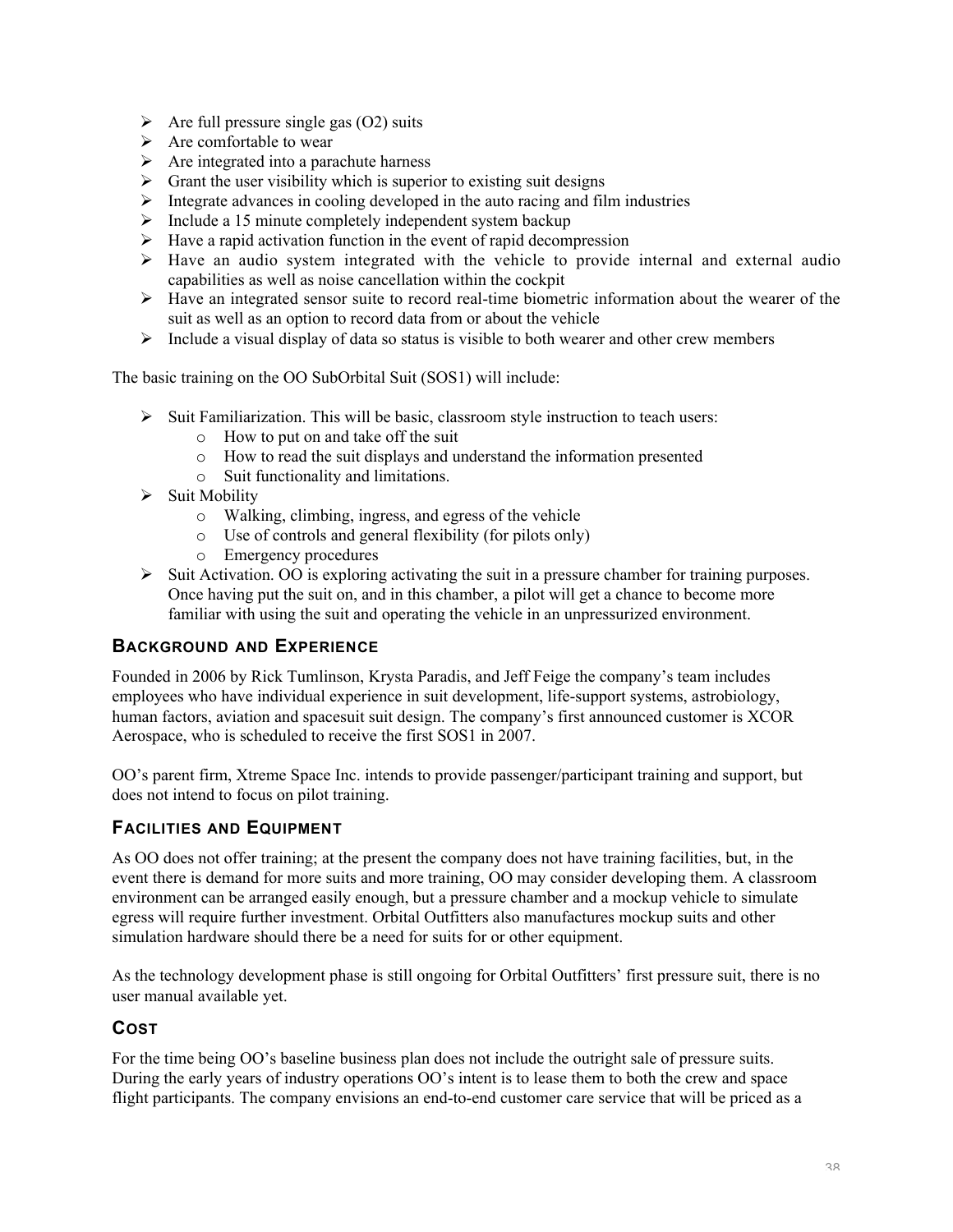- Are full pressure single gas ($O_2$) suits
- Are comfortable to wear
- Are integrated into a parachute harness
- Grant the user visibility which is superior to existing suit designs
- Integrate advances in cooling developed in the auto racing and film industries
- Include a 15 minute completely independent system backup
- Have a rapid activation function in the event of rapid decompression
- Have an audio system integrated with the vehicle to provide internal and external audio capabilities as well as noise cancellation within the cockpit
- Have an integrated sensor suite to record real-time biometric information about the wearer of the suit as well as an option to record data from or about the vehicle
- Include a visual display of data so status is visible to both wearer and other crew members

The basic training on the OO SubOrbital Suit (SOS1) will include:

- Suit Familiarization. This will be basic, classroom style instruction to teach users:
  - How to put on and take off the suit
  - How to read the suit displays and understand the information presented
  - Suit functionality and limitations.
- Suit Mobility
  - Walking, climbing, ingress, and egress of the vehicle
  - Use of controls and general flexibility (for pilots only)
  - Emergency procedures
- Suit Activation. OO is exploring activating the suit in a pressure chamber for training purposes. Once having put the suit on, and in this chamber, a pilot will get a chance to become more familiar with using the suit and operating the vehicle in an unpressurized environment.

## Background and Experience

Founded in 2006 by Rick Tumlinson, Krysta Paradis, and Jeff Feige the company's team includes employees who have individual experience in suit development, life-support systems, astrobiology, human factors, aviation and spacesuit suit design. The company's first announced customer is XCOR Aerospace, who is scheduled to receive the first SOS1 in 2007.

OO's parent firm, Xtreme Space Inc. intends to provide passenger/participant training and support, but does not intend to focus on pilot training.

## Facilities and Equipment

As OO does not offer training; at the present the company does not have training facilities, but, in the event there is demand for more suits and more training, OO may consider developing them. A classroom environment can be arranged easily enough, but a pressure chamber and a mockup vehicle to simulate egress will require further investment. Orbital Outfitters also manufactures mockup suits and other simulation hardware should there be a need for suits for or other equipment.

As the technology development phase is still ongoing for Orbital Outfitters' first pressure suit, there is no user manual available yet.

## Cost

For the time being OO's baseline business plan does not include the outright sale of pressure suits. During the early years of industry operations OO's intent is to lease them to both the crew and space flight participants. The company envisions an end-to-end customer care service that will be priced as a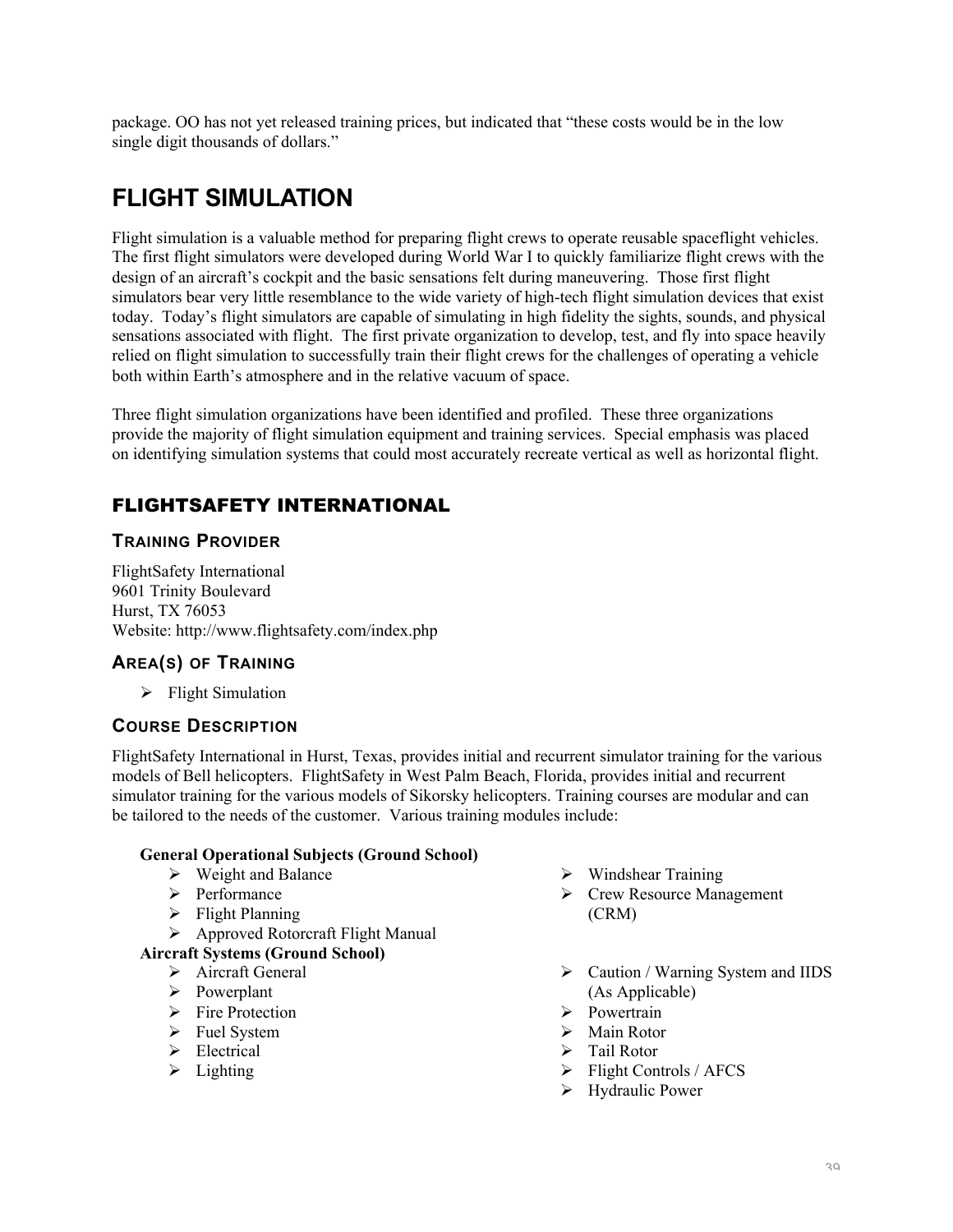package. OO has not yet released training prices, but indicated that "these costs would be in the low single digit thousands of dollars."

# FLIGHT SIMULATION

Flight simulation is a valuable method for preparing flight crews to operate reusable spaceflight vehicles. The first flight simulators were developed during World War I to quickly familiarize flight crews with the design of an aircraft's cockpit and the basic sensations felt during maneuvering. Those first flight simulators bear very little resemblance to the wide variety of high-tech flight simulation devices that exist today. Today's flight simulators are capable of simulating in high fidelity the sights, sounds, and physical sensations associated with flight. The first private organization to develop, test, and fly into space heavily relied on flight simulation to successfully train their flight crews for the challenges of operating a vehicle both within Earth's atmosphere and in the relative vacuum of space.

Three flight simulation organizations have been identified and profiled. These three organizations provide the majority of flight simulation equipment and training services. Special emphasis was placed on identifying simulation systems that could most accurately recreate vertical as well as horizontal flight.

## FLIGHTSAFETY INTERNATIONAL

### TRAINING PROVIDER

FlightSafety International
9601 Trinity Boulevard
Hurst, TX 76053
Website: http://www.flightsafety.com/index.php

### AREA(S) OF TRAINING

- Flight Simulation

### COURSE DESCRIPTION

FlightSafety International in Hurst, Texas, provides initial and recurrent simulator training for the various models of Bell helicopters. FlightSafety in West Palm Beach, Florida, provides initial and recurrent simulator training for the various models of Sikorsky helicopters. Training courses are modular and can be tailored to the needs of the customer. Various training modules include:

**General Operational Subjects (Ground School)**

- Weight and Balance
- Performance
- Flight Planning
- Approved Rotorcraft Flight Manual
- Windshear Training
- Crew Resource Management (CRM)

**Aircraft Systems (Ground School)**

- Aircraft General
- Powerplant
- Fire Protection
- Fuel System
- Electrical
- Lighting
- Caution / Warning System and IIDS (As Applicable)
- Powertrain
- Main Rotor
- Tail Rotor
- Flight Controls / AFCS
- Hydraulic Power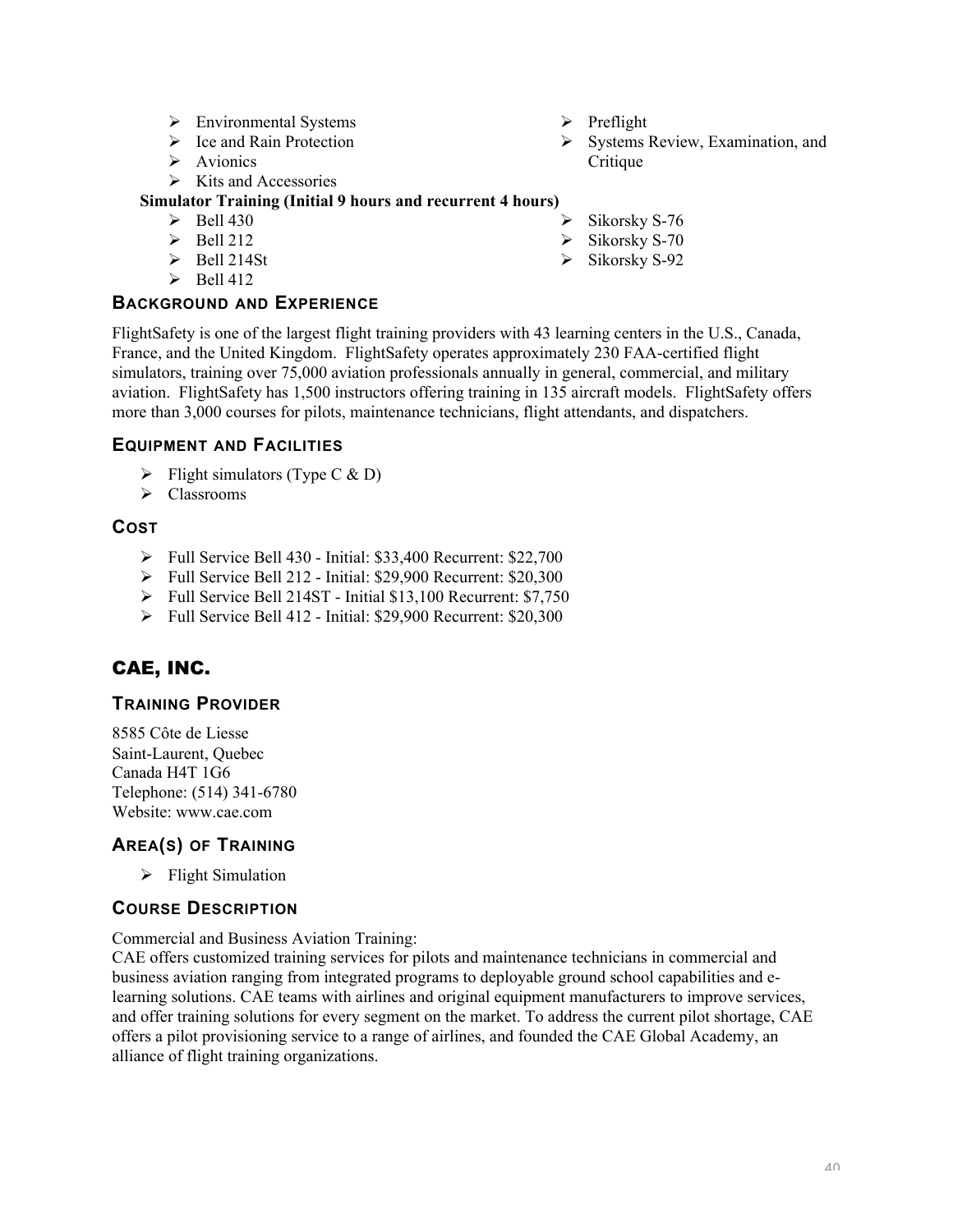- Environmental Systems
- Ice and Rain Protection
- Avionics
- Kits and Accessories
- Preflight
- Systems Review, Examination, and Critique

**Simulator Training (Initial 9 hours and recurrent 4 hours)**

- Bell 430
- Bell 212
- Bell 214St
- Bell 412
- Sikorsky S-76
- Sikorsky S-70
- Sikorsky S-92

### BACKGROUND AND EXPERIENCE

FlightSafety is one of the largest flight training providers with 43 learning centers in the U.S., Canada, France, and the United Kingdom. FlightSafety operates approximately 230 FAA-certified flight simulators, training over 75,000 aviation professionals annually in general, commercial, and military aviation. FlightSafety has 1,500 instructors offering training in 135 aircraft models. FlightSafety offers more than 3,000 courses for pilots, maintenance technicians, flight attendants, and dispatchers.

### EQUIPMENT AND FACILITIES

- Flight simulators (Type C & D)
- Classrooms

### COST

- Full Service Bell 430 - Initial: $33,400 Recurrent: $22,700
- Full Service Bell 212 - Initial: $29,900 Recurrent: $20,300
- Full Service Bell 214ST - Initial $13,100 Recurrent: $7,750
- Full Service Bell 412 - Initial: $29,900 Recurrent: $20,300

## CAE, INC.

### TRAINING PROVIDER

8585 Côte de Liesse
Saint-Laurent, Quebec
Canada H4T 1G6
Telephone: (514) 341-6780
Website: www.cae.com

### AREA(S) OF TRAINING

- Flight Simulation

### COURSE DESCRIPTION

Commercial and Business Aviation Training:
CAE offers customized training services for pilots and maintenance technicians in commercial and business aviation ranging from integrated programs to deployable ground school capabilities and e-learning solutions. CAE teams with airlines and original equipment manufacturers to improve services, and offer training solutions for every segment on the market. To address the current pilot shortage, CAE offers a pilot provisioning service to a range of airlines, and founded the CAE Global Academy, an alliance of flight training organizations.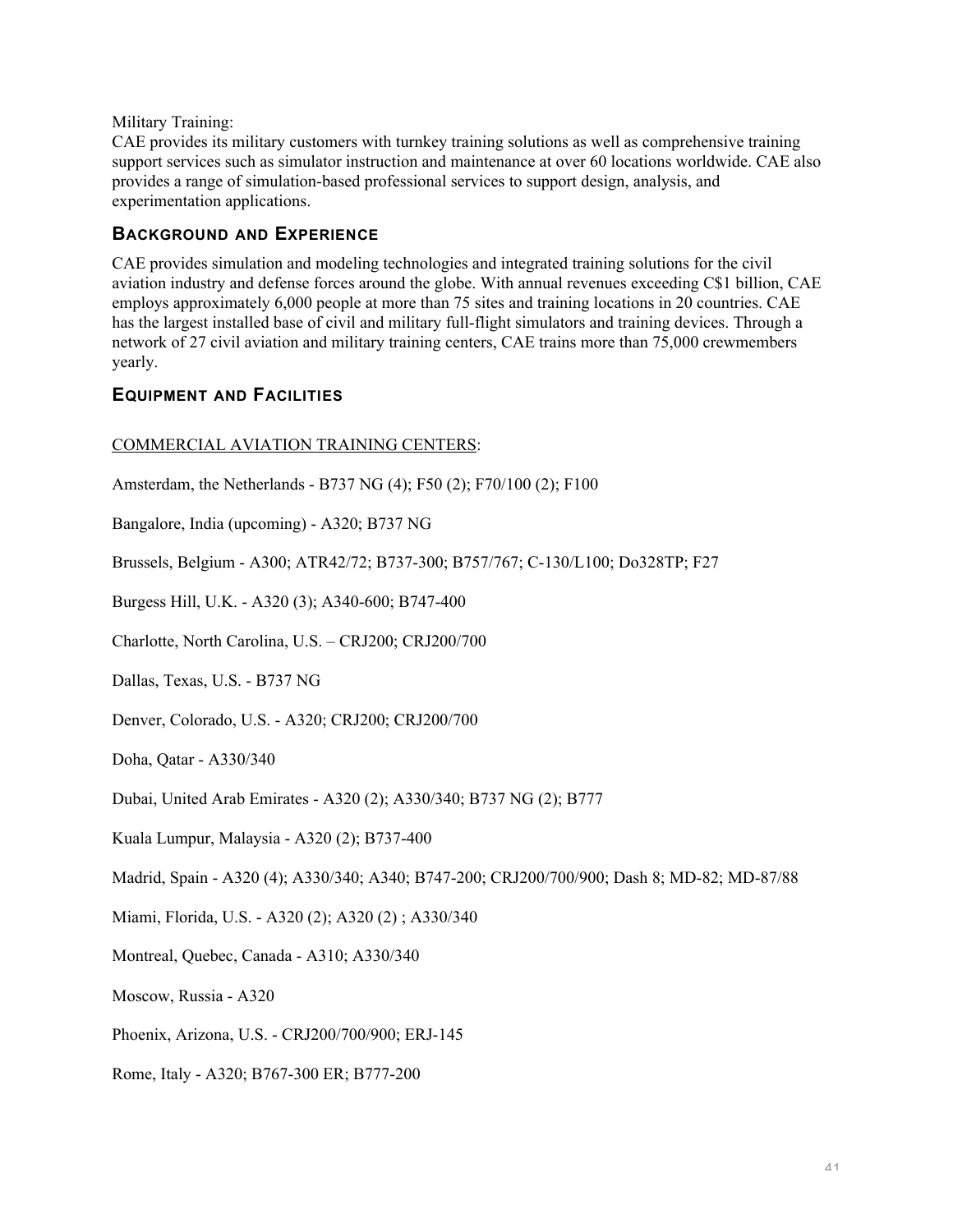Military Training:
CAE provides its military customers with turnkey training solutions as well as comprehensive training support services such as simulator instruction and maintenance at over 60 locations worldwide. CAE also provides a range of simulation-based professional services to support design, analysis, and experimentation applications.

### Background and Experience

CAE provides simulation and modeling technologies and integrated training solutions for the civil aviation industry and defense forces around the globe. With annual revenues exceeding C$1 billion, CAE employs approximately 6,000 people at more than 75 sites and training locations in 20 countries. CAE has the largest installed base of civil and military full-flight simulators and training devices. Through a network of 27 civil aviation and military training centers, CAE trains more than 75,000 crewmembers yearly.

### Equipment and Facilities

<u>COMMERCIAL AVIATION TRAINING CENTERS</u>:

Amsterdam, the Netherlands - B737 NG (4); F50 (2); F70/100 (2); F100

Bangalore, India (upcoming) - A320; B737 NG

Brussels, Belgium - A300; ATR42/72; B737-300; B757/767; C-130/L100; Do328TP; F27

Burgess Hill, U.K. - A320 (3); A340-600; B747-400

Charlotte, North Carolina, U.S. – CRJ200; CRJ200/700

Dallas, Texas, U.S. - B737 NG

Denver, Colorado, U.S. - A320; CRJ200; CRJ200/700

Doha, Qatar - A330/340

Dubai, United Arab Emirates - A320 (2); A330/340; B737 NG (2); B777

Kuala Lumpur, Malaysia - A320 (2); B737-400

Madrid, Spain - A320 (4); A330/340; A340; B747-200; CRJ200/700/900; Dash 8; MD-82; MD-87/88

Miami, Florida, U.S. - A320 (2); A320 (2) ; A330/340

Montreal, Quebec, Canada - A310; A330/340

Moscow, Russia - A320

Phoenix, Arizona, U.S. - CRJ200/700/900; ERJ-145

Rome, Italy - A320; B767-300 ER; B777-200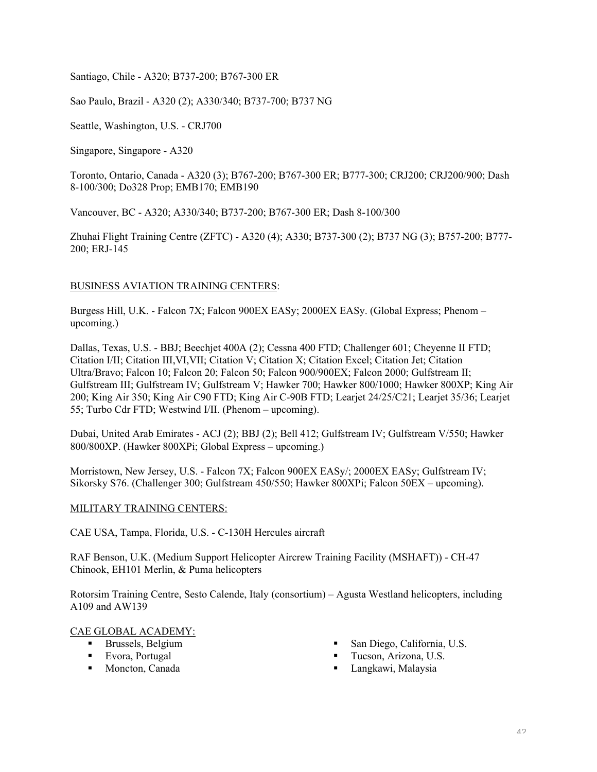Santiago, Chile - A320; B737-200; B767-300 ER

Sao Paulo, Brazil - A320 (2); A330/340; B737-700; B737 NG

Seattle, Washington, U.S. - CRJ700

Singapore, Singapore - A320

Toronto, Ontario, Canada - A320 (3); B767-200; B767-300 ER; B777-300; CRJ200; CRJ200/900; Dash 8-100/300; Do328 Prop; EMB170; EMB190

Vancouver, BC - A320; A330/340; B737-200; B767-300 ER; Dash 8-100/300

Zhuhai Flight Training Centre (ZFTC) - A320 (4); A330; B737-300 (2); B737 NG (3); B757-200; B777-200; ERJ-145

<u>BUSINESS AVIATION TRAINING CENTERS</u>:

Burgess Hill, U.K. - Falcon 7X; Falcon 900EX EASy; 2000EX EASy. (Global Express; Phenom – upcoming.)

Dallas, Texas, U.S. - BBJ; Beechjet 400A (2); Cessna 400 FTD; Challenger 601; Cheyenne II FTD; Citation I/II; Citation III,VI,VII; Citation V; Citation X; Citation Excel; Citation Jet; Citation Ultra/Bravo; Falcon 10; Falcon 20; Falcon 50; Falcon 900/900EX; Falcon 2000; Gulfstream II; Gulfstream III; Gulfstream IV; Gulfstream V; Hawker 700; Hawker 800/1000; Hawker 800XP; King Air 200; King Air 350; King Air C90 FTD; King Air C-90B FTD; Learjet 24/25/C21; Learjet 35/36; Learjet 55; Turbo Cdr FTD; Westwind I/II. (Phenom – upcoming).

Dubai, United Arab Emirates - ACJ (2); BBJ (2); Bell 412; Gulfstream IV; Gulfstream V/550; Hawker 800/800XP. (Hawker 800XPi; Global Express – upcoming.)

Morristown, New Jersey, U.S. - Falcon 7X; Falcon 900EX EASy/; 2000EX EASy; Gulfstream IV; Sikorsky S76. (Challenger 300; Gulfstream 450/550; Hawker 800XPi; Falcon 50EX – upcoming).

<u>MILITARY TRAINING CENTERS:</u>

CAE USA, Tampa, Florida, U.S. - C-130H Hercules aircraft

RAF Benson, U.K. (Medium Support Helicopter Aircrew Training Facility (MSHAFT)) - CH-47 Chinook, EH101 Merlin, & Puma helicopters

Rotorsim Training Centre, Sesto Calende, Italy (consortium) – Agusta Westland helicopters, including A109 and AW139

<u>CAE GLOBAL ACADEMY:</u>

- Brussels, Belgium
- Evora, Portugal
- Moncton, Canada
- San Diego, California, U.S.
- Tucson, Arizona, U.S.
- Langkawi, Malaysia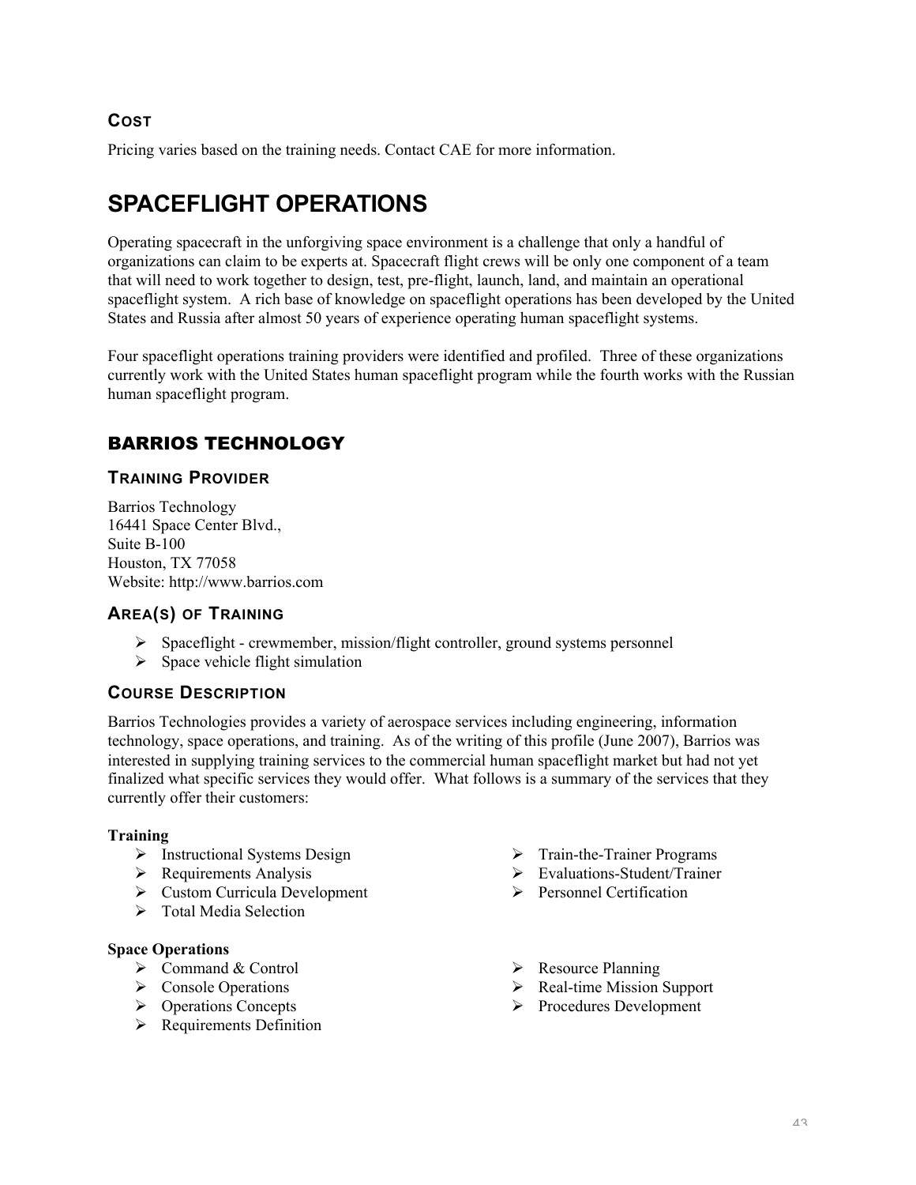### Cost

Pricing varies based on the training needs. Contact CAE for more information.

# SPACEFLIGHT OPERATIONS

Operating spacecraft in the unforgiving space environment is a challenge that only a handful of organizations can claim to be experts at. Spacecraft flight crews will be only one component of a team that will need to work together to design, test, pre-flight, launch, land, and maintain an operational spaceflight system. A rich base of knowledge on spaceflight operations has been developed by the United States and Russia after almost 50 years of experience operating human spaceflight systems.

Four spaceflight operations training providers were identified and profiled. Three of these organizations currently work with the United States human spaceflight program while the fourth works with the Russian human spaceflight program.

## BARRIOS TECHNOLOGY

### Training Provider

Barrios Technology
16441 Space Center Blvd.,
Suite B-100
Houston, TX 77058
Website: http://www.barrios.com

### Area(s) of Training

- Spaceflight - crewmember, mission/flight controller, ground systems personnel
- Space vehicle flight simulation

### Course Description

Barrios Technologies provides a variety of aerospace services including engineering, information technology, space operations, and training. As of the writing of this profile (June 2007), Barrios was interested in supplying training services to the commercial human spaceflight market but had not yet finalized what specific services they would offer. What follows is a summary of the services that they currently offer their customers:

**Training**

- Instructional Systems Design
- Requirements Analysis
- Custom Curricula Development
- Total Media Selection
- Train-the-Trainer Programs
- Evaluations-Student/Trainer
- Personnel Certification

**Space Operations**

- Command & Control
- Console Operations
- Operations Concepts
- Requirements Definition
- Resource Planning
- Real-time Mission Support
- Procedures Development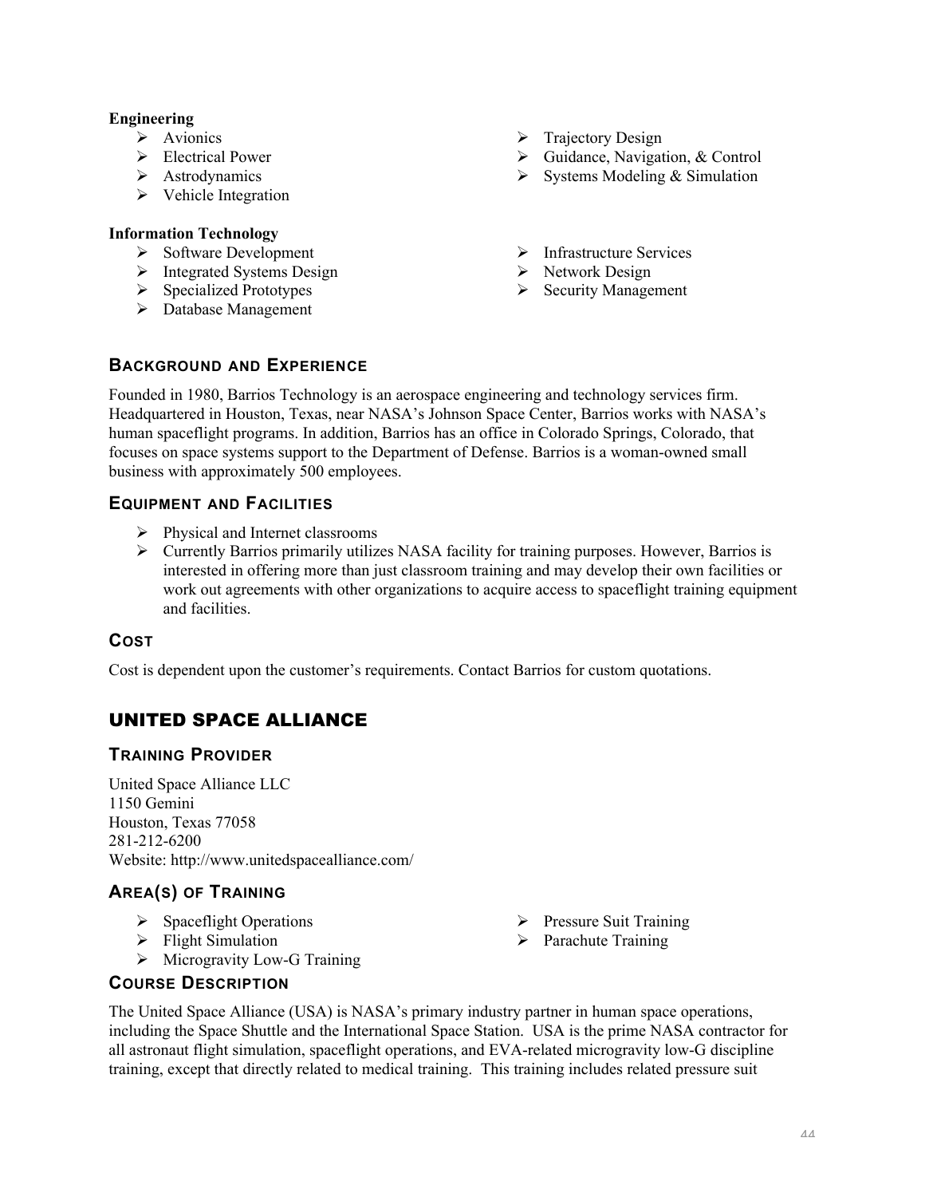**Engineering**

- Avionics
- Electrical Power
- Astrodynamics
- Vehicle Integration
- Trajectory Design
- Guidance, Navigation, & Control
- Systems Modeling & Simulation

**Information Technology**

- Software Development
- Integrated Systems Design
- Specialized Prototypes
- Database Management
- Infrastructure Services
- Network Design
- Security Management

### BACKGROUND AND EXPERIENCE

Founded in 1980, Barrios Technology is an aerospace engineering and technology services firm. Headquartered in Houston, Texas, near NASA's Johnson Space Center, Barrios works with NASA's human spaceflight programs. In addition, Barrios has an office in Colorado Springs, Colorado, that focuses on space systems support to the Department of Defense. Barrios is a woman-owned small business with approximately 500 employees.

### EQUIPMENT AND FACILITIES

- Physical and Internet classrooms
- Currently Barrios primarily utilizes NASA facility for training purposes. However, Barrios is interested in offering more than just classroom training and may develop their own facilities or work out agreements with other organizations to acquire access to spaceflight training equipment and facilities.

### COST

Cost is dependent upon the customer's requirements. Contact Barrios for custom quotations.

## UNITED SPACE ALLIANCE

### TRAINING PROVIDER

United Space Alliance LLC
1150 Gemini
Houston, Texas 77058
281-212-6200
Website: http://www.unitedspacealliance.com/

### AREA(S) OF TRAINING

- Spaceflight Operations
- Flight Simulation
- Microgravity Low-G Training
- Pressure Suit Training
- Parachute Training

### COURSE DESCRIPTION

The United Space Alliance (USA) is NASA's primary industry partner in human space operations, including the Space Shuttle and the International Space Station. USA is the prime NASA contractor for all astronaut flight simulation, spaceflight operations, and EVA-related microgravity low-G discipline training, except that directly related to medical training. This training includes related pressure suit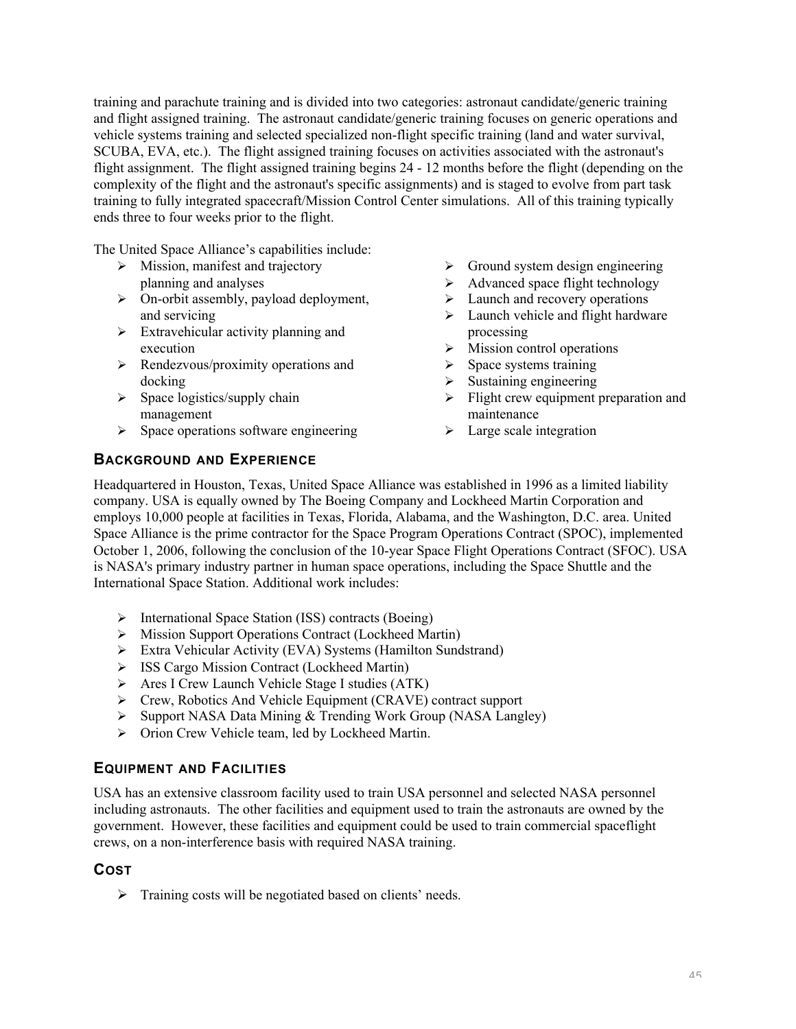training and parachute training and is divided into two categories: astronaut candidate/generic training and flight assigned training. The astronaut candidate/generic training focuses on generic operations and vehicle systems training and selected specialized non-flight specific training (land and water survival, SCUBA, EVA, etc.). The flight assigned training focuses on activities associated with the astronaut's flight assignment. The flight assigned training begins 24 - 12 months before the flight (depending on the complexity of the flight and the astronaut's specific assignments) and is staged to evolve from part task training to fully integrated spacecraft/Mission Control Center simulations. All of this training typically ends three to four weeks prior to the flight.

The United Space Alliance's capabilities include:

- Mission, manifest and trajectory planning and analyses
- On-orbit assembly, payload deployment, and servicing
- Extravehicular activity planning and execution
- Rendezvous/proximity operations and docking
- Space logistics/supply chain management
- Space operations software engineering
- Ground system design engineering
- Advanced space flight technology
- Launch and recovery operations
- Launch vehicle and flight hardware processing
- Mission control operations
- Space systems training
- Sustaining engineering
- Flight crew equipment preparation and maintenance
- Large scale integration

## Background and Experience

Headquartered in Houston, Texas, United Space Alliance was established in 1996 as a limited liability company. USA is equally owned by The Boeing Company and Lockheed Martin Corporation and employs 10,000 people at facilities in Texas, Florida, Alabama, and the Washington, D.C. area. United Space Alliance is the prime contractor for the Space Program Operations Contract (SPOC), implemented October 1, 2006, following the conclusion of the 10-year Space Flight Operations Contract (SFOC). USA is NASA's primary industry partner in human space operations, including the Space Shuttle and the International Space Station. Additional work includes:

- International Space Station (ISS) contracts (Boeing)
- Mission Support Operations Contract (Lockheed Martin)
- Extra Vehicular Activity (EVA) Systems (Hamilton Sundstrand)
- ISS Cargo Mission Contract (Lockheed Martin)
- Ares I Crew Launch Vehicle Stage I studies (ATK)
- Crew, Robotics And Vehicle Equipment (CRAVE) contract support
- Support NASA Data Mining & Trending Work Group (NASA Langley)
- Orion Crew Vehicle team, led by Lockheed Martin.

## Equipment and Facilities

USA has an extensive classroom facility used to train USA personnel and selected NASA personnel including astronauts. The other facilities and equipment used to train the astronauts are owned by the government. However, these facilities and equipment could be used to train commercial spaceflight crews, on a non-interference basis with required NASA training.

## Cost

- Training costs will be negotiated based on clients' needs.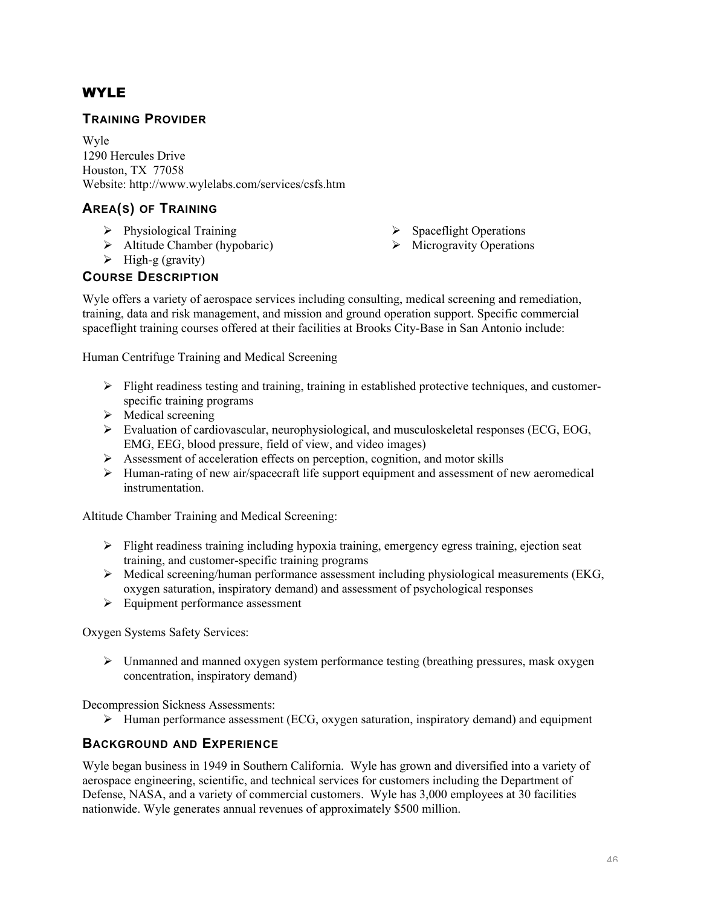# WYLE

## Training Provider

Wyle
1290 Hercules Drive
Houston, TX 77058
Website: http://www.wylelabs.com/services/csfs.htm

## Area(s) of Training

- Physiological Training
- Altitude Chamber (hypobaric)
- High-g (gravity)
- Spaceflight Operations
- Microgravity Operations

## Course Description

Wyle offers a variety of aerospace services including consulting, medical screening and remediation, training, data and risk management, and mission and ground operation support. Specific commercial spaceflight training courses offered at their facilities at Brooks City-Base in San Antonio include:

Human Centrifuge Training and Medical Screening

- Flight readiness testing and training, training in established protective techniques, and customer-specific training programs
- Medical screening
- Evaluation of cardiovascular, neurophysiological, and musculoskeletal responses (ECG, EOG, EMG, EEG, blood pressure, field of view, and video images)
- Assessment of acceleration effects on perception, cognition, and motor skills
- Human-rating of new air/spacecraft life support equipment and assessment of new aeromedical instrumentation.

Altitude Chamber Training and Medical Screening:

- Flight readiness training including hypoxia training, emergency egress training, ejection seat training, and customer-specific training programs
- Medical screening/human performance assessment including physiological measurements (EKG, oxygen saturation, inspiratory demand) and assessment of psychological responses
- Equipment performance assessment

Oxygen Systems Safety Services:

- Unmanned and manned oxygen system performance testing (breathing pressures, mask oxygen concentration, inspiratory demand)

Decompression Sickness Assessments:

- Human performance assessment (ECG, oxygen saturation, inspiratory demand) and equipment

## Background and Experience

Wyle began business in 1949 in Southern California. Wyle has grown and diversified into a variety of aerospace engineering, scientific, and technical services for customers including the Department of Defense, NASA, and a variety of commercial customers. Wyle has 3,000 employees at 30 facilities nationwide. Wyle generates annual revenues of approximately $500 million.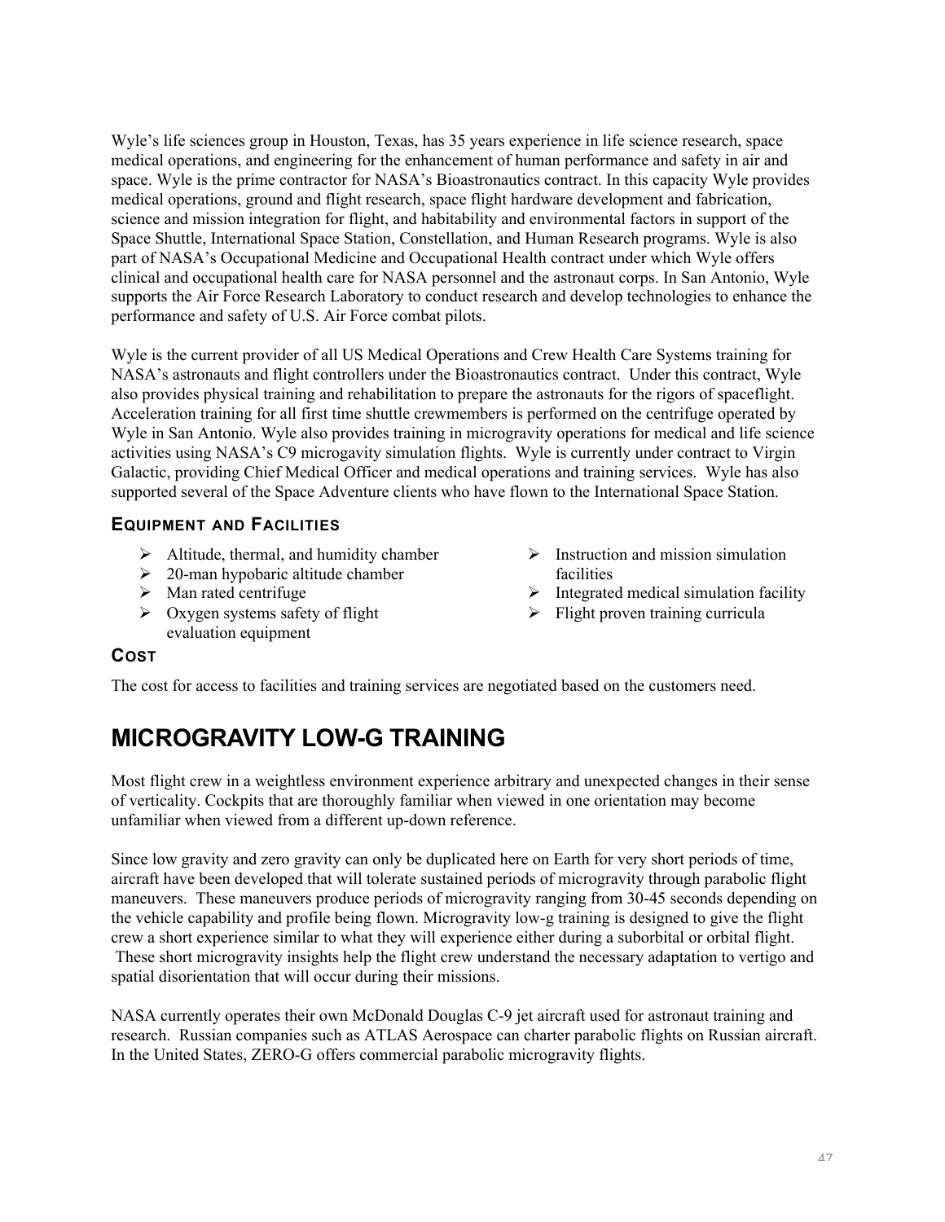Wyle's life sciences group in Houston, Texas, has 35 years experience in life science research, space medical operations, and engineering for the enhancement of human performance and safety in air and space. Wyle is the prime contractor for NASA's Bioastronautics contract. In this capacity Wyle provides medical operations, ground and flight research, space flight hardware development and fabrication, science and mission integration for flight, and habitability and environmental factors in support of the Space Shuttle, International Space Station, Constellation, and Human Research programs. Wyle is also part of NASA's Occupational Medicine and Occupational Health contract under which Wyle offers clinical and occupational health care for NASA personnel and the astronaut corps. In San Antonio, Wyle supports the Air Force Research Laboratory to conduct research and develop technologies to enhance the performance and safety of U.S. Air Force combat pilots.

Wyle is the current provider of all US Medical Operations and Crew Health Care Systems training for NASA's astronauts and flight controllers under the Bioastronautics contract. Under this contract, Wyle also provides physical training and rehabilitation to prepare the astronauts for the rigors of spaceflight. Acceleration training for all first time shuttle crewmembers is performed on the centrifuge operated by Wyle in San Antonio. Wyle also provides training in microgravity operations for medical and life science activities using NASA's C9 microgravity simulation flights. Wyle is currently under contract to Virgin Galactic, providing Chief Medical Officer and medical operations and training services. Wyle has also supported several of the Space Adventure clients who have flown to the International Space Station.

### Equipment and Facilities

- Altitude, thermal, and humidity chamber
- 20-man hypobaric altitude chamber
- Man rated centrifuge
- Oxygen systems safety of flight evaluation equipment
- Instruction and mission simulation facilities
- Integrated medical simulation facility
- Flight proven training curricula

### Cost

The cost for access to facilities and training services are negotiated based on the customers need.

## MICROGRAVITY LOW-G TRAINING

Most flight crew in a weightless environment experience arbitrary and unexpected changes in their sense of verticality. Cockpits that are thoroughly familiar when viewed in one orientation may become unfamiliar when viewed from a different up-down reference.

Since low gravity and zero gravity can only be duplicated here on Earth for very short periods of time, aircraft have been developed that will tolerate sustained periods of microgravity through parabolic flight maneuvers. These maneuvers produce periods of microgravity ranging from 30-45 seconds depending on the vehicle capability and profile being flown. Microgravity low-g training is designed to give the flight crew a short experience similar to what they will experience either during a suborbital or orbital flight. These short microgravity insights help the flight crew understand the necessary adaptation to vertigo and spatial disorientation that will occur during their missions.

NASA currently operates their own McDonald Douglas C-9 jet aircraft used for astronaut training and research. Russian companies such as ATLAS Aerospace can charter parabolic flights on Russian aircraft. In the United States, ZERO-G offers commercial parabolic microgravity flights.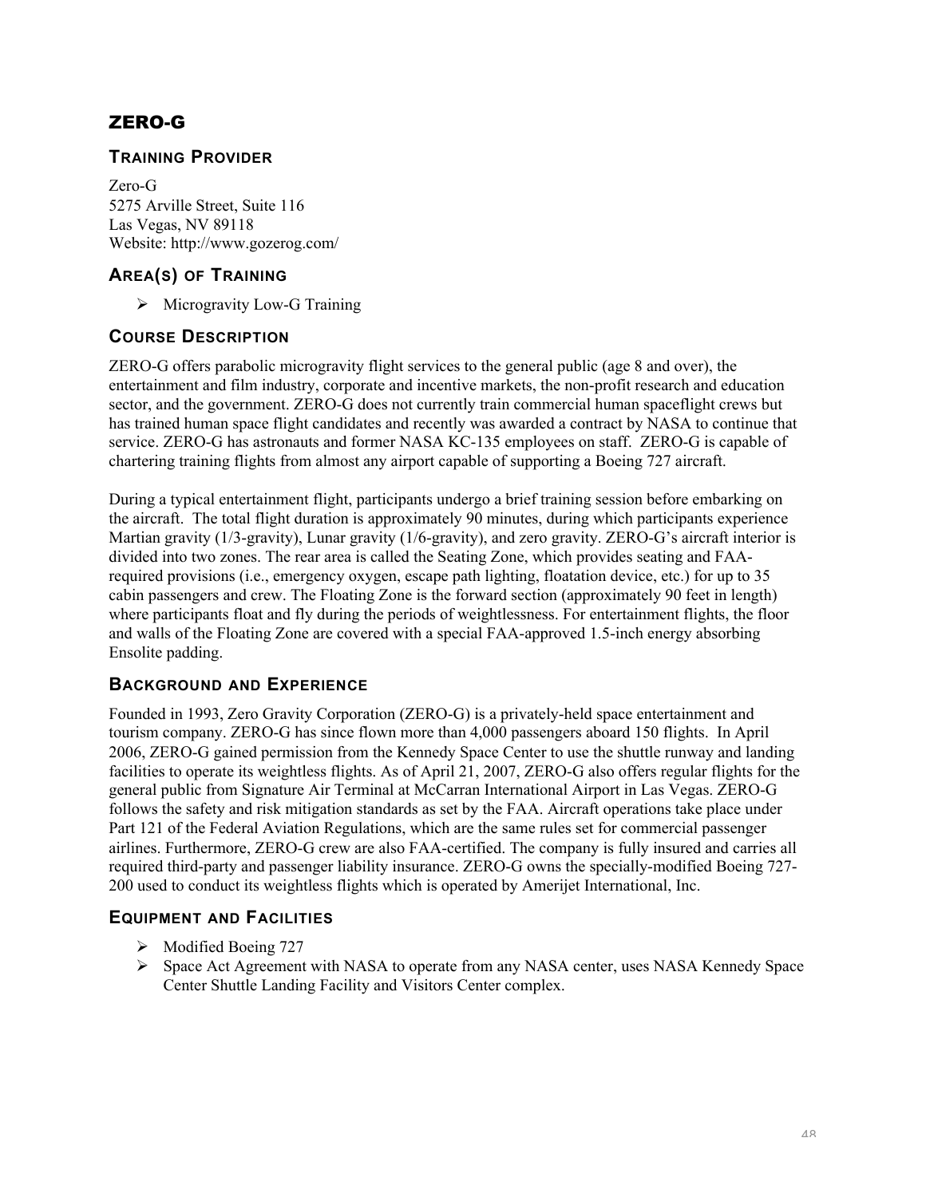## ZERO-G

### Training Provider

Zero-G
5275 Arville Street, Suite 116
Las Vegas, NV 89118
Website: http://www.gozerog.com/

### Area(s) of Training

- Microgravity Low-G Training

### Course Description

ZERO-G offers parabolic microgravity flight services to the general public (age 8 and over), the entertainment and film industry, corporate and incentive markets, the non-profit research and education sector, and the government. ZERO-G does not currently train commercial human spaceflight crews but has trained human space flight candidates and recently was awarded a contract by NASA to continue that service. ZERO-G has astronauts and former NASA KC-135 employees on staff. ZERO-G is capable of chartering training flights from almost any airport capable of supporting a Boeing 727 aircraft.

During a typical entertainment flight, participants undergo a brief training session before embarking on the aircraft. The total flight duration is approximately 90 minutes, during which participants experience Martian gravity (1/3-gravity), Lunar gravity (1/6-gravity), and zero gravity. ZERO-G's aircraft interior is divided into two zones. The rear area is called the Seating Zone, which provides seating and FAA-required provisions (i.e., emergency oxygen, escape path lighting, floatation device, etc.) for up to 35 cabin passengers and crew. The Floating Zone is the forward section (approximately 90 feet in length) where participants float and fly during the periods of weightlessness. For entertainment flights, the floor and walls of the Floating Zone are covered with a special FAA-approved 1.5-inch energy absorbing Ensolite padding.

### Background and Experience

Founded in 1993, Zero Gravity Corporation (ZERO-G) is a privately-held space entertainment and tourism company. ZERO-G has since flown more than 4,000 passengers aboard 150 flights. In April 2006, ZERO-G gained permission from the Kennedy Space Center to use the shuttle runway and landing facilities to operate its weightless flights. As of April 21, 2007, ZERO-G also offers regular flights for the general public from Signature Air Terminal at McCarran International Airport in Las Vegas. ZERO-G follows the safety and risk mitigation standards as set by the FAA. Aircraft operations take place under Part 121 of the Federal Aviation Regulations, which are the same rules set for commercial passenger airlines. Furthermore, ZERO-G crew are also FAA-certified. The company is fully insured and carries all required third-party and passenger liability insurance. ZERO-G owns the specially-modified Boeing 727-200 used to conduct its weightless flights which is operated by Amerijet International, Inc.

### Equipment and Facilities

- Modified Boeing 727
- Space Act Agreement with NASA to operate from any NASA center, uses NASA Kennedy Space Center Shuttle Landing Facility and Visitors Center complex.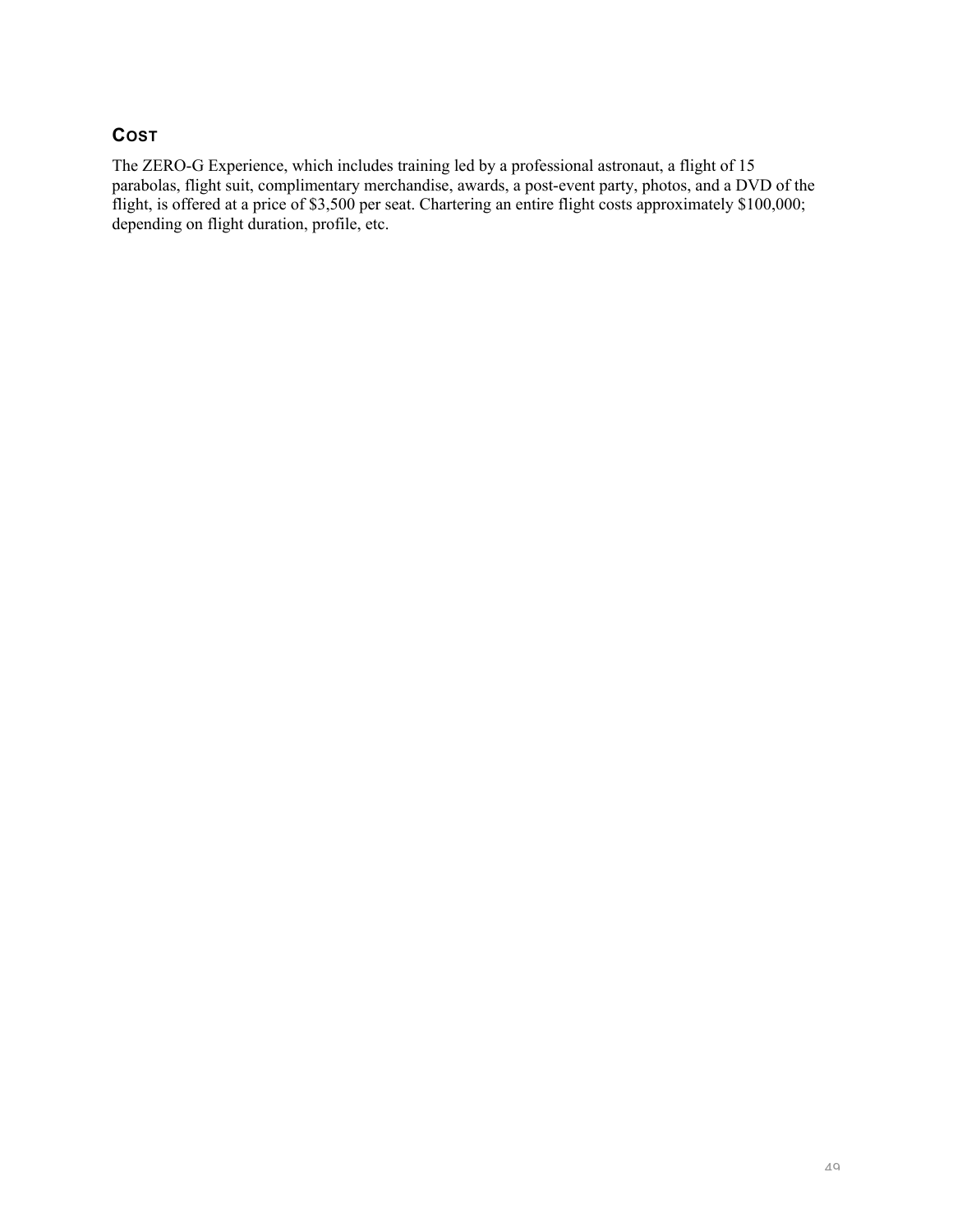## COST

The ZERO-G Experience, which includes training led by a professional astronaut, a flight of 15 parabolas, flight suit, complimentary merchandise, awards, a post-event party, photos, and a DVD of the flight, is offered at a price of $3,500 per seat. Chartering an entire flight costs approximately $100,000; depending on flight duration, profile, etc.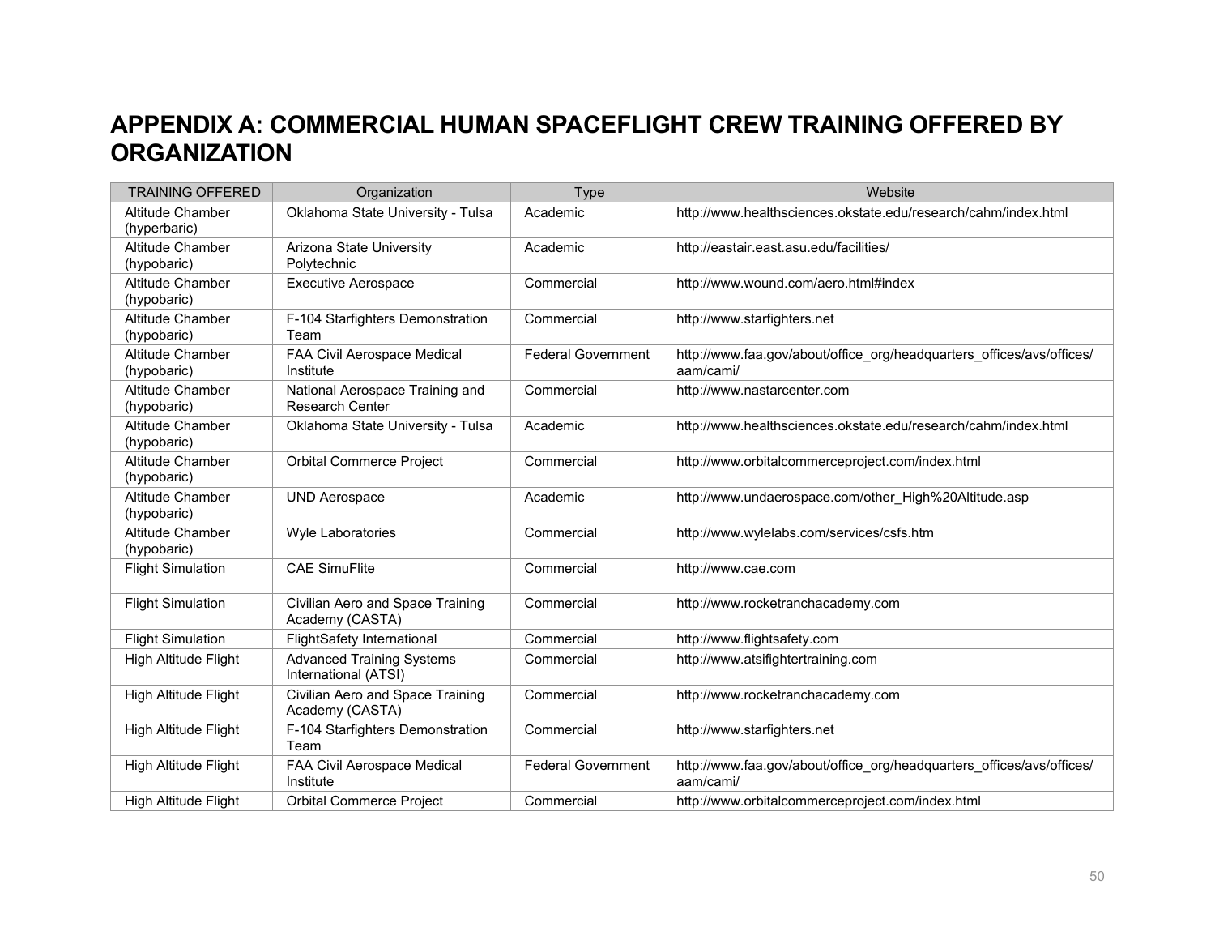# APPENDIX A: COMMERCIAL HUMAN SPACEFLIGHT CREW TRAINING OFFERED BY ORGANIZATION

| TRAINING OFFERED | Organization | Type | Website |
|---|---|---|---|
| Altitude Chamber (hyperbaric) | Oklahoma State University - Tulsa | Academic | http://www.healthsciences.okstate.edu/research/cahm/index.html |
| Altitude Chamber (hypobaric) | Arizona State University Polytechnic | Academic | http://eastair.east.asu.edu/facilities/ |
| Altitude Chamber (hypobaric) | Executive Aerospace | Commercial | http://www.wound.com/aero.html#index |
| Altitude Chamber (hypobaric) | F-104 Starfighters Demonstration Team | Commercial | http://www.starfighters.net |
| Altitude Chamber (hypobaric) | FAA Civil Aerospace Medical Institute | Federal Government | http://www.faa.gov/about/office_org/headquarters_offices/avs/offices/aam/cami/ |
| Altitude Chamber (hypobaric) | National Aerospace Training and Research Center | Commercial | http://www.nastarcenter.com |
| Altitude Chamber (hypobaric) | Oklahoma State University - Tulsa | Academic | http://www.healthsciences.okstate.edu/research/cahm/index.html |
| Altitude Chamber (hypobaric) | Orbital Commerce Project | Commercial | http://www.orbitalcommerceproject.com/index.html |
| Altitude Chamber (hypobaric) | UND Aerospace | Academic | http://www.undaerospace.com/other_High%20Altitude.asp |
| Altitude Chamber (hypobaric) | Wyle Laboratories | Commercial | http://www.wylelabs.com/services/csfs.htm |
| Flight Simulation | CAE SimuFlite | Commercial | http://www.cae.com |
| Flight Simulation | Civilian Aero and Space Training Academy (CASTA) | Commercial | http://www.rocketranchacademy.com |
| Flight Simulation | FlightSafety International | Commercial | http://www.flightsafety.com |
| High Altitude Flight | Advanced Training Systems International (ATSI) | Commercial | http://www.atsifightertraining.com |
| High Altitude Flight | Civilian Aero and Space Training Academy (CASTA) | Commercial | http://www.rocketranchacademy.com |
| High Altitude Flight | F-104 Starfighters Demonstration Team | Commercial | http://www.starfighters.net |
| High Altitude Flight | FAA Civil Aerospace Medical Institute | Federal Government | http://www.faa.gov/about/office_org/headquarters_offices/avs/offices/aam/cami/ |
| High Altitude Flight | Orbital Commerce Project | Commercial | http://www.orbitalcommerceproject.com/index.html |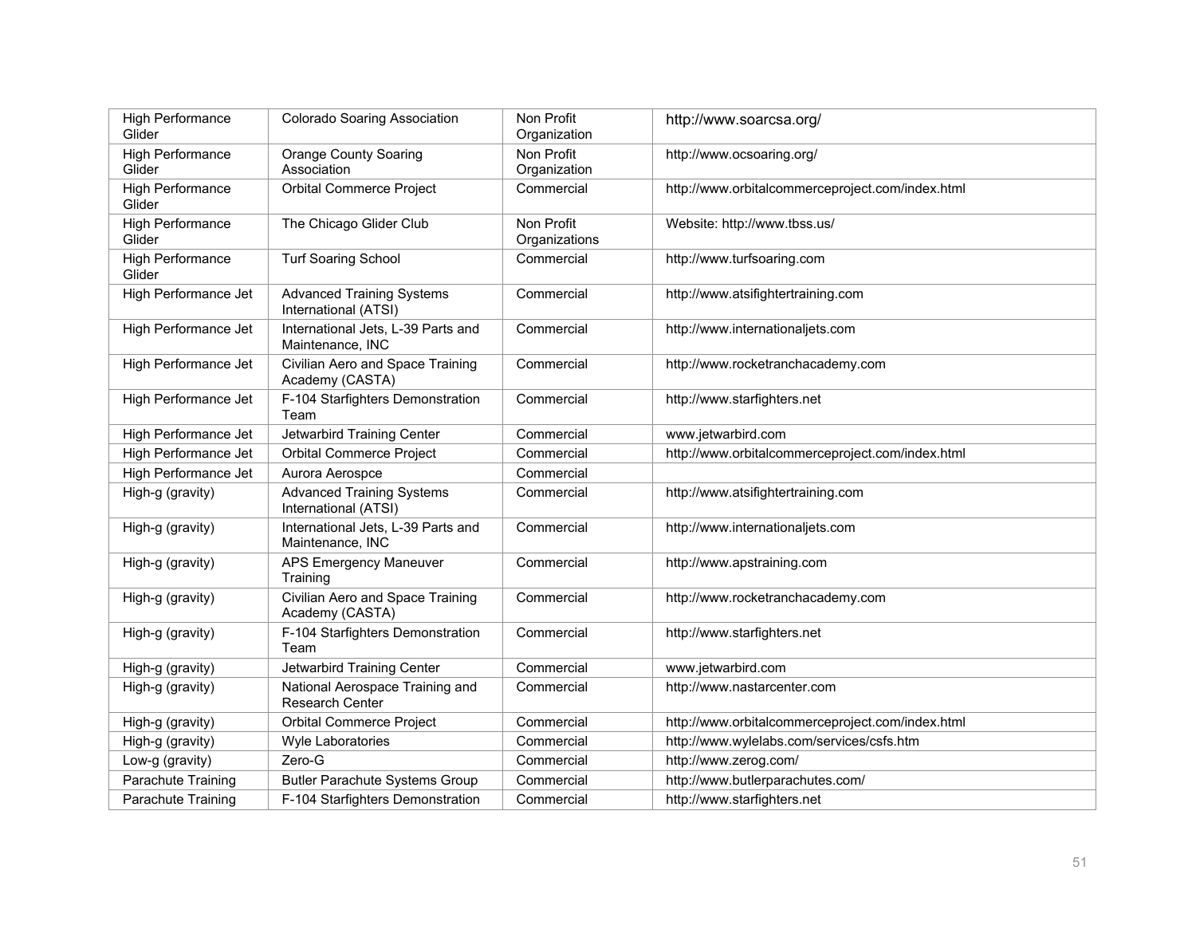| High Performance Glider | Colorado Soaring Association | Non Profit Organization | http://www.soarcsa.org/ |
|---|---|---|---|
| High Performance Glider | Orange County Soaring Association | Non Profit Organization | http://www.ocsoaring.org/ |
| High Performance Glider | Orbital Commerce Project | Commercial | http://www.orbitalcommerceproject.com/index.html |
| High Performance Glider | The Chicago Glider Club | Non Profit Organizations | Website: http://www.tbss.us/ |
| High Performance Glider | Turf Soaring School | Commercial | http://www.turfsoaring.com |
| High Performance Jet | Advanced Training Systems International (ATSI) | Commercial | http://www.atsifightertraining.com |
| High Performance Jet | International Jets, L-39 Parts and Maintenance, INC | Commercial | http://www.internationaljets.com |
| High Performance Jet | Civilian Aero and Space Training Academy (CASTA) | Commercial | http://www.rocketranchacademy.com |
| High Performance Jet | F-104 Starfighters Demonstration Team | Commercial | http://www.starfighters.net |
| High Performance Jet | Jetwarbird Training Center | Commercial | www.jetwarbird.com |
| High Performance Jet | Orbital Commerce Project | Commercial | http://www.orbitalcommerceproject.com/index.html |
| High Performance Jet | Aurora Aerospce | Commercial | |
| High-g (gravity) | Advanced Training Systems International (ATSI) | Commercial | http://www.atsifightertraining.com |
| High-g (gravity) | International Jets, L-39 Parts and Maintenance, INC | Commercial | http://www.internationaljets.com |
| High-g (gravity) | APS Emergency Maneuver Training | Commercial | http://www.apstraining.com |
| High-g (gravity) | Civilian Aero and Space Training Academy (CASTA) | Commercial | http://www.rocketranchacademy.com |
| High-g (gravity) | F-104 Starfighters Demonstration Team | Commercial | http://www.starfighters.net |
| High-g (gravity) | Jetwarbird Training Center | Commercial | www.jetwarbird.com |
| High-g (gravity) | National Aerospace Training and Research Center | Commercial | http://www.nastarcenter.com |
| High-g (gravity) | Orbital Commerce Project | Commercial | http://www.orbitalcommerceproject.com/index.html |
| High-g (gravity) | Wyle Laboratories | Commercial | http://www.wylelabs.com/services/csfs.htm |
| Low-g (gravity) | Zero-G | Commercial | http://www.zerog.com/ |
| Parachute Training | Butler Parachute Systems Group | Commercial | http://www.butlerparachutes.com/ |
| Parachute Training | F-104 Starfighters Demonstration | Commercial | http://www.starfighters.net |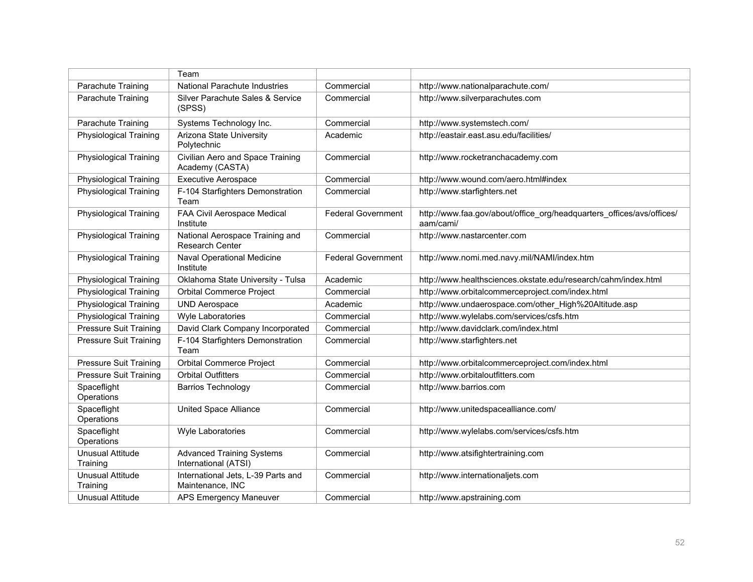| | Team | | |
|---|---|---|---|
| Parachute Training | National Parachute Industries | Commercial | http://www.nationalparachute.com/ |
| Parachute Training | Silver Parachute Sales & Service (SPSS) | Commercial | http://www.silverparachutes.com |
| Parachute Training | Systems Technology Inc. | Commercial | http://www.systemstech.com/ |
| Physiological Training | Arizona State University Polytechnic | Academic | http://eastair.east.asu.edu/facilities/ |
| Physiological Training | Civilian Aero and Space Training Academy (CASTA) | Commercial | http://www.rocketranchacademy.com |
| Physiological Training | Executive Aerospace | Commercial | http://www.wound.com/aero.html#index |
| Physiological Training | F-104 Starfighters Demonstration Team | Commercial | http://www.starfighters.net |
| Physiological Training | FAA Civil Aerospace Medical Institute | Federal Government | http://www.faa.gov/about/office_org/headquarters_offices/avs/offices/aam/cami/ |
| Physiological Training | National Aerospace Training and Research Center | Commercial | http://www.nastarcenter.com |
| Physiological Training | Naval Operational Medicine Institute | Federal Government | http://www.nomi.med.navy.mil/NAMI/index.htm |
| Physiological Training | Oklahoma State University - Tulsa | Academic | http://www.healthsciences.okstate.edu/research/cahm/index.html |
| Physiological Training | Orbital Commerce Project | Commercial | http://www.orbitalcommerceproject.com/index.html |
| Physiological Training | UND Aerospace | Academic | http://www.undaerospace.com/other_High%20Altitude.asp |
| Physiological Training | Wyle Laboratories | Commercial | http://www.wylelabs.com/services/csfs.htm |
| Pressure Suit Training | David Clark Company Incorporated | Commercial | http://www.davidclark.com/index.html |
| Pressure Suit Training | F-104 Starfighters Demonstration Team | Commercial | http://www.starfighters.net |
| Pressure Suit Training | Orbital Commerce Project | Commercial | http://www.orbitalcommerceproject.com/index.html |
| Pressure Suit Training | Orbital Outfitters | Commercial | http://www.orbitaloutfitters.com |
| Spaceflight Operations | Barrios Technology | Commercial | http://www.barrios.com |
| Spaceflight Operations | United Space Alliance | Commercial | http://www.unitedspacealliance.com/ |
| Spaceflight Operations | Wyle Laboratories | Commercial | http://www.wylelabs.com/services/csfs.htm |
| Unusual Attitude Training | Advanced Training Systems International (ATSI) | Commercial | http://www.atsifightertraining.com |
| Unusual Attitude Training | International Jets, L-39 Parts and Maintenance, INC | Commercial | http://www.internationaljets.com |
| Unusual Attitude | APS Emergency Maneuver | Commercial | http://www.apstraining.com |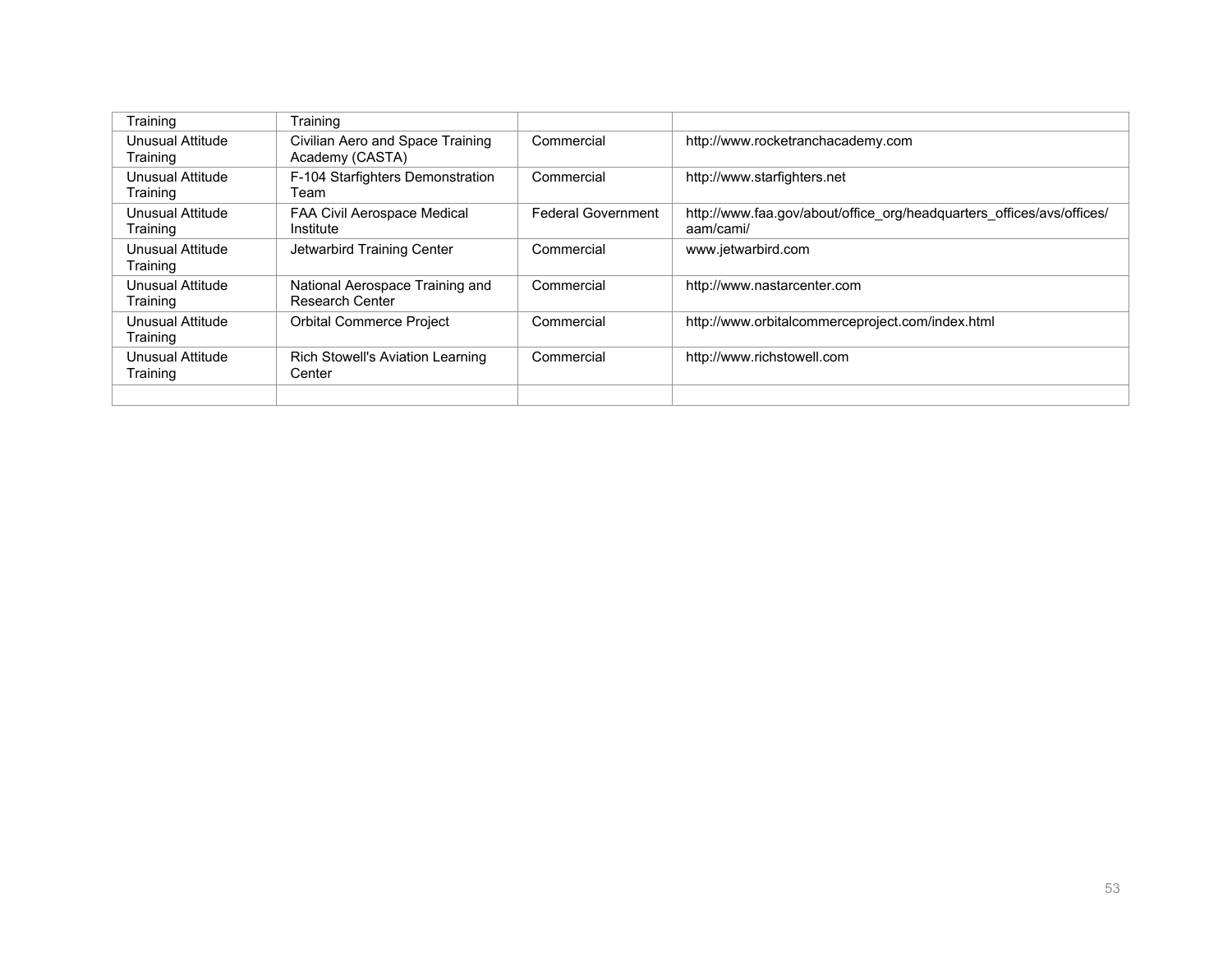| Training | Training | | |
|---|---|---|---|
| Unusual Attitude Training | Civilian Aero and Space Training Academy (CASTA) | Commercial | http://www.rocketranchacademy.com |
| Unusual Attitude Training | F-104 Starfighters Demonstration Team | Commercial | http://www.starfighters.net |
| Unusual Attitude Training | FAA Civil Aerospace Medical Institute | Federal Government | http://www.faa.gov/about/office_org/headquarters_offices/avs/offices/aam/cami/ |
| Unusual Attitude Training | Jetwarbird Training Center | Commercial | www.jetwarbird.com |
| Unusual Attitude Training | National Aerospace Training and Research Center | Commercial | http://www.nastarcenter.com |
| Unusual Attitude Training | Orbital Commerce Project | Commercial | http://www.orbitalcommerceproject.com/index.html |
| Unusual Attitude Training | Rich Stowell's Aviation Learning Center | Commercial | http://www.richstowell.com |
| | | | |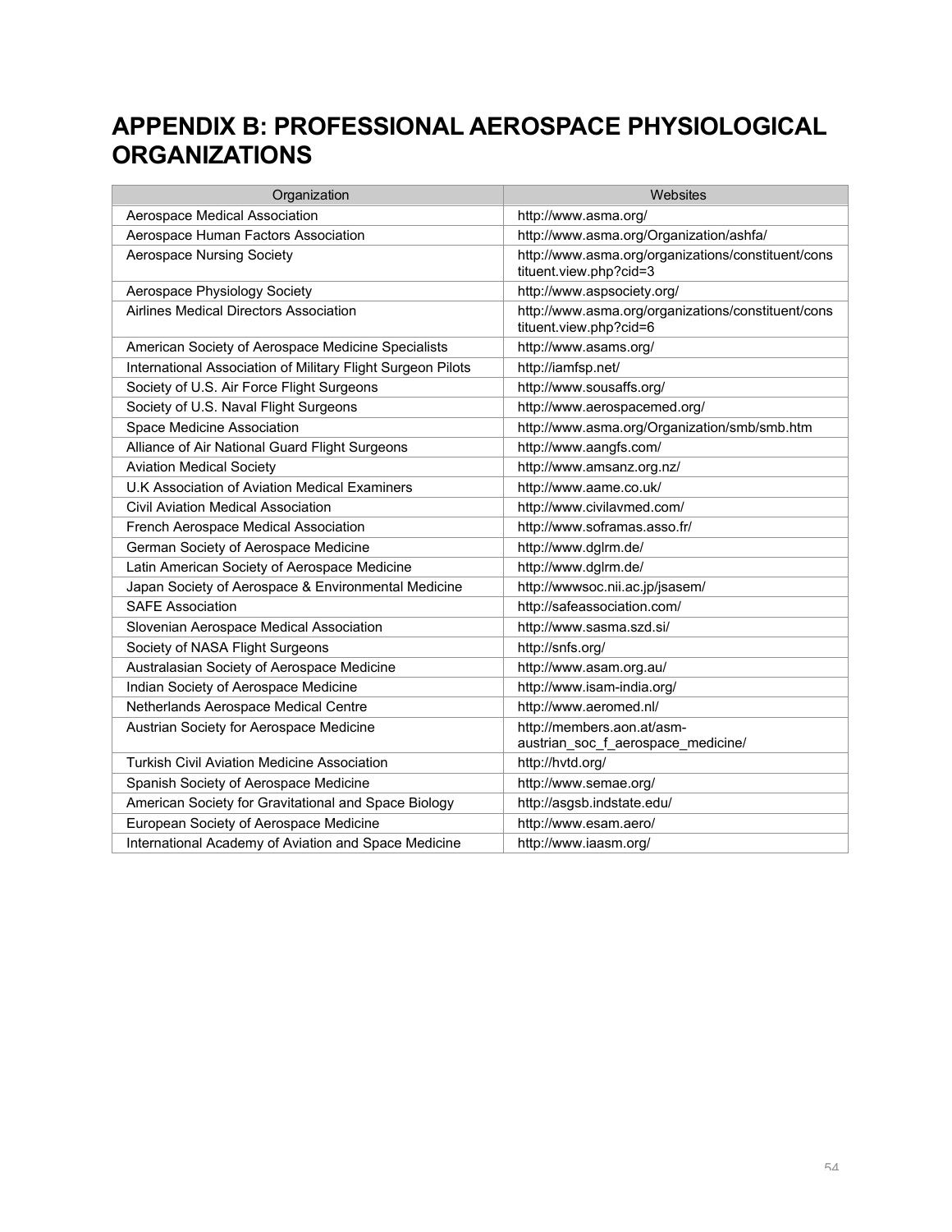# APPENDIX B: PROFESSIONAL AEROSPACE PHYSIOLOGICAL ORGANIZATIONS

| Organization | Websites |
|---|---|
| Aerospace Medical Association | http://www.asma.org/ |
| Aerospace Human Factors Association | http://www.asma.org/Organization/ashfa/ |
| Aerospace Nursing Society | http://www.asma.org/organizations/constituent/constituent.view.php?cid=3 |
| Aerospace Physiology Society | http://www.aspsociety.org/ |
| Airlines Medical Directors Association | http://www.asma.org/organizations/constituent/constituent.view.php?cid=6 |
| American Society of Aerospace Medicine Specialists | http://www.asams.org/ |
| International Association of Military Flight Surgeon Pilots | http://iamfsp.net/ |
| Society of U.S. Air Force Flight Surgeons | http://www.sousaffs.org/ |
| Society of U.S. Naval Flight Surgeons | http://www.aerospacemed.org/ |
| Space Medicine Association | http://www.asma.org/Organization/smb/smb.htm |
| Alliance of Air National Guard Flight Surgeons | http://www.aangfs.com/ |
| Aviation Medical Society | http://www.amsanz.org.nz/ |
| U.K Association of Aviation Medical Examiners | http://www.aame.co.uk/ |
| Civil Aviation Medical Association | http://www.civilavmed.com/ |
| French Aerospace Medical Association | http://www.soframas.asso.fr/ |
| German Society of Aerospace Medicine | http://www.dglrm.de/ |
| Latin American Society of Aerospace Medicine | http://www.dglrm.de/ |
| Japan Society of Aerospace & Environmental Medicine | http://wwwsoc.nii.ac.jp/jsasem/ |
| SAFE Association | http://safeassociation.com/ |
| Slovenian Aerospace Medical Association | http://www.sasma.szd.si/ |
| Society of NASA Flight Surgeons | http://snfs.org/ |
| Australasian Society of Aerospace Medicine | http://www.asam.org.au/ |
| Indian Society of Aerospace Medicine | http://www.isam-india.org/ |
| Netherlands Aerospace Medical Centre | http://www.aeromed.nl/ |
| Austrian Society for Aerospace Medicine | http://members.aon.at/asm-austrian_soc_f_aerospace_medicine/ |
| Turkish Civil Aviation Medicine Association | http://hvtd.org/ |
| Spanish Society of Aerospace Medicine | http://www.semae.org/ |
| American Society for Gravitational and Space Biology | http://asgsb.indstate.edu/ |
| European Society of Aerospace Medicine | http://www.esam.aero/ |
| International Academy of Aviation and Space Medicine | http://www.iaasm.org/ |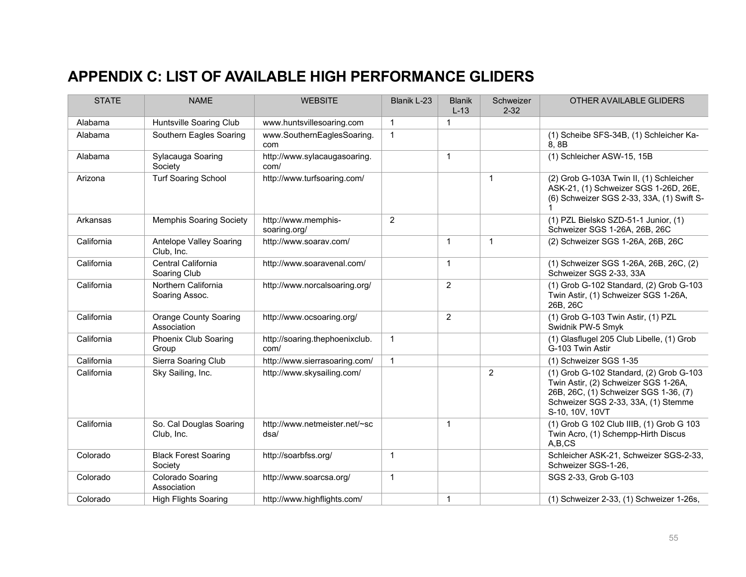# APPENDIX C: LIST OF AVAILABLE HIGH PERFORMANCE GLIDERS

| STATE | NAME | WEBSITE | Blanik L-23 | Blanik L-13 | Schweizer 2-32 | OTHER AVAILABLE GLIDERS |
|---|---|---|---|---|---|---|
| Alabama | Huntsville Soaring Club | www.huntsvillesoaring.com | 1 | 1 | | |
| Alabama | Southern Eagles Soaring | www.SouthernEaglesSoaring.com | 1 | | | (1) Scheibe SFS-34B, (1) Schleicher Ka-8, 8B |
| Alabama | Sylacauga Soaring Society | http://www.sylacaugasoaring.com/ | | 1 | | (1) Schleicher ASW-15, 15B |
| Arizona | Turf Soaring School | http://www.turfsoaring.com/ | | | 1 | (2) Grob G-103A Twin II, (1) Schleicher ASK-21, (1) Schweizer SGS 1-26D, 26E, (6) Schweizer SGS 2-33, 33A, (1) Swift S-1 |
| Arkansas | Memphis Soaring Society | http://www.memphis-soaring.org/ | 2 | | | (1) PZL Bielsko SZD-51-1 Junior, (1) Schweizer SGS 1-26A, 26B, 26C |
| California | Antelope Valley Soaring Club, Inc. | http://www.soarav.com/ | | 1 | 1 | (2) Schweizer SGS 1-26A, 26B, 26C |
| California | Central California Soaring Club | http://www.soaravenal.com/ | | 1 | | (1) Schweizer SGS 1-26A, 26B, 26C, (2) Schweizer SGS 2-33, 33A |
| California | Northern California Soaring Assoc. | http://www.norcalsoaring.org/ | | 2 | | (1) Grob G-102 Standard, (2) Grob G-103 Twin Astir, (1) Schweizer SGS 1-26A, 26B, 26C |
| California | Orange County Soaring Association | http://www.ocsoaring.org/ | | 2 | | (1) Grob G-103 Twin Astir, (1) PZL Swidnik PW-5 Smyk |
| California | Phoenix Club Soaring Group | http://soaring.thephoenixclub.com/ | 1 | | | (1) Glasflugel 205 Club Libelle, (1) Grob G-103 Twin Astir |
| California | Sierra Soaring Club | http://www.sierrasoaring.com/ | 1 | | | (1) Schweizer SGS 1-35 |
| California | Sky Sailing, Inc. | http://www.skysailing.com/ | | | 2 | (1) Grob G-102 Standard, (2) Grob G-103 Twin Astir, (2) Schweizer SGS 1-26A, 26B, 26C, (1) Schweizer SGS 1-36, (7) Schweizer SGS 2-33, 33A, (1) Stemme S-10, 10V, 10VT |
| California | So. Cal Douglas Soaring Club, Inc. | http://www.netmeister.net/~scdsa/ | | 1 | | (1) Grob G 102 Club IIIB, (1) Grob G 103 Twin Acro, (1) Schempp-Hirth Discus A,B,CS |
| Colorado | Black Forest Soaring Society | http://soarbfss.org/ | 1 | | | Schleicher ASK-21, Schweizer SGS-2-33, Schweizer SGS-1-26, |
| Colorado | Colorado Soaring Association | http://www.soarcsa.org/ | 1 | | | SGS 2-33, Grob G-103 |
| Colorado | High Flights Soaring | http://www.highflights.com/ | | 1 | | (1) Schweizer 2-33, (1) Schweizer 1-26s, |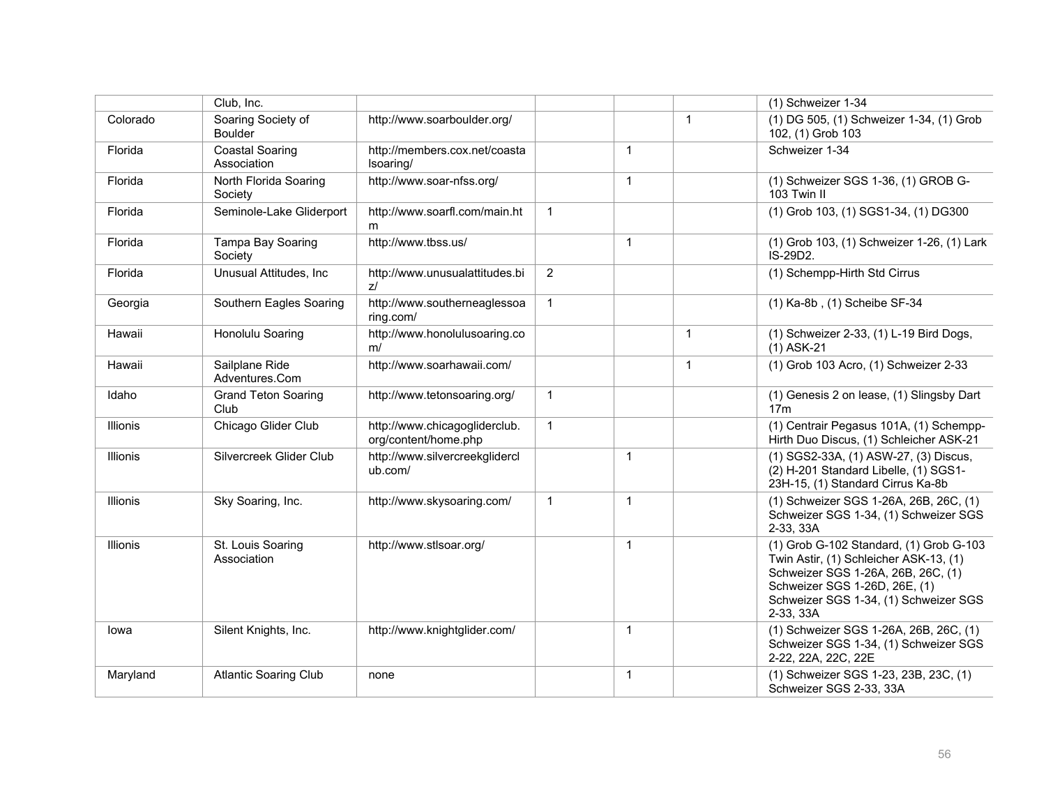|  |  |  |  |  |  |  |
|---|---|---|---|---|---|---|
|  | Club, Inc. |  |  |  |  | (1) Schweizer 1-34 |
| Colorado | Soaring Society of Boulder | http://www.soarboulder.org/ |  |  | 1 | (1) DG 505, (1) Schweizer 1-34, (1) Grob 102, (1) Grob 103 |
| Florida | Coastal Soaring Association | http://members.cox.net/coastalsoaring/ |  | 1 |  | Schweizer 1-34 |
| Florida | North Florida Soaring Society | http://www.soar-nfss.org/ |  | 1 |  | (1) Schweizer SGS 1-36, (1) GROB G-103 Twin II |
| Florida | Seminole-Lake Gliderport | http://www.soarfl.com/main.htm | 1 |  |  | (1) Grob 103, (1) SGS1-34, (1) DG300 |
| Florida | Tampa Bay Soaring Society | http://www.tbss.us/ |  | 1 |  | (1) Grob 103, (1) Schweizer 1-26, (1) Lark IS-29D2. |
| Florida | Unusual Attitudes, Inc | http://www.unusualattitudes.biz/ | 2 |  |  | (1) Schempp-Hirth Std Cirrus |
| Georgia | Southern Eagles Soaring | http://www.southerneaglessoaring.com/ | 1 |  |  | (1) Ka-8b , (1) Scheibe SF-34 |
| Hawaii | Honolulu Soaring | http://www.honolulusoaring.com/ |  |  | 1 | (1) Schweizer 2-33, (1) L-19 Bird Dogs, (1) ASK-21 |
| Hawaii | Sailplane Ride Adventures.Com | http://www.soarhawaii.com/ |  |  | 1 | (1) Grob 103 Acro, (1) Schweizer 2-33 |
| Idaho | Grand Teton Soaring Club | http://www.tetonsoaring.org/ | 1 |  |  | (1) Genesis 2 on lease, (1) Slingsby Dart 17m |
| Illinois | Chicago Glider Club | http://www.chicagogliderclub.org/content/home.php | 1 |  |  | (1) Centrair Pegasus 101A, (1) Schempp-Hirth Duo Discus, (1) Schleicher ASK-21 |
| Illinois | Silvercreek Glider Club | http://www.silvercreekgliderclub.com/ |  | 1 |  | (1) SGS2-33A, (1) ASW-27, (3) Discus, (2) H-201 Standard Libelle, (1) SGS1-23H-15, (1) Standard Cirrus Ka-8b |
| Illinois | Sky Soaring, Inc. | http://www.skysoaring.com/ | 1 | 1 |  | (1) Schweizer SGS 1-26A, 26B, 26C, (1) Schweizer SGS 1-34, (1) Schweizer SGS 2-33, 33A |
| Illinois | St. Louis Soaring Association | http://www.stlsoar.org/ |  | 1 |  | (1) Grob G-102 Standard, (1) Grob G-103 Twin Astir, (1) Schleicher ASK-13, (1) Schweizer SGS 1-26A, 26B, 26C, (1) Schweizer SGS 1-26D, 26E, (1) Schweizer SGS 1-34, (1) Schweizer SGS 2-33, 33A |
| Iowa | Silent Knights, Inc. | http://www.knightglider.com/ |  | 1 |  | (1) Schweizer SGS 1-26A, 26B, 26C, (1) Schweizer SGS 1-34, (1) Schweizer SGS 2-22, 22A, 22C, 22E |
| Maryland | Atlantic Soaring Club | none |  | 1 |  | (1) Schweizer SGS 1-23, 23B, 23C, (1) Schweizer SGS 2-33, 33A |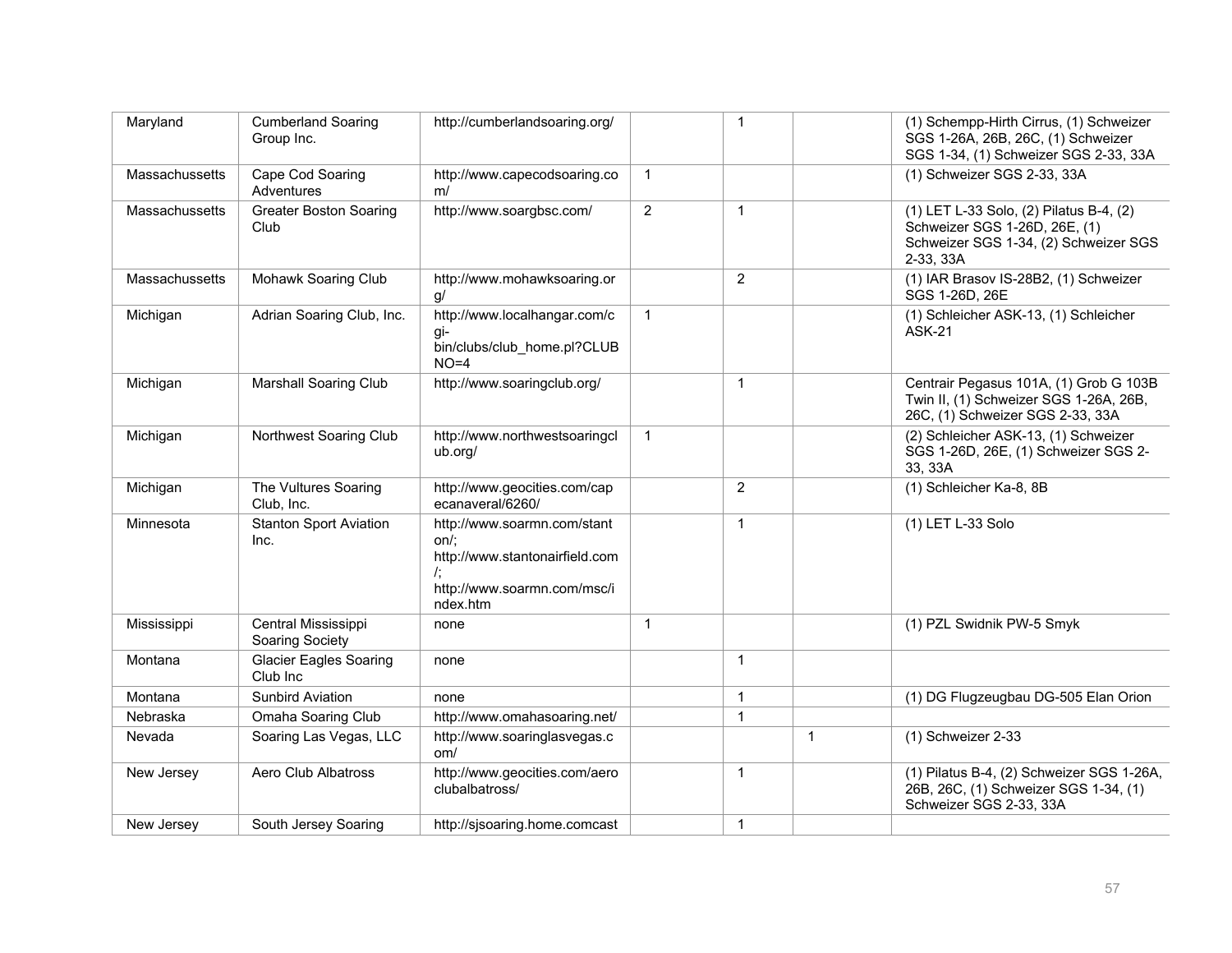| | | | | | | |
|---|---|---|---|---|---|---|
| Maryland | Cumberland Soaring Group Inc. | http://cumberlandsoaring.org/ | | 1 | | (1) Schempp-Hirth Cirrus, (1) Schweizer SGS 1-26A, 26B, 26C, (1) Schweizer SGS 1-34, (1) Schweizer SGS 2-33, 33A |
| Massachussetts | Cape Cod Soaring Adventures | http://www.capecodsoaring.com/ | 1 | | | (1) Schweizer SGS 2-33, 33A |
| Massachussetts | Greater Boston Soaring Club | http://www.soargbsc.com/ | 2 | 1 | | (1) LET L-33 Solo, (2) Pilatus B-4, (2) Schweizer SGS 1-26D, 26E, (1) Schweizer SGS 1-34, (2) Schweizer SGS 2-33, 33A |
| Massachussetts | Mohawk Soaring Club | http://www.mohawksoaring.org/ | | 2 | | (1) IAR Brasov IS-28B2, (1) Schweizer SGS 1-26D, 26E |
| Michigan | Adrian Soaring Club, Inc. | http://www.localhangar.com/cgi-bin/clubs/club_home.pl?CLUBNO=4 | 1 | | | (1) Schleicher ASK-13, (1) Schleicher ASK-21 |
| Michigan | Marshall Soaring Club | http://www.soaringclub.org/ | | 1 | | Centrair Pegasus 101A, (1) Grob G 103B Twin II, (1) Schweizer SGS 1-26A, 26B, 26C, (1) Schweizer SGS 2-33, 33A |
| Michigan | Northwest Soaring Club | http://www.northwestsoaringclub.org/ | 1 | | | (2) Schleicher ASK-13, (1) Schweizer SGS 1-26D, 26E, (1) Schweizer SGS 2-33, 33A |
| Michigan | The Vultures Soaring Club, Inc. | http://www.geocities.com/capecanaveral/6260/ | | 2 | | (1) Schleicher Ka-8, 8B |
| Minnesota | Stanton Sport Aviation Inc. | http://www.soarmn.com/stanton/; http://www.stantonairfield.com/; http://www.soarmn.com/msc/index.htm | | 1 | | (1) LET L-33 Solo |
| Mississippi | Central Mississippi Soaring Society | none | 1 | | | (1) PZL Swidnik PW-5 Smyk |
| Montana | Glacier Eagles Soaring Club Inc | none | | 1 | | |
| Montana | Sunbird Aviation | none | | 1 | | (1) DG Flugzeugbau DG-505 Elan Orion |
| Nebraska | Omaha Soaring Club | http://www.omahasoaring.net/ | | 1 | | |
| Nevada | Soaring Las Vegas, LLC | http://www.soaringlasvegas.com/ | | | 1 | (1) Schweizer 2-33 |
| New Jersey | Aero Club Albatross | http://www.geocities.com/aeroclubalbatross/ | | 1 | | (1) Pilatus B-4, (2) Schweizer SGS 1-26A, 26B, 26C, (1) Schweizer SGS 1-34, (1) Schweizer SGS 2-33, 33A |
| New Jersey | South Jersey Soaring | http://sjsoaring.home.comcast | | 1 | | |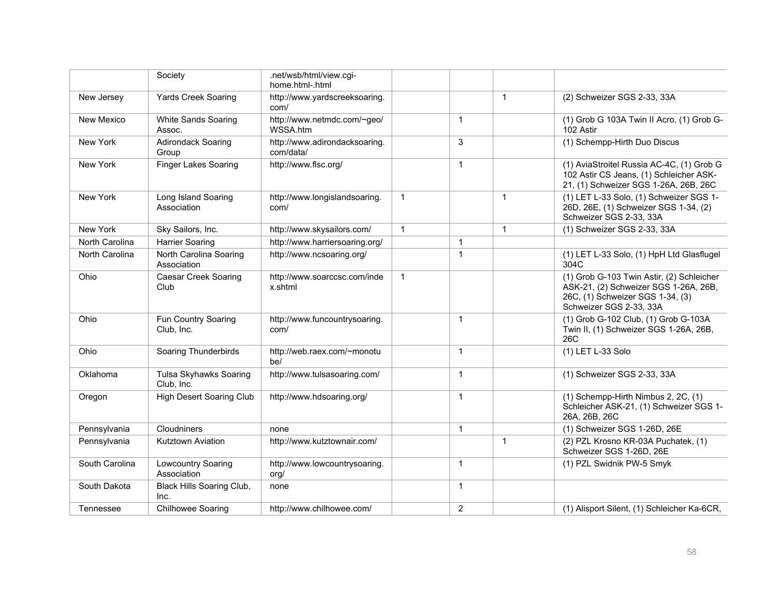|  |  |  |  |  |  |  |
|---|---|---|---|---|---|---|
|  | Society | .net/wsb/html/view.cgi-home.html-.html |  |  |  |  |
| New Jersey | Yards Creek Soaring | http://www.yardscreeksoaring.com/ |  |  | 1 | (2) Schweizer SGS 2-33, 33A |
| New Mexico | White Sands Soaring Assoc. | http://www.netmdc.com/~geo/WSSA.htm |  | 1 |  | (1) Grob G 103A Twin II Acro, (1) Grob G-102 Astir |
| New York | Adirondack Soaring Group | http://www.adirondacksoaring.com/data/ |  | 3 |  | (1) Schempp-Hirth Duo Discus |
| New York | Finger Lakes Soaring | http://www.flsc.org/ |  | 1 |  | (1) AviaStroitel Russia AC-4C, (1) Grob G 102 Astir CS Jeans, (1) Schleicher ASK-21, (1) Schweizer SGS 1-26A, 26B, 26C |
| New York | Long Island Soaring Association | http://www.longislandsoaring.com/ | 1 |  | 1 | (1) LET L-33 Solo, (1) Schweizer SGS 1-26D, 26E, (1) Schweizer SGS 1-34, (2) Schweizer SGS 2-33, 33A |
| New York | Sky Sailors, Inc. | http://www.skysailors.com/ | 1 |  | 1 | (1) Schweizer SGS 2-33, 33A |
| North Carolina | Harrier Soaring | http://www.harriersoaring.org/ |  | 1 |  |  |
| North Carolina | North Carolina Soaring Association | http://www.ncsoaring.org/ |  | 1 |  | (1) LET L-33 Solo, (1) HpH Ltd Glasflugel 304C |
| Ohio | Caesar Creek Soaring Club | http://www.soarccsc.com/index.shtml | 1 |  |  | (1) Grob G-103 Twin Astir, (2) Schleicher ASK-21, (2) Schweizer SGS 1-26A, 26B, 26C, (1) Schweizer SGS 1-34, (3) Schweizer SGS 2-33, 33A |
| Ohio | Fun Country Soaring Club, Inc. | http://www.funcountrysoaring.com/ |  | 1 |  | (1) Grob G-102 Club, (1) Grob G-103A Twin II, (1) Schweizer SGS 1-26A, 26B, 26C |
| Ohio | Soaring Thunderbirds | http://web.raex.com/~monotube/ |  | 1 |  | (1) LET L-33 Solo |
| Oklahoma | Tulsa Skyhawks Soaring Club, Inc. | http://www.tulsasoaring.com/ |  | 1 |  | (1) Schweizer SGS 2-33, 33A |
| Oregon | High Desert Soaring Club | http://www.hdsoaring.org/ |  | 1 |  | (1) Schempp-Hirth Nimbus 2, 2C, (1) Schleicher ASK-21, (1) Schweizer SGS 1-26A, 26B, 26C |
| Pennsylvania | Cloudniners | none |  | 1 |  | (1) Schweizer SGS 1-26D, 26E |
| Pennsylvania | Kutztown Aviation | http://www.kutztownair.com/ |  |  | 1 | (2) PZL Krosno KR-03A Puchatek, (1) Schweizer SGS 1-26D, 26E |
| South Carolina | Lowcountry Soaring Association | http://www.lowcountrysoaring.org/ |  | 1 |  | (1) PZL Swidnik PW-5 Smyk |
| South Dakota | Black Hills Soaring Club, Inc. | none |  | 1 |  |  |
| Tennessee | Chilhowee Soaring | http://www.chilhowee.com/ |  | 2 |  | (1) Alisport Silent, (1) Schleicher Ka-6CR, |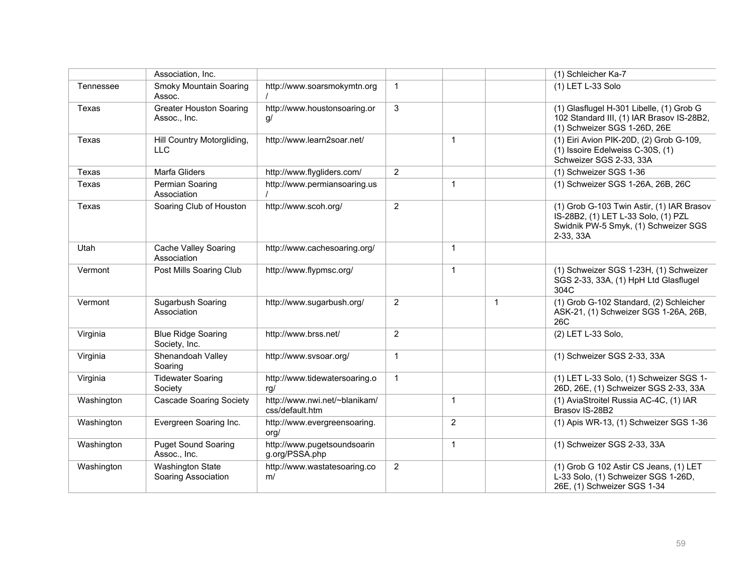| | | | | | | |
|---|---|---|---|---|---|---|
| | Association, Inc. | | | | | (1) Schleicher Ka-7 |
| Tennessee | Smoky Mountain Soaring Assoc. | http://www.soarsmokymtn.org/ | 1 | | | (1) LET L-33 Solo |
| Texas | Greater Houston Soaring Assoc., Inc. | http://www.houstonsoaring.org/ | 3 | | | (1) Glasflugel H-301 Libelle, (1) Grob G 102 Standard III, (1) IAR Brasov IS-28B2, (1) Schweizer SGS 1-26D, 26E |
| Texas | Hill Country Motorgliding, LLC | http://www.learn2soar.net/ | | 1 | | (1) Eiri Avion PIK-20D, (2) Grob G-109, (1) Issoire Edelweiss C-30S, (1) Schweizer SGS 2-33, 33A |
| Texas | Marfa Gliders | http://www.flygliders.com/ | 2 | | | (1) Schweizer SGS 1-36 |
| Texas | Permian Soaring Association | http://www.permiansoaring.us/ | | 1 | | (1) Schweizer SGS 1-26A, 26B, 26C |
| Texas | Soaring Club of Houston | http://www.scoh.org/ | 2 | | | (1) Grob G-103 Twin Astir, (1) IAR Brasov IS-28B2, (1) LET L-33 Solo, (1) PZL Swidnik PW-5 Smyk, (1) Schweizer SGS 2-33, 33A |
| Utah | Cache Valley Soaring Association | http://www.cachesoaring.org/ | | 1 | | |
| Vermont | Post Mills Soaring Club | http://www.flypmsc.org/ | | 1 | | (1) Schweizer SGS 1-23H, (1) Schweizer SGS 2-33, 33A, (1) HpH Ltd Glasflugel 304C |
| Vermont | Sugarbush Soaring Association | http://www.sugarbush.org/ | 2 | | 1 | (1) Grob G-102 Standard, (2) Schleicher ASK-21, (1) Schweizer SGS 1-26A, 26B, 26C |
| Virginia | Blue Ridge Soaring Society, Inc. | http://www.brss.net/ | 2 | | | (2) LET L-33 Solo, |
| Virginia | Shenandoah Valley Soaring | http://www.svsoar.org/ | 1 | | | (1) Schweizer SGS 2-33, 33A |
| Virginia | Tidewater Soaring Society | http://www.tidewatersoaring.org/ | 1 | | | (1) LET L-33 Solo, (1) Schweizer SGS 1-26D, 26E, (1) Schweizer SGS 2-33, 33A |
| Washington | Cascade Soaring Society | http://www.nwi.net/~blanikam/css/default.htm | | 1 | | (1) AviaStroitel Russia AC-4C, (1) IAR Brasov IS-28B2 |
| Washington | Evergreen Soaring Inc. | http://www.evergreensoaring.org/ | | 2 | | (1) Apis WR-13, (1) Schweizer SGS 1-36 |
| Washington | Puget Sound Soaring Assoc., Inc. | http://www.pugetsoundsoaring.org/PSSA.php | | 1 | | (1) Schweizer SGS 2-33, 33A |
| Washington | Washington State Soaring Association | http://www.wastatesoaring.com/ | 2 | | | (1) Grob G 102 Astir CS Jeans, (1) LET L-33 Solo, (1) Schweizer SGS 1-26D, 26E, (1) Schweizer SGS 1-34 |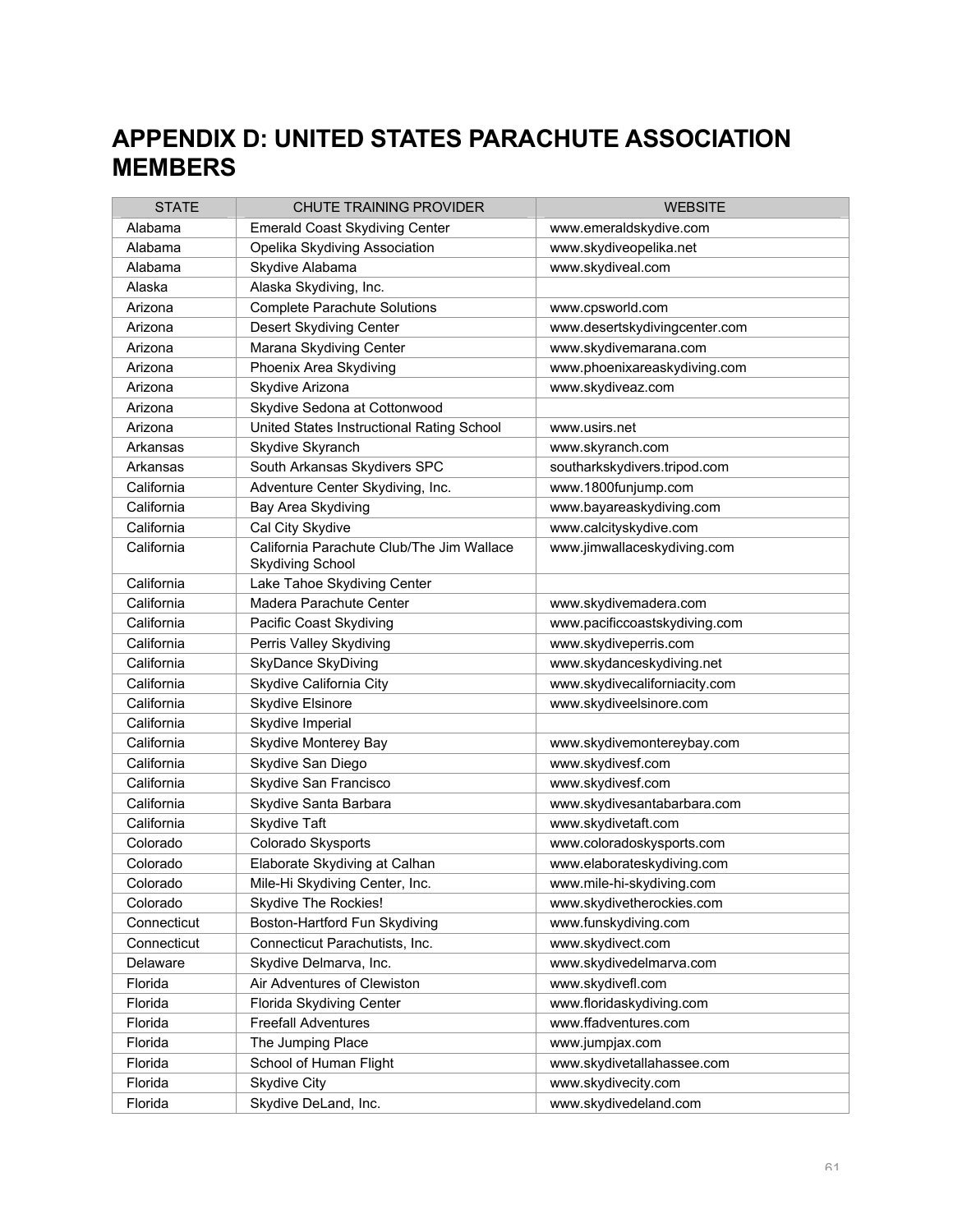# APPENDIX D: UNITED STATES PARACHUTE ASSOCIATION MEMBERS

| STATE | CHUTE TRAINING PROVIDER | WEBSITE |
|---|---|---|
| Alabama | Emerald Coast Skydiving Center | www.emeraldskydive.com |
| Alabama | Opelika Skydiving Association | www.skydiveopelika.net |
| Alabama | Skydive Alabama | www.skydiveal.com |
| Alaska | Alaska Skydiving, Inc. | |
| Arizona | Complete Parachute Solutions | www.cpsworld.com |
| Arizona | Desert Skydiving Center | www.desertskydivingcenter.com |
| Arizona | Marana Skydiving Center | www.skydivemarana.com |
| Arizona | Phoenix Area Skydiving | www.phoenixareaskydiving.com |
| Arizona | Skydive Arizona | www.skydiveaz.com |
| Arizona | Skydive Sedona at Cottonwood | |
| Arizona | United States Instructional Rating School | www.usirs.net |
| Arkansas | Skydive Skyranch | www.skyranch.com |
| Arkansas | South Arkansas Skydivers SPC | southarkskydivers.tripod.com |
| California | Adventure Center Skydiving, Inc. | www.1800funjump.com |
| California | Bay Area Skydiving | www.bayareaskydiving.com |
| California | Cal City Skydive | www.calcityskydive.com |
| California | California Parachute Club/The Jim Wallace Skydiving School | www.jimwallaceskydiving.com |
| California | Lake Tahoe Skydiving Center | |
| California | Madera Parachute Center | www.skydivemadera.com |
| California | Pacific Coast Skydiving | www.pacificcoastskydiving.com |
| California | Perris Valley Skydiving | www.skydiveperris.com |
| California | SkyDance SkyDiving | www.skydanceskydiving.net |
| California | Skydive California City | www.skydivecaliforniacity.com |
| California | Skydive Elsinore | www.skydiveelsinore.com |
| California | Skydive Imperial | |
| California | Skydive Monterey Bay | www.skydivemontereybay.com |
| California | Skydive San Diego | www.skydivesf.com |
| California | Skydive San Francisco | www.skydivesf.com |
| California | Skydive Santa Barbara | www.skydivesantabarbara.com |
| California | Skydive Taft | www.skydivetaft.com |
| Colorado | Colorado Skysports | www.coloradoskysports.com |
| Colorado | Elaborate Skydiving at Calhan | www.elaborateskydiving.com |
| Colorado | Mile-Hi Skydiving Center, Inc. | www.mile-hi-skydiving.com |
| Colorado | Skydive The Rockies! | www.skydivetherockies.com |
| Connecticut | Boston-Hartford Fun Skydiving | www.funskydiving.com |
| Connecticut | Connecticut Parachutists, Inc. | www.skydivect.com |
| Delaware | Skydive Delmarva, Inc. | www.skydivedelmarva.com |
| Florida | Air Adventures of Clewiston | www.skydivefl.com |
| Florida | Florida Skydiving Center | www.floridaskydiving.com |
| Florida | Freefall Adventures | www.ffadventures.com |
| Florida | The Jumping Place | www.jumpjax.com |
| Florida | School of Human Flight | www.skydivetallahassee.com |
| Florida | Skydive City | www.skydivecity.com |
| Florida | Skydive DeLand, Inc. | www.skydivedeland.com |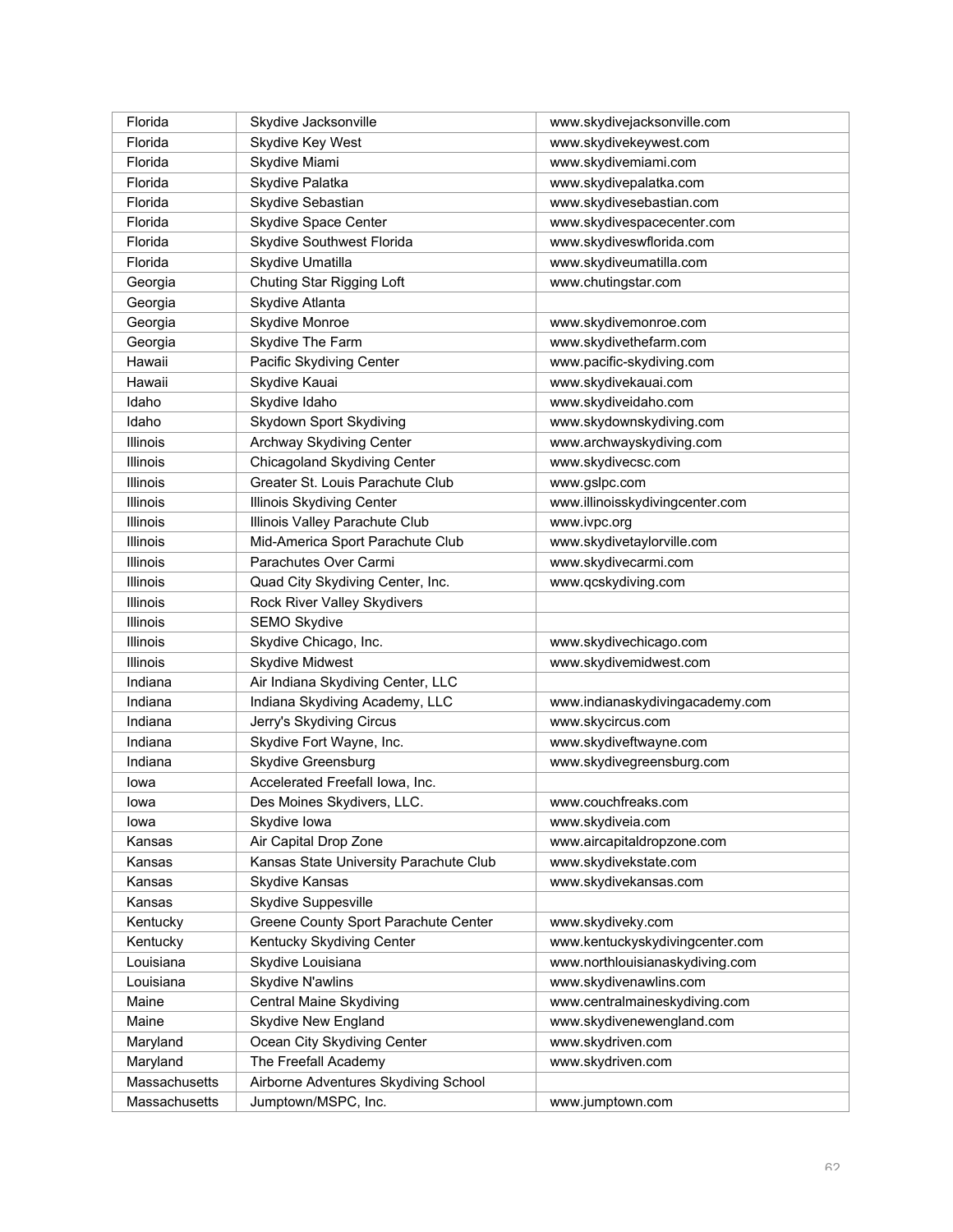| | | |
|---|---|---|
| Florida | Skydive Jacksonville | www.skydivejacksonville.com |
| Florida | Skydive Key West | www.skydivekeywest.com |
| Florida | Skydive Miami | www.skydivemiami.com |
| Florida | Skydive Palatka | www.skydivepalatka.com |
| Florida | Skydive Sebastian | www.skydivesebastian.com |
| Florida | Skydive Space Center | www.skydivespacecenter.com |
| Florida | Skydive Southwest Florida | www.skydiveswflorida.com |
| Florida | Skydive Umatilla | www.skydiveumatilla.com |
| Georgia | Chuting Star Rigging Loft | www.chutingstar.com |
| Georgia | Skydive Atlanta | |
| Georgia | Skydive Monroe | www.skydivemonroe.com |
| Georgia | Skydive The Farm | www.skydivethefarm.com |
| Hawaii | Pacific Skydiving Center | www.pacific-skydiving.com |
| Hawaii | Skydive Kauai | www.skydivekauai.com |
| Idaho | Skydive Idaho | www.skydiveidaho.com |
| Idaho | Skydown Sport Skydiving | www.skydownskydiving.com |
| Illinois | Archway Skydiving Center | www.archwayskydiving.com |
| Illinois | Chicagoland Skydiving Center | www.skydivecsc.com |
| Illinois | Greater St. Louis Parachute Club | www.gslpc.com |
| Illinois | Illinois Skydiving Center | www.illinoisskydivingcenter.com |
| Illinois | Illinois Valley Parachute Club | www.ivpc.org |
| Illinois | Mid-America Sport Parachute Club | www.skydivetaylorville.com |
| Illinois | Parachutes Over Carmi | www.skydivecarmi.com |
| Illinois | Quad City Skydiving Center, Inc. | www.qcskydiving.com |
| Illinois | Rock River Valley Skydivers | |
| Illinois | SEMO Skydive | |
| Illinois | Skydive Chicago, Inc. | www.skydivechicago.com |
| Illinois | Skydive Midwest | www.skydivemidwest.com |
| Indiana | Air Indiana Skydiving Center, LLC | |
| Indiana | Indiana Skydiving Academy, LLC | www.indianaskydivingacademy.com |
| Indiana | Jerry's Skydiving Circus | www.skycircus.com |
| Indiana | Skydive Fort Wayne, Inc. | www.skydiveftwayne.com |
| Indiana | Skydive Greensburg | www.skydivegreensburg.com |
| Iowa | Accelerated Freefall Iowa, Inc. | |
| Iowa | Des Moines Skydivers, LLC. | www.couchfreaks.com |
| Iowa | Skydive Iowa | www.skydiveia.com |
| Kansas | Air Capital Drop Zone | www.aircapitaldropzone.com |
| Kansas | Kansas State University Parachute Club | www.skydivekstate.com |
| Kansas | Skydive Kansas | www.skydivekansas.com |
| Kansas | Skydive Suppesville | |
| Kentucky | Greene County Sport Parachute Center | www.skydiveky.com |
| Kentucky | Kentucky Skydiving Center | www.kentuckyskydivingcenter.com |
| Louisiana | Skydive Louisiana | www.northlouisianaskydiving.com |
| Louisiana | Skydive N'awlins | www.skydivenawlins.com |
| Maine | Central Maine Skydiving | www.centralmaineskydiving.com |
| Maine | Skydive New England | www.skydivenewengland.com |
| Maryland | Ocean City Skydiving Center | www.skydriven.com |
| Maryland | The Freefall Academy | www.skydriven.com |
| Massachusetts | Airborne Adventures Skydiving School | |
| Massachusetts | Jumptown/MSPC, Inc. | www.jumptown.com |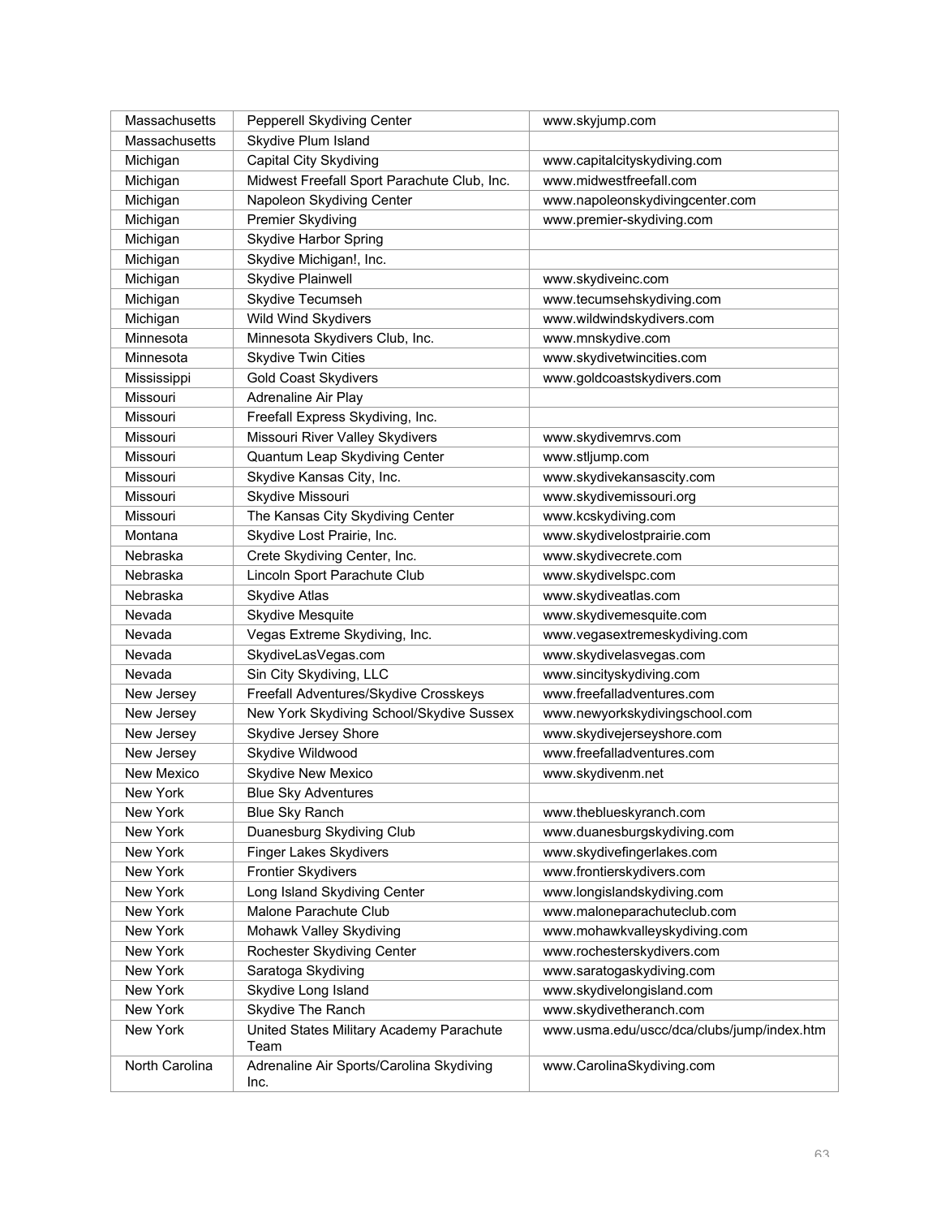| Massachusetts | Pepperell Skydiving Center | www.skyjump.com |
|---|---|---|
| Massachusetts | Skydive Plum Island | |
| Michigan | Capital City Skydiving | www.capitalcityskydiving.com |
| Michigan | Midwest Freefall Sport Parachute Club, Inc. | www.midwestfreefall.com |
| Michigan | Napoleon Skydiving Center | www.napoleonskydivingcenter.com |
| Michigan | Premier Skydiving | www.premier-skydiving.com |
| Michigan | Skydive Harbor Spring | |
| Michigan | Skydive Michigan!, Inc. | |
| Michigan | Skydive Plainwell | www.skydiveinc.com |
| Michigan | Skydive Tecumseh | www.tecumsehskydiving.com |
| Michigan | Wild Wind Skydivers | www.wildwindskydivers.com |
| Minnesota | Minnesota Skydivers Club, Inc. | www.mnskydive.com |
| Minnesota | Skydive Twin Cities | www.skydivetwincities.com |
| Mississippi | Gold Coast Skydivers | www.goldcoastskydivers.com |
| Missouri | Adrenaline Air Play | |
| Missouri | Freefall Express Skydiving, Inc. | |
| Missouri | Missouri River Valley Skydivers | www.skydivemrvs.com |
| Missouri | Quantum Leap Skydiving Center | www.stljump.com |
| Missouri | Skydive Kansas City, Inc. | www.skydivekansascity.com |
| Missouri | Skydive Missouri | www.skydivemissouri.org |
| Missouri | The Kansas City Skydiving Center | www.kcskydiving.com |
| Montana | Skydive Lost Prairie, Inc. | www.skydivelostprairie.com |
| Nebraska | Crete Skydiving Center, Inc. | www.skydivecrete.com |
| Nebraska | Lincoln Sport Parachute Club | www.skydivelspc.com |
| Nebraska | Skydive Atlas | www.skydiveatlas.com |
| Nevada | Skydive Mesquite | www.skydivemesquite.com |
| Nevada | Vegas Extreme Skydiving, Inc. | www.vegasextremeskydiving.com |
| Nevada | SkydiveLasVegas.com | www.skydivelasvegas.com |
| Nevada | Sin City Skydiving, LLC | www.sincityskydiving.com |
| New Jersey | Freefall Adventures/Skydive Crosskeys | www.freefalladventures.com |
| New Jersey | New York Skydiving School/Skydive Sussex | www.newyorkskydivingschool.com |
| New Jersey | Skydive Jersey Shore | www.skydivejerseyshore.com |
| New Jersey | Skydive Wildwood | www.freefalladventures.com |
| New Mexico | Skydive New Mexico | www.skydivenm.net |
| New York | Blue Sky Adventures | |
| New York | Blue Sky Ranch | www.theblueskyranch.com |
| New York | Duanesburg Skydiving Club | www.duanesburgskydiving.com |
| New York | Finger Lakes Skydivers | www.skydivefingerlakes.com |
| New York | Frontier Skydivers | www.frontierskydivers.com |
| New York | Long Island Skydiving Center | www.longislandskydiving.com |
| New York | Malone Parachute Club | www.maloneparachuteclub.com |
| New York | Mohawk Valley Skydiving | www.mohawkvalleyskydiving.com |
| New York | Rochester Skydiving Center | www.rochesterskydivers.com |
| New York | Saratoga Skydiving | www.saratogaskydiving.com |
| New York | Skydive Long Island | www.skydivelongisland.com |
| New York | Skydive The Ranch | www.skydivetheranch.com |
| New York | United States Military Academy Parachute Team | www.usma.edu/uscc/dca/clubs/jump/index.htm |
| North Carolina | Adrenaline Air Sports/Carolina Skydiving Inc. | www.CarolinaSkydiving.com |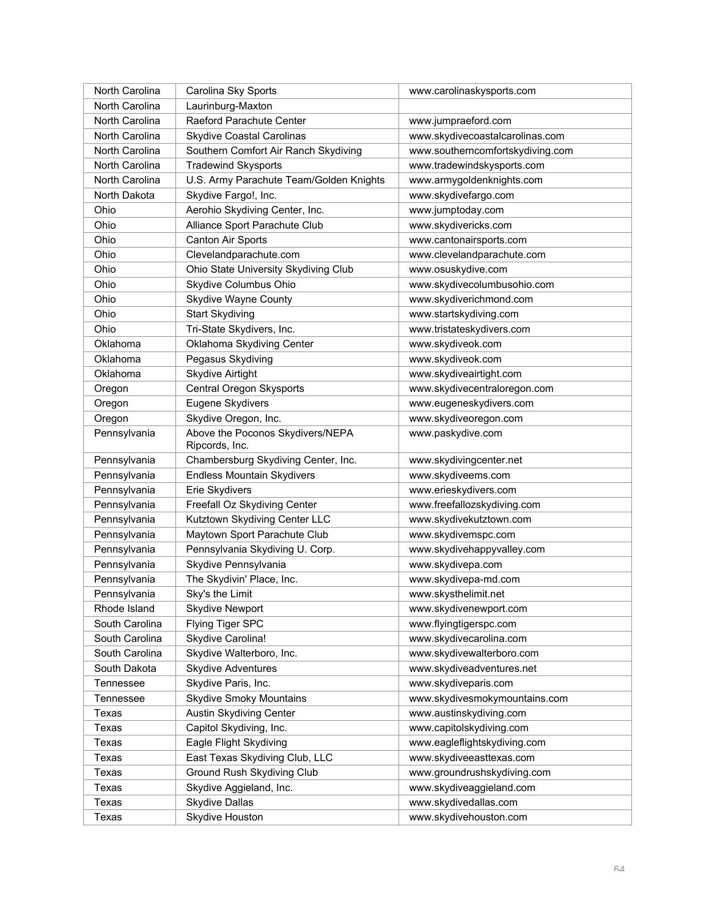| North Carolina | Carolina Sky Sports | www.carolinaskysports.com |
|---|---|---|
| North Carolina | Laurinburg-Maxton | |
| North Carolina | Raeford Parachute Center | www.jumpraeford.com |
| North Carolina | Skydive Coastal Carolinas | www.skydivecoastalcarolinas.com |
| North Carolina | Southern Comfort Air Ranch Skydiving | www.southerncomfortskydiving.com |
| North Carolina | Tradewind Skysports | www.tradewindskysports.com |
| North Carolina | U.S. Army Parachute Team/Golden Knights | www.armygoldenknights.com |
| North Dakota | Skydive Fargo!, Inc. | www.skydivefargo.com |
| Ohio | Aerohio Skydiving Center, Inc. | www.jumptoday.com |
| Ohio | Alliance Sport Parachute Club | www.skydivericks.com |
| Ohio | Canton Air Sports | www.cantonairsports.com |
| Ohio | Clevelandparachute.com | www.clevelandparachute.com |
| Ohio | Ohio State University Skydiving Club | www.osuskydive.com |
| Ohio | Skydive Columbus Ohio | www.skydivecolumbusohio.com |
| Ohio | Skydive Wayne County | www.skydiverichmond.com |
| Ohio | Start Skydiving | www.startskydiving.com |
| Ohio | Tri-State Skydivers, Inc. | www.tristateskydivers.com |
| Oklahoma | Oklahoma Skydiving Center | www.skydiveok.com |
| Oklahoma | Pegasus Skydiving | www.skydiveok.com |
| Oklahoma | Skydive Airtight | www.skydiveairtight.com |
| Oregon | Central Oregon Skysports | www.skydivecentraloregon.com |
| Oregon | Eugene Skydivers | www.eugeneskydivers.com |
| Oregon | Skydive Oregon, Inc. | www.skydiveoregon.com |
| Pennsylvania | Above the Poconos Skydivers/NEPA Ripcords, Inc. | www.paskydive.com |
| Pennsylvania | Chambersburg Skydiving Center, Inc. | www.skydivingcenter.net |
| Pennsylvania | Endless Mountain Skydivers | www.skydiveems.com |
| Pennsylvania | Erie Skydivers | www.erieskydivers.com |
| Pennsylvania | Freefall Oz Skydiving Center | www.freefallozskydiving.com |
| Pennsylvania | Kutztown Skydiving Center LLC | www.skydivekutztown.com |
| Pennsylvania | Maytown Sport Parachute Club | www.skydivemspc.com |
| Pennsylvania | Pennsylvania Skydiving U. Corp. | www.skydivehappyvalley.com |
| Pennsylvania | Skydive Pennsylvania | www.skydivepa.com |
| Pennsylvania | The Skydivin' Place, Inc. | www.skydivepa-md.com |
| Pennsylvania | Sky's the Limit | www.skysthelimit.net |
| Rhode Island | Skydive Newport | www.skydivenewport.com |
| South Carolina | Flying Tiger SPC | www.flyingtigerspc.com |
| South Carolina | Skydive Carolina! | www.skydivecarolina.com |
| South Carolina | Skydive Walterboro, Inc. | www.skydivewalterboro.com |
| South Dakota | Skydive Adventures | www.skydiveadventures.net |
| Tennessee | Skydive Paris, Inc. | www.skydiveparis.com |
| Tennessee | Skydive Smoky Mountains | www.skydivesmokymountains.com |
| Texas | Austin Skydiving Center | www.austinskydiving.com |
| Texas | Capitol Skydiving, Inc. | www.capitolskydiving.com |
| Texas | Eagle Flight Skydiving | www.eagleflightskydiving.com |
| Texas | East Texas Skydiving Club, LLC | www.skydiveeasttexas.com |
| Texas | Ground Rush Skydiving Club | www.groundrushskydiving.com |
| Texas | Skydive Aggieland, Inc. | www.skydiveaggieland.com |
| Texas | Skydive Dallas | www.skydivedallas.com |
| Texas | Skydive Houston | www.skydivehouston.com |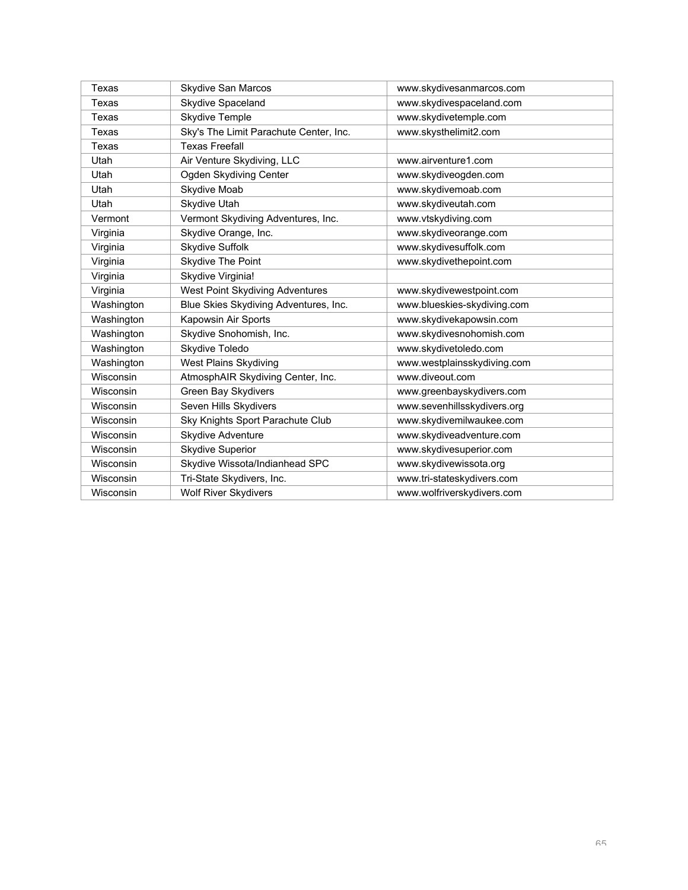| | | |
|---|---|---|
| Texas | Skydive San Marcos | www.skydivesanmarcos.com |
| Texas | Skydive Spaceland | www.skydivespaceland.com |
| Texas | Skydive Temple | www.skydivetemple.com |
| Texas | Sky's The Limit Parachute Center, Inc. | www.skysthelimit2.com |
| Texas | Texas Freefall | |
| Utah | Air Venture Skydiving, LLC | www.airventure1.com |
| Utah | Ogden Skydiving Center | www.skydiveogden.com |
| Utah | Skydive Moab | www.skydivemoab.com |
| Utah | Skydive Utah | www.skydiveutah.com |
| Vermont | Vermont Skydiving Adventures, Inc. | www.vtskydiving.com |
| Virginia | Skydive Orange, Inc. | www.skydiveorange.com |
| Virginia | Skydive Suffolk | www.skydivesuffolk.com |
| Virginia | Skydive The Point | www.skydivethepoint.com |
| Virginia | Skydive Virginia! | |
| Virginia | West Point Skydiving Adventures | www.skydivewestpoint.com |
| Washington | Blue Skies Skydiving Adventures, Inc. | www.blueskies-skydiving.com |
| Washington | Kapowsin Air Sports | www.skydivekapowsin.com |
| Washington | Skydive Snohomish, Inc. | www.skydivesnohomish.com |
| Washington | Skydive Toledo | www.skydivetoledo.com |
| Washington | West Plains Skydiving | www.westplainsskydiving.com |
| Wisconsin | AtmosphAIR Skydiving Center, Inc. | www.diveout.com |
| Wisconsin | Green Bay Skydivers | www.greenbayskydivers.com |
| Wisconsin | Seven Hills Skydivers | www.sevenhillsskydivers.org |
| Wisconsin | Sky Knights Sport Parachute Club | www.skydivemilwaukee.com |
| Wisconsin | Skydive Adventure | www.skydiveadventure.com |
| Wisconsin | Skydive Superior | www.skydivesuperior.com |
| Wisconsin | Skydive Wissota/Indianhead SPC | www.skydivewissota.org |
| Wisconsin | Tri-State Skydivers, Inc. | www.tri-stateskydivers.com |
| Wisconsin | Wolf River Skydivers | www.wolfriverskydivers.com |